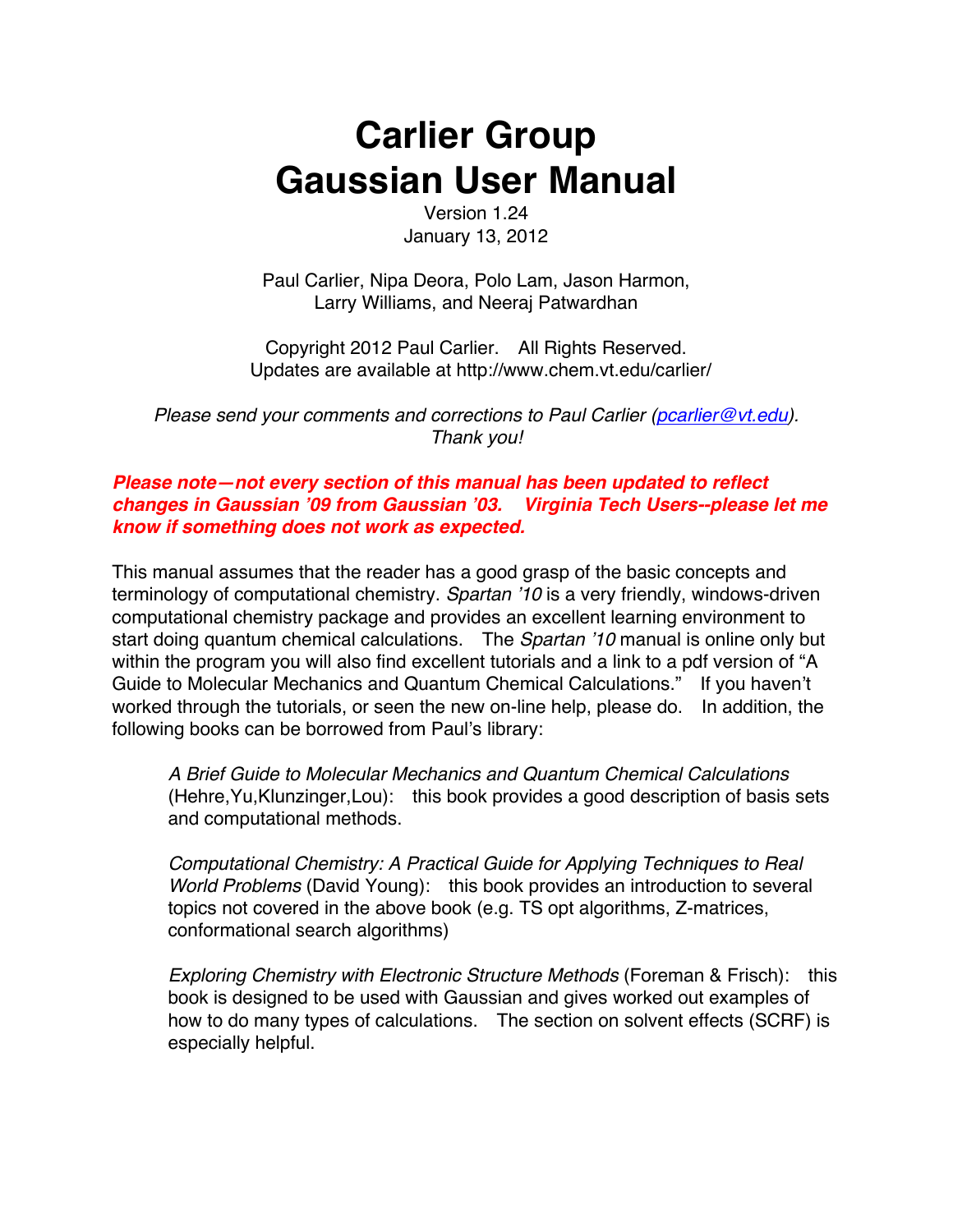# Carlier Group
# Gaussian User Manual

Version 1.24
January 13, 2012

Paul Carlier, Nipa Deora, Polo Lam, Jason Harmon,
Larry Williams, and Neeraj Patwardhan

Copyright 2012 Paul Carlier. All Rights Reserved.
Updates are available at http://www.chem.vt.edu/carlier/

*Please send your comments and corrections to Paul Carlier (pcarlier@vt.edu). Thank you!*

***Please note—not every section of this manual has been updated to reflect changes in Gaussian '09 from Gaussian '03. Virginia Tech Users--please let me know if something does not work as expected.***

This manual assumes that the reader has a good grasp of the basic concepts and terminology of computational chemistry. *Spartan '10* is a very friendly, windows-driven computational chemistry package and provides an excellent learning environment to start doing quantum chemical calculations. The *Spartan '10* manual is online only but within the program you will also find excellent tutorials and a link to a pdf version of "A Guide to Molecular Mechanics and Quantum Chemical Calculations." If you haven't worked through the tutorials, or seen the new on-line help, please do. In addition, the following books can be borrowed from Paul's library:

> *A Brief Guide to Molecular Mechanics and Quantum Chemical Calculations* (Hehre,Yu,Klunzinger,Lou): this book provides a good description of basis sets and computational methods.
>
> *Computational Chemistry: A Practical Guide for Applying Techniques to Real World Problems* (David Young): this book provides an introduction to several topics not covered in the above book (e.g. TS opt algorithms, Z-matrices, conformational search algorithms)
>
> *Exploring Chemistry with Electronic Structure Methods* (Foreman & Frisch): this book is designed to be used with Gaussian and gives worked out examples of how to do many types of calculations. The section on solvent effects (SCRF) is especially helpful.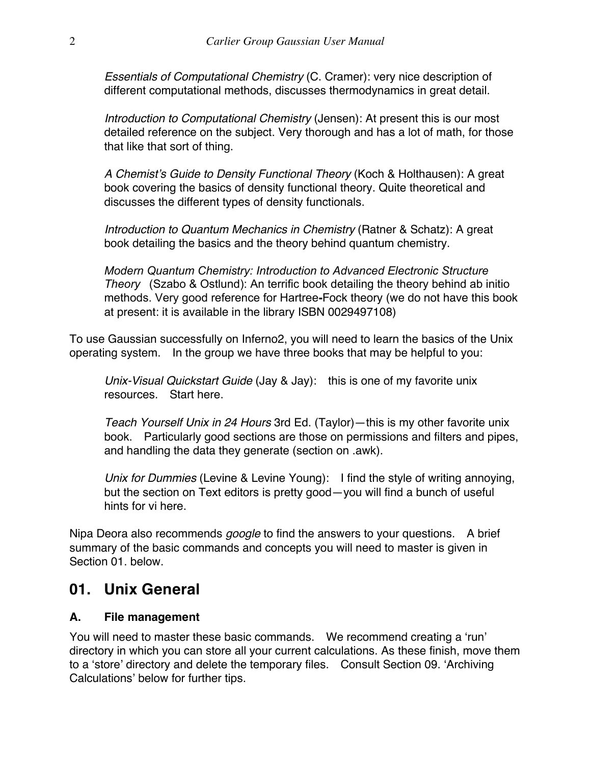*Essentials of Computational Chemistry* (C. Cramer): very nice description of different computational methods, discusses thermodynamics in great detail.

*Introduction to Computational Chemistry* (Jensen): At present this is our most detailed reference on the subject. Very thorough and has a lot of math, for those that like that sort of thing.

*A Chemist's Guide to Density Functional Theory* (Koch & Holthausen): A great book covering the basics of density functional theory. Quite theoretical and discusses the different types of density functionals.

*Introduction to Quantum Mechanics in Chemistry* (Ratner & Schatz): A great book detailing the basics and the theory behind quantum chemistry.

*Modern Quantum Chemistry: Introduction to Advanced Electronic Structure Theory* (Szabo & Ostlund): An terrific book detailing the theory behind ab initio methods. Very good reference for Hartree-Fock theory (we do not have this book at present: it is available in the library ISBN 0029497108)

To use Gaussian successfully on Inferno2, you will need to learn the basics of the Unix operating system. In the group we have three books that may be helpful to you:

*Unix-Visual Quickstart Guide* (Jay & Jay): this is one of my favorite unix resources. Start here.

*Teach Yourself Unix in 24 Hours* 3rd Ed. (Taylor)—this is my other favorite unix book. Particularly good sections are those on permissions and filters and pipes, and handling the data they generate (section on .awk).

*Unix for Dummies* (Levine & Levine Young): I find the style of writing annoying, but the section on Text editors is pretty good—you will find a bunch of useful hints for vi here.

Nipa Deora also recommends *google* to find the answers to your questions. A brief summary of the basic commands and concepts you will need to master is given in Section 01. below.

## 01. Unix General

### A. File management

You will need to master these basic commands. We recommend creating a 'run' directory in which you can store all your current calculations. As these finish, move them to a 'store' directory and delete the temporary files. Consult Section 09. 'Archiving Calculations' below for further tips.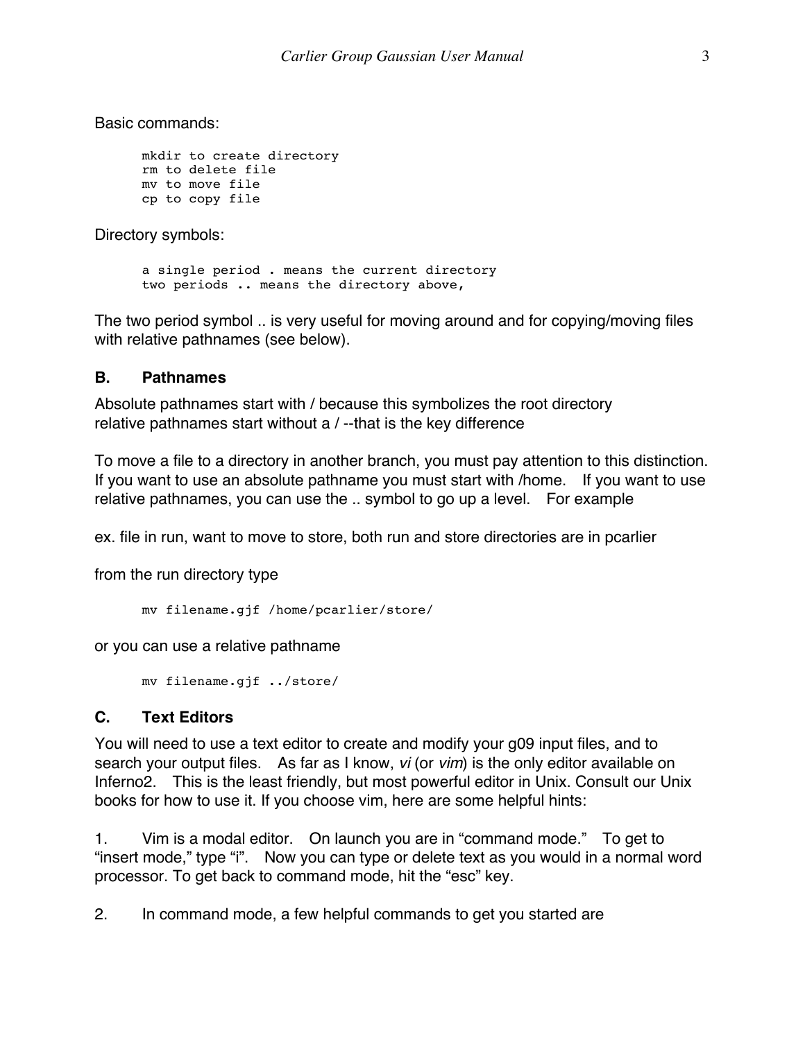Basic commands:

```
mkdir to create directory
rm to delete file
mv to move file
cp to copy file
```

Directory symbols:

```
a single period . means the current directory
two periods .. means the directory above,
```

The two period symbol .. is very useful for moving around and for copying/moving files with relative pathnames (see below).

### B. Pathnames

Absolute pathnames start with / because this symbolizes the root directory
relative pathnames start without a / --that is the key difference

To move a file to a directory in another branch, you must pay attention to this distinction. If you want to use an absolute pathname you must start with /home. If you want to use relative pathnames, you can use the .. symbol to go up a level. For example

ex. file in run, want to move to store, both run and store directories are in pcarlier

from the run directory type

```
mv filename.gjf /home/pcarlier/store/
```

or you can use a relative pathname

```
mv filename.gjf ../store/
```

### C. Text Editors

You will need to use a text editor to create and modify your g09 input files, and to search your output files. As far as I know, *vi* (or *vim*) is the only editor available on Inferno2. This is the least friendly, but most powerful editor in Unix. Consult our Unix books for how to use it. If you choose vim, here are some helpful hints:

1. Vim is a modal editor. On launch you are in “command mode.” To get to “insert mode,” type “i”. Now you can type or delete text as you would in a normal word processor. To get back to command mode, hit the “esc” key.

2. In command mode, a few helpful commands to get you started are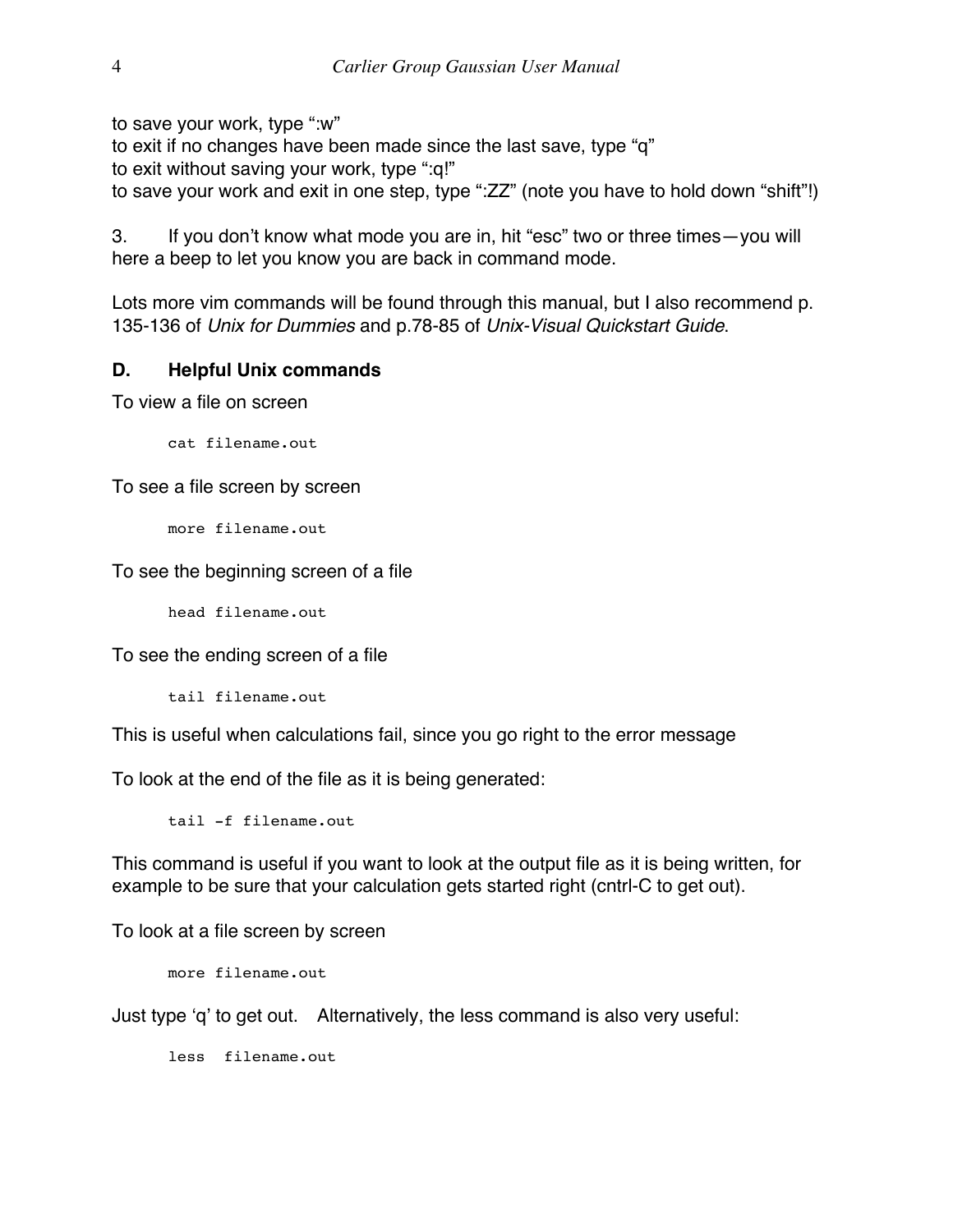to save your work, type ":w"
to exit if no changes have been made since the last save, type "q"
to exit without saving your work, type ":q!"
to save your work and exit in one step, type ":ZZ" (note you have to hold down "shift"!)

3. If you don't know what mode you are in, hit "esc" two or three times—you will here a beep to let you know you are back in command mode.

Lots more vim commands will be found through this manual, but I also recommend p. 135-136 of *Unix for Dummies* and p.78-85 of *Unix-Visual Quickstart Guide*.

### D. Helpful Unix commands

To view a file on screen

```
cat filename.out
```

To see a file screen by screen

```
more filename.out
```

To see the beginning screen of a file

```
head filename.out
```

To see the ending screen of a file

```
tail filename.out
```

This is useful when calculations fail, since you go right to the error message

To look at the end of the file as it is being generated:

```
tail -f filename.out
```

This command is useful if you want to look at the output file as it is being written, for example to be sure that your calculation gets started right (cntrl-C to get out).

To look at a file screen by screen

```
more filename.out
```

Just type 'q' to get out. Alternatively, the less command is also very useful:

```
less  filename.out
```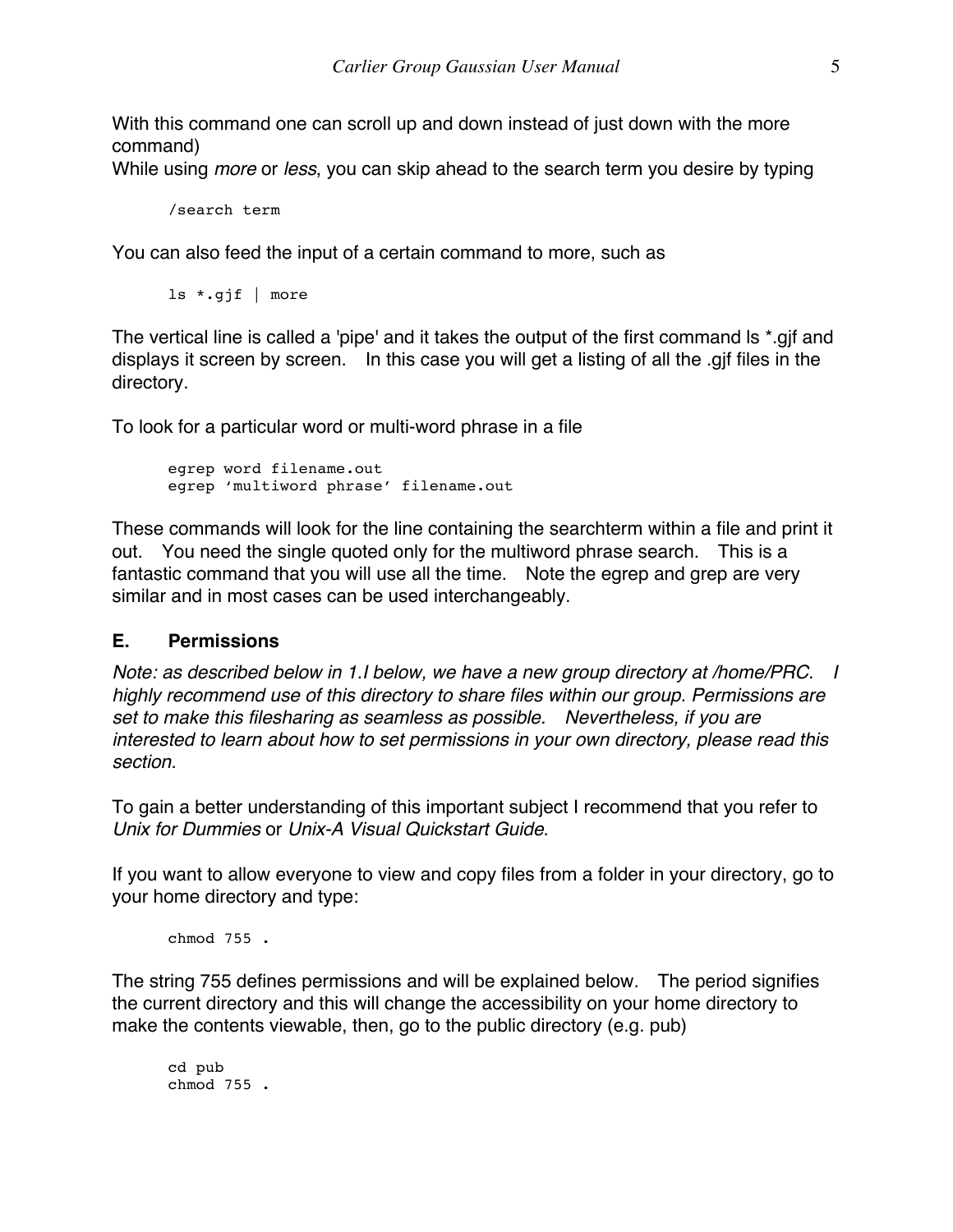With this command one can scroll up and down instead of just down with the more command)
While using *more* or *less*, you can skip ahead to the search term you desire by typing

```
/search term
```

You can also feed the input of a certain command to more, such as

```
ls *.gjf | more
```

The vertical line is called a 'pipe' and it takes the output of the first command ls *.gjf and displays it screen by screen. In this case you will get a listing of all the .gjf files in the directory.

To look for a particular word or multi-word phrase in a file

```
egrep word filename.out
egrep 'multiword phrase' filename.out
```

These commands will look for the line containing the searchterm within a file and print it out. You need the single quoted only for the multiword phrase search. This is a fantastic command that you will use all the time. Note the egrep and grep are very similar and in most cases can be used interchangeably.

### E. Permissions

*Note: as described below in 1.I below, we have a new group directory at /home/PRC. I highly recommend use of this directory to share files within our group. Permissions are set to make this filesharing as seamless as possible. Nevertheless, if you are interested to learn about how to set permissions in your own directory, please read this section.*

To gain a better understanding of this important subject I recommend that you refer to *Unix for Dummies* or *Unix-A Visual Quickstart Guide*.

If you want to allow everyone to view and copy files from a folder in your directory, go to your home directory and type:

```
chmod 755 .
```

The string 755 defines permissions and will be explained below. The period signifies the current directory and this will change the accessibility on your home directory to make the contents viewable, then, go to the public directory (e.g. pub)

```
cd pub
chmod 755 .
```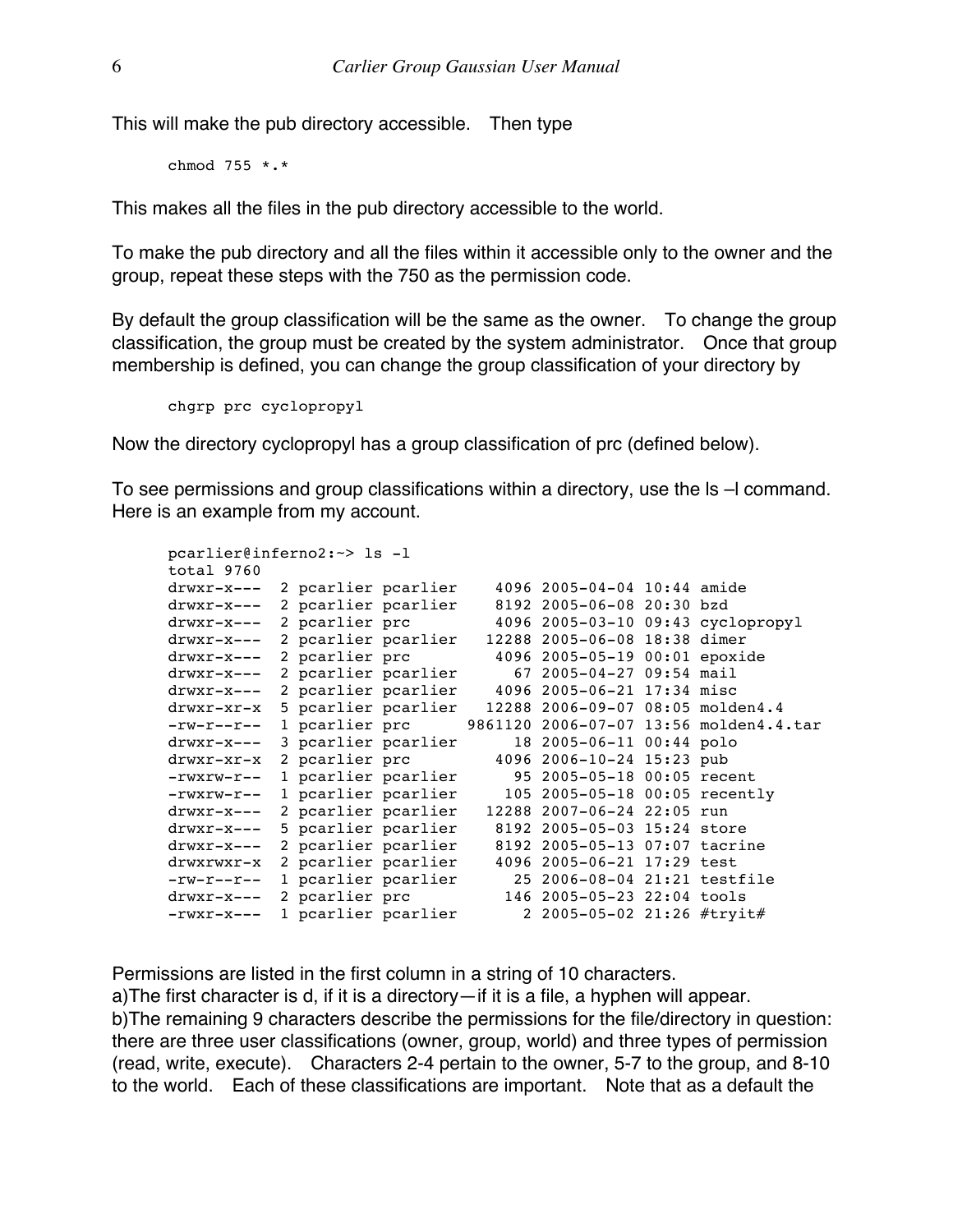This will make the pub directory accessible. Then type

```
chmod 755 *.*
```

This makes all the files in the pub directory accessible to the world.

To make the pub directory and all the files within it accessible only to the owner and the group, repeat these steps with the 750 as the permission code.

By default the group classification will be the same as the owner. To change the group classification, the group must be created by the system administrator. Once that group membership is defined, you can change the group classification of your directory by

```
chgrp prc cyclopropyl
```

Now the directory cyclopropyl has a group classification of prc (defined below).

To see permissions and group classifications within a directory, use the ls –l command. Here is an example from my account.

```
pcarlier@inferno2:~> ls -l
total 9760
drwxr-x---  2 pcarlier pcarlier    4096 2005-04-04 10:44 amide
drwxr-x---  2 pcarlier pcarlier    8192 2005-06-08 20:30 bzd
drwxr-x---  2 pcarlier prc         4096 2005-03-10 09:43 cyclopropyl
drwxr-x---  2 pcarlier pcarlier   12288 2005-06-08 18:38 dimer
drwxr-x---  2 pcarlier prc         4096 2005-05-19 00:01 epoxide
drwxr-x---  2 pcarlier pcarlier      67 2005-04-27 09:54 mail
drwxr-x---  2 pcarlier pcarlier    4096 2005-06-21 17:34 misc
drwxr-xr-x  5 pcarlier pcarlier   12288 2006-09-07 08:05 molden4.4
-rw-r--r--  1 pcarlier prc      9861120 2006-07-07 13:56 molden4.4.tar
drwxr-x---  3 pcarlier pcarlier      18 2005-06-11 00:44 polo
drwxr-xr-x  2 pcarlier prc         4096 2006-10-24 15:23 pub
-rwxrw-r--  1 pcarlier pcarlier      95 2005-05-18 00:05 recent
-rwxrw-r--  1 pcarlier pcarlier     105 2005-05-18 00:05 recently
drwxr-x---  2 pcarlier pcarlier   12288 2007-06-24 22:05 run
drwxr-x---  5 pcarlier pcarlier    8192 2005-05-03 15:24 store
drwxr-x---  2 pcarlier pcarlier    8192 2005-05-13 07:07 tacrine
drwxrwxr-x  2 pcarlier pcarlier    4096 2005-06-21 17:29 test
-rw-r--r--  1 pcarlier pcarlier      25 2006-08-04 21:21 testfile
drwxr-x---  2 pcarlier prc          146 2005-05-23 22:04 tools
-rwxr-x---  1 pcarlier pcarlier       2 2005-05-02 21:26 #tryit#
```

Permissions are listed in the first column in a string of 10 characters.
a)The first character is d, if it is a directory—if it is a file, a hyphen will appear.
b)The remaining 9 characters describe the permissions for the file/directory in question: there are three user classifications (owner, group, world) and three types of permission (read, write, execute). Characters 2-4 pertain to the owner, 5-7 to the group, and 8-10 to the world. Each of these classifications are important. Note that as a default the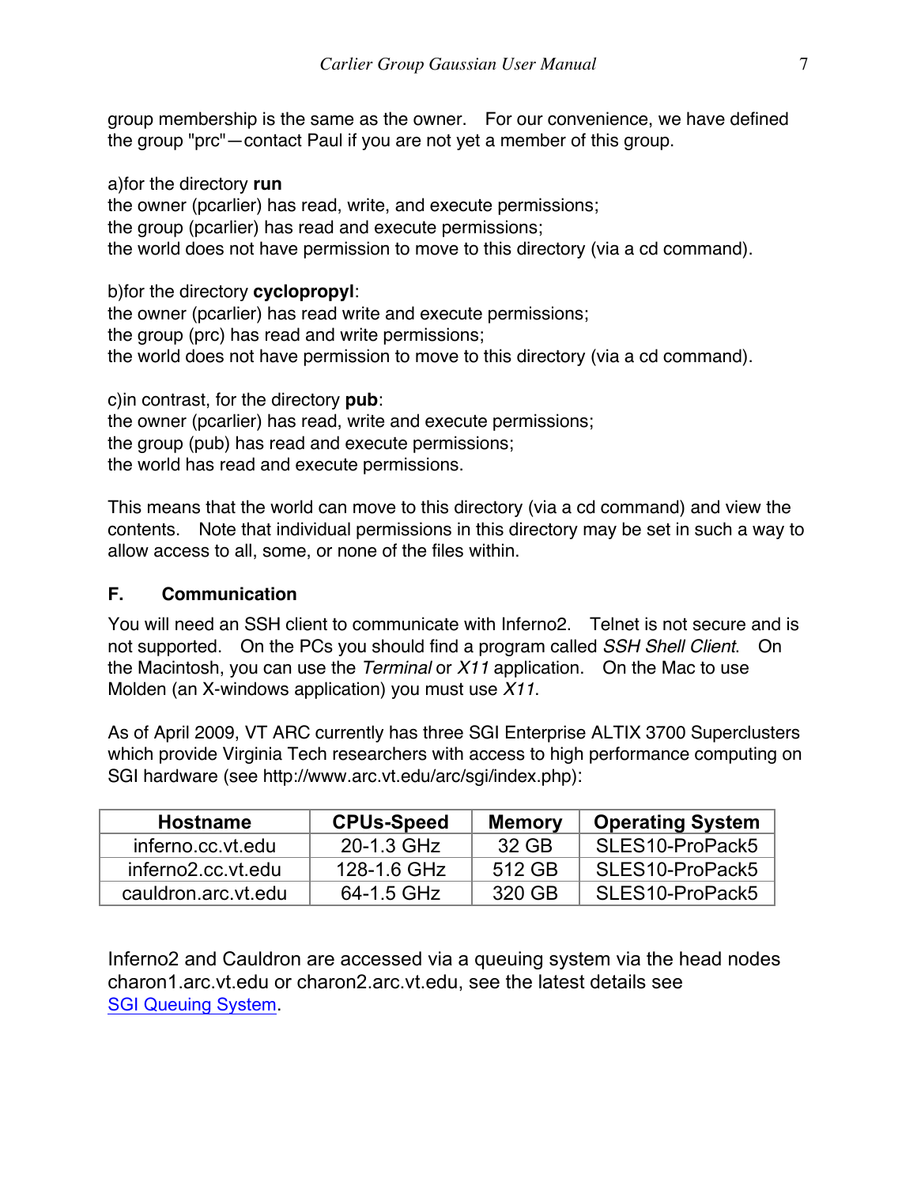group membership is the same as the owner. For our convenience, we have defined the group "prc"—contact Paul if you are not yet a member of this group.

a)for the directory **run**
the owner (pcarlier) has read, write, and execute permissions;
the group (pcarlier) has read and execute permissions;
the world does not have permission to move to this directory (via a cd command).

b)for the directory **cyclopropyl**:
the owner (pcarlier) has read write and execute permissions;
the group (prc) has read and write permissions;
the world does not have permission to move to this directory (via a cd command).

c)in contrast, for the directory **pub**:
the owner (pcarlier) has read, write and execute permissions;
the group (pub) has read and execute permissions;
the world has read and execute permissions.

This means that the world can move to this directory (via a cd command) and view the contents. Note that individual permissions in this directory may be set in such a way to allow access to all, some, or none of the files within.

### F. Communication

You will need an SSH client to communicate with Inferno2. Telnet is not secure and is not supported. On the PCs you should find a program called *SSH Shell Client*. On the Macintosh, you can use the *Terminal* or *X11* application. On the Mac to use Molden (an X-windows application) you must use *X11*.

As of April 2009, VT ARC currently has three SGI Enterprise ALTIX 3700 Superclusters which provide Virginia Tech researchers with access to high performance computing on SGI hardware (see http://www.arc.vt.edu/arc/sgi/index.php):

| Hostname | CPUs-Speed | Memory | Operating System |
|---|---|---|---|
| inferno.cc.vt.edu | 20-1.3 GHz | 32 GB | SLES10-ProPack5 |
| inferno2.cc.vt.edu | 128-1.6 GHz | 512 GB | SLES10-ProPack5 |
| cauldron.arc.vt.edu | 64-1.5 GHz | 320 GB | SLES10-ProPack5 |

Inferno2 and Cauldron are accessed via a queuing system via the head nodes charon1.arc.vt.edu or charon2.arc.vt.edu, see the latest details see SGI Queuing System.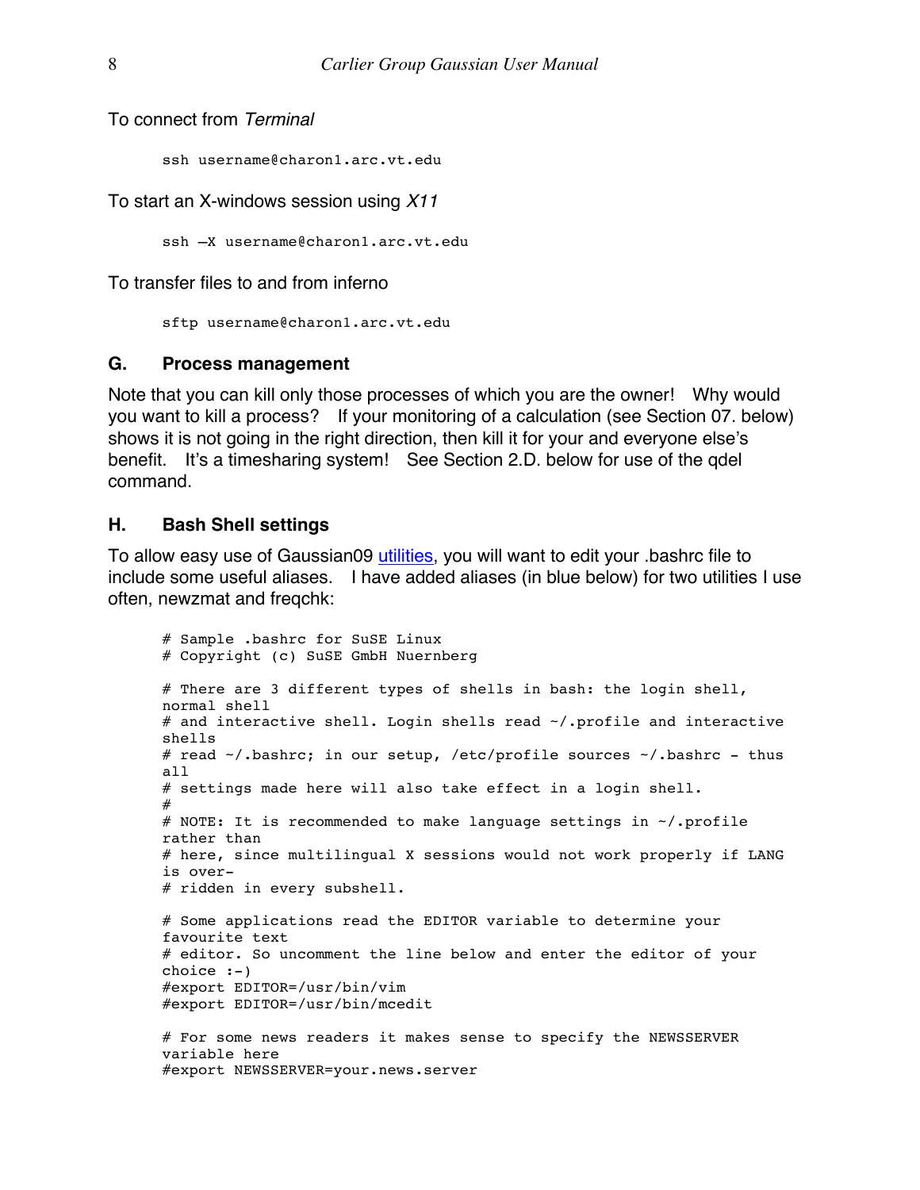To connect from *Terminal*

```
ssh username@charon1.arc.vt.edu
```

To start an X-windows session using *X11*

```
ssh –X username@charon1.arc.vt.edu
```

To transfer files to and from inferno

```
sftp username@charon1.arc.vt.edu
```

### G. Process management

Note that you can kill only those processes of which you are the owner! Why would you want to kill a process? If your monitoring of a calculation (see Section 07. below) shows it is not going in the right direction, then kill it for your and everyone else's benefit. It's a timesharing system! See Section 2.D. below for use of the qdel command.

### H. Bash Shell settings

To allow easy use of Gaussian09 utilities, you will want to edit your .bashrc file to include some useful aliases. I have added aliases (in blue below) for two utilities I use often, newzmat and freqchk:

```
# Sample .bashrc for SuSE Linux
# Copyright (c) SuSE GmbH Nuernberg

# There are 3 different types of shells in bash: the login shell,
normal shell
# and interactive shell. Login shells read ~/.profile and interactive
shells
# read ~/.bashrc; in our setup, /etc/profile sources ~/.bashrc - thus
all
# settings made here will also take effect in a login shell.
#
# NOTE: It is recommended to make language settings in ~/.profile
rather than
# here, since multilingual X sessions would not work properly if LANG
is over-
# ridden in every subshell.

# Some applications read the EDITOR variable to determine your
favourite text
# editor. So uncomment the line below and enter the editor of your
choice :-)
#export EDITOR=/usr/bin/vim
#export EDITOR=/usr/bin/mcedit

# For some news readers it makes sense to specify the NEWSSERVER
variable here
#export NEWSSERVER=your.news.server
```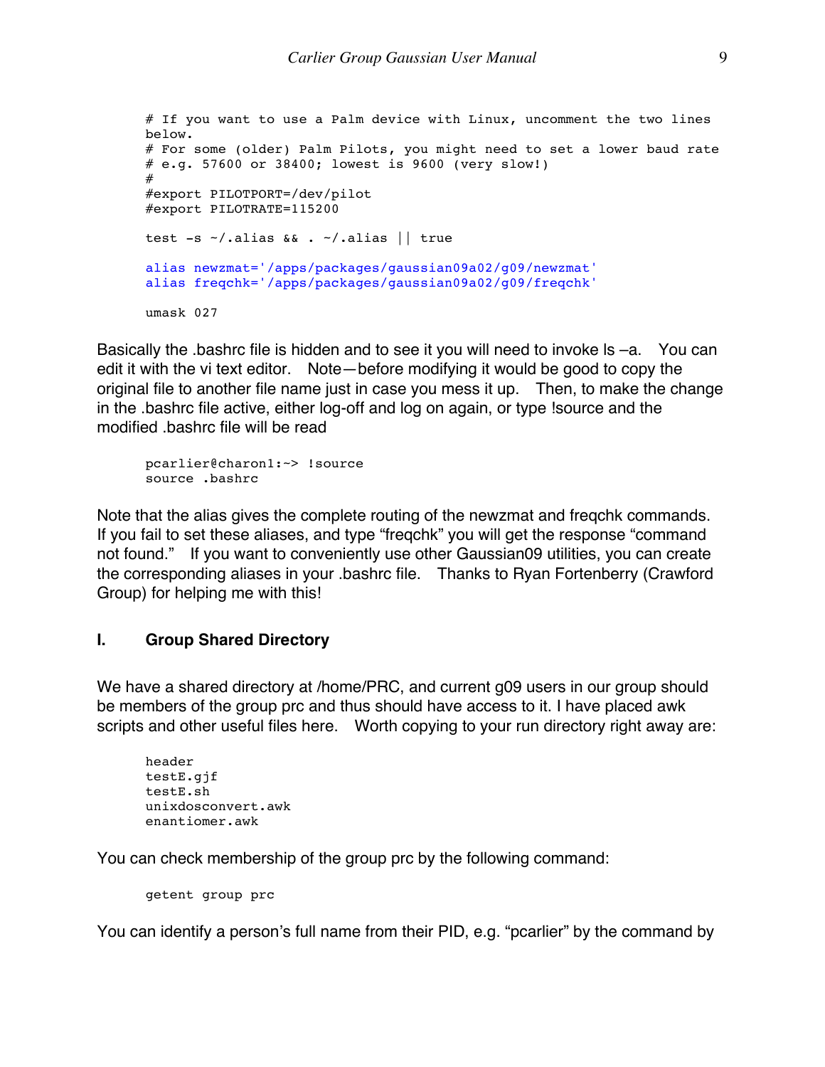```
# If you want to use a Palm device with Linux, uncomment the two lines
below.
# For some (older) Palm Pilots, you might need to set a lower baud rate
# e.g. 57600 or 38400; lowest is 9600 (very slow!)
#
#export PILOTPORT=/dev/pilot
#export PILOTRATE=115200

test -s ~/.alias && . ~/.alias || true

alias newzmat='/apps/packages/gaussian09a02/g09/newzmat'
alias freqchk='/apps/packages/gaussian09a02/g09/freqchk'

umask 027
```

Basically the .bashrc file is hidden and to see it you will need to invoke ls –a. You can edit it with the vi text editor. Note—before modifying it would be good to copy the original file to another file name just in case you mess it up. Then, to make the change in the .bashrc file active, either log-off and log on again, or type !source and the modified .bashrc file will be read

```
pcarlier@charon1:~> !source
source .bashrc
```

Note that the alias gives the complete routing of the newzmat and freqchk commands. If you fail to set these aliases, and type "freqchk" you will get the response "command not found." If you want to conveniently use other Gaussian09 utilities, you can create the corresponding aliases in your .bashrc file. Thanks to Ryan Fortenberry (Crawford Group) for helping me with this!

## I. Group Shared Directory

We have a shared directory at /home/PRC, and current g09 users in our group should be members of the group prc and thus should have access to it. I have placed awk scripts and other useful files here. Worth copying to your run directory right away are:

```
header
testE.gjf
testE.sh
unixdosconvert.awk
enantiomer.awk
```

You can check membership of the group prc by the following command:

```
getent group prc
```

You can identify a person's full name from their PID, e.g. "pcarlier" by the command by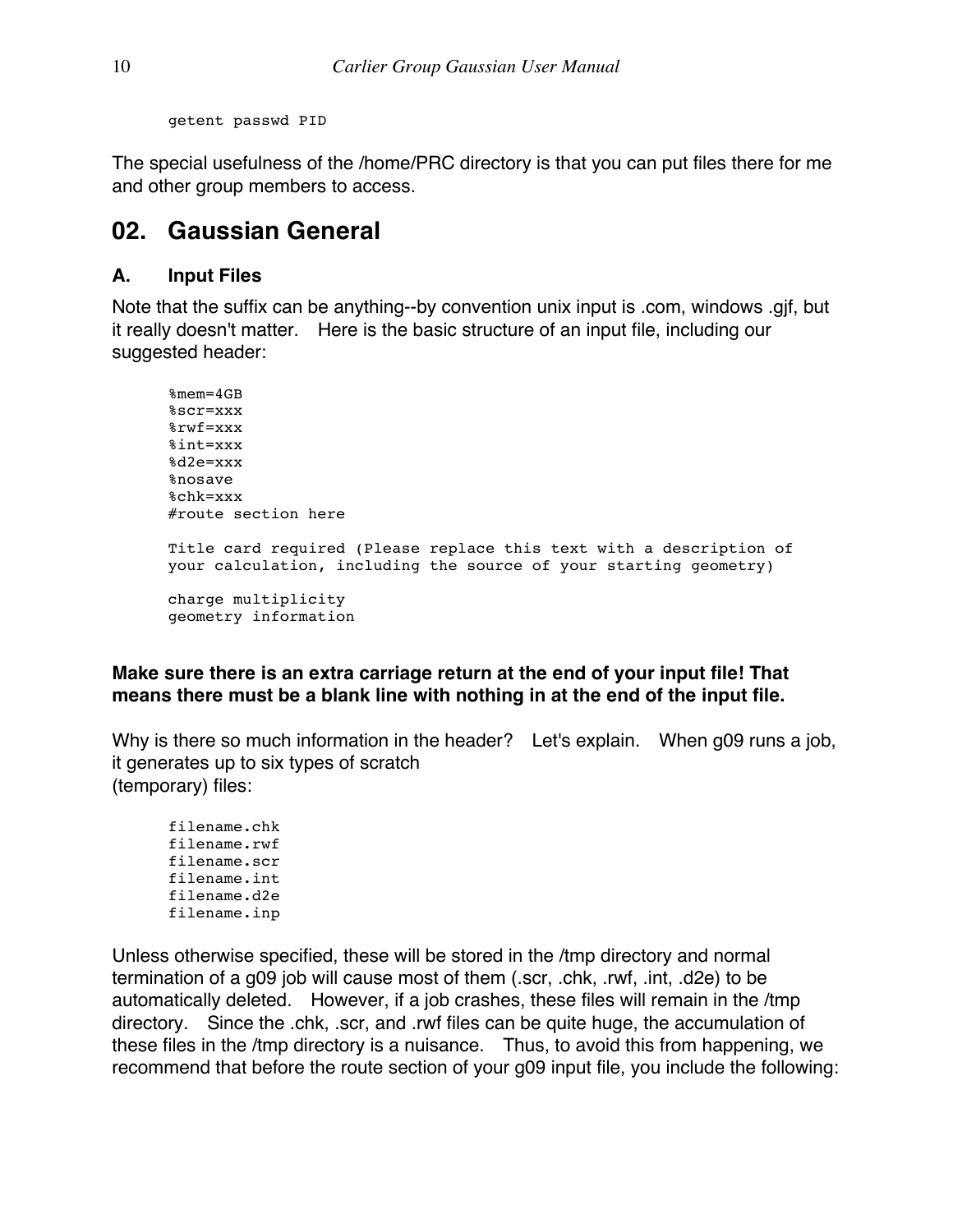```
getent passwd PID
```

The special usefulness of the /home/PRC directory is that you can put files there for me and other group members to access.

## 02. Gaussian General

### A. Input Files

Note that the suffix can be anything--by convention unix input is .com, windows .gjf, but it really doesn't matter. Here is the basic structure of an input file, including our suggested header:

```
%mem=4GB
%scr=xxx
%rwf=xxx
%int=xxx
%d2e=xxx
%nosave
%chk=xxx
#route section here

Title card required (Please replace this text with a description of
your calculation, including the source of your starting geometry)

charge multiplicity
geometry information
```

**Make sure there is an extra carriage return at the end of your input file! That means there must be a blank line with nothing in at the end of the input file.**

Why is there so much information in the header? Let's explain. When g09 runs a job, it generates up to six types of scratch (temporary) files:

```
filename.chk
filename.rwf
filename.scr
filename.int
filename.d2e
filename.inp
```

Unless otherwise specified, these will be stored in the /tmp directory and normal termination of a g09 job will cause most of them (.scr, .chk, .rwf, .int, .d2e) to be automatically deleted. However, if a job crashes, these files will remain in the /tmp directory. Since the .chk, .scr, and .rwf files can be quite huge, the accumulation of these files in the /tmp directory is a nuisance. Thus, to avoid this from happening, we recommend that before the route section of your g09 input file, you include the following: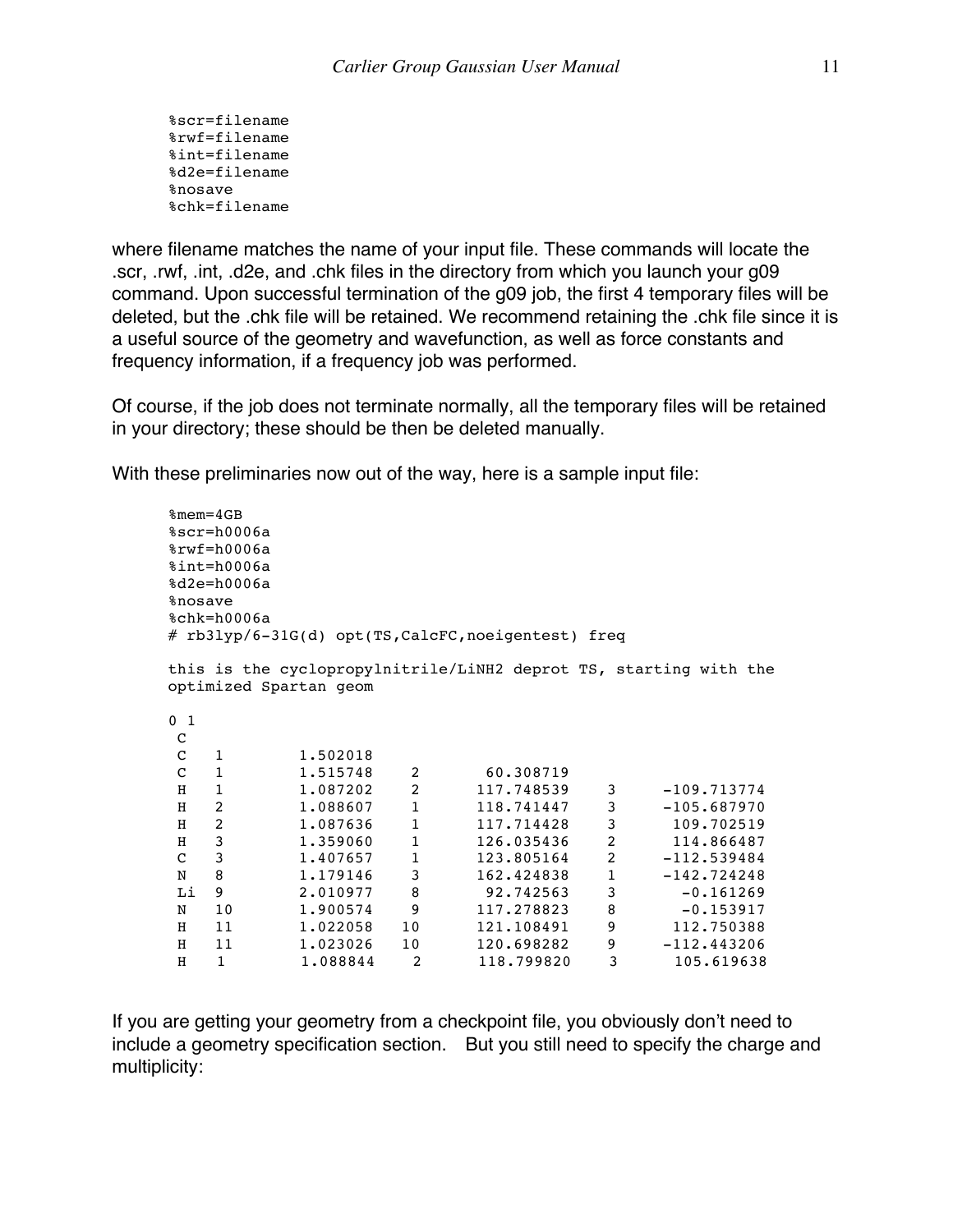```
%scr=filename
%rwf=filename
%int=filename
%d2e=filename
%nosave
%chk=filename
```

where filename matches the name of your input file. These commands will locate the .scr, .rwf, .int, .d2e, and .chk files in the directory from which you launch your g09 command. Upon successful termination of the g09 job, the first 4 temporary files will be deleted, but the .chk file will be retained. We recommend retaining the .chk file since it is a useful source of the geometry and wavefunction, as well as force constants and frequency information, if a frequency job was performed.

Of course, if the job does not terminate normally, all the temporary files will be retained in your directory; these should be then be deleted manually.

With these preliminaries now out of the way, here is a sample input file:

```
%mem=4GB
%scr=h0006a
%rwf=h0006a
%int=h0006a
%d2e=h0006a
%nosave
%chk=h0006a
# rb3lyp/6-31G(d) opt(TS,CalcFC,noeigentest) freq

this is the cyclopropylnitrile/LiNH2 deprot TS, starting with the
optimized Spartan geom

0 1
 C
 C   1        1.502018
 C   1        1.515748    2       60.308719
 H   1        1.087202    2      117.748539    3     -109.713774
 H   2        1.088607    1      118.741447    3     -105.687970
 H   2        1.087636    1      117.714428    3      109.702519
 H   3        1.359060    1      126.035436    2      114.866487
 C   3        1.407657    1      123.805164    2     -112.539484
 N   8        1.179146    3      162.424838    1     -142.724248
 Li  9        2.010977    8       92.742563    3       -0.161269
 N   10       1.900574    9      117.278823    8       -0.153917
 H   11       1.022058   10      121.108491    9      112.750388
 H   11       1.023026   10      120.698282    9     -112.443206
 H   1        1.088844    2      118.799820    3      105.619638
```

If you are getting your geometry from a checkpoint file, you obviously don't need to include a geometry specification section. But you still need to specify the charge and multiplicity: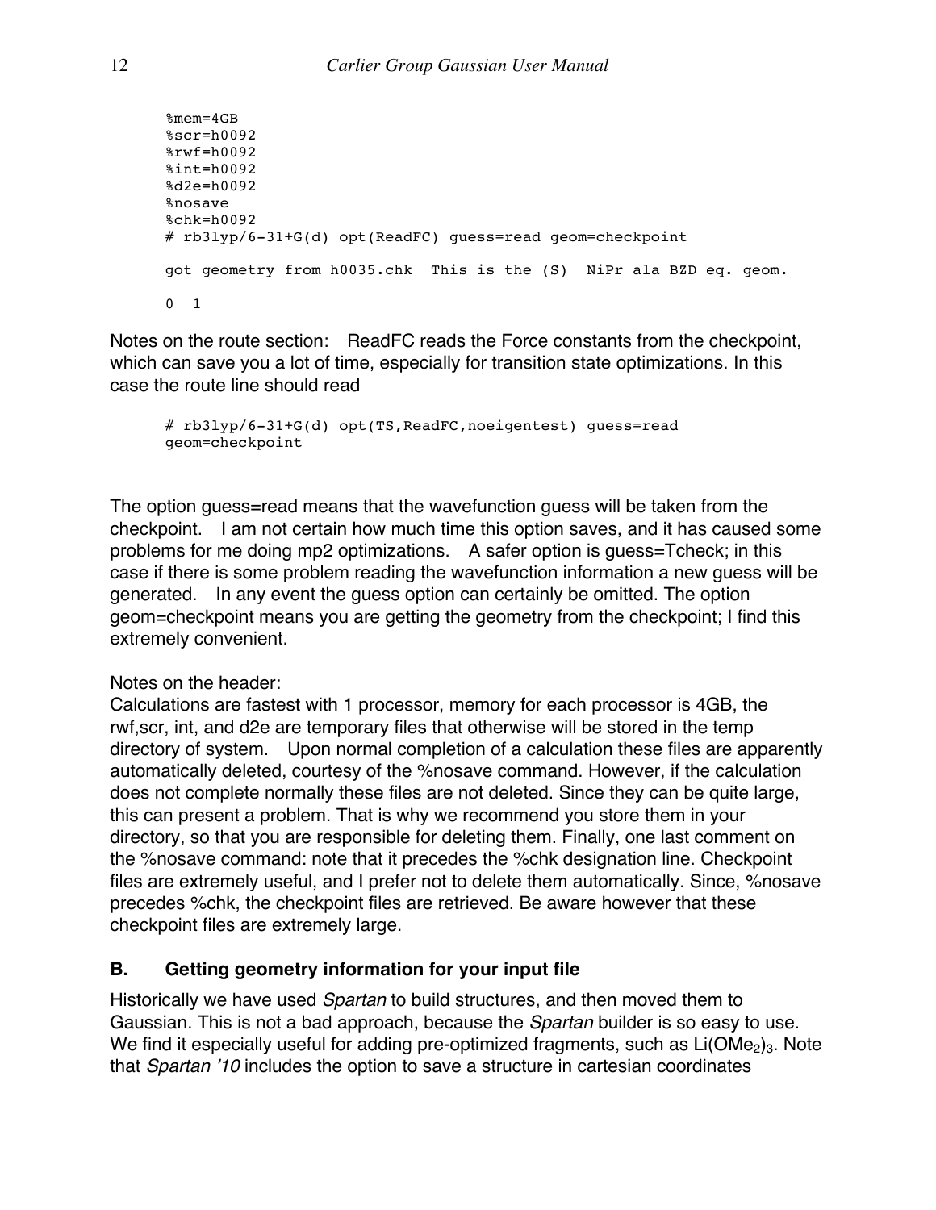```
%mem=4GB
%scr=h0092
%rwf=h0092
%int=h0092
%d2e=h0092
%nosave
%chk=h0092
# rb3lyp/6-31+G(d) opt(ReadFC) guess=read geom=checkpoint

got geometry from h0035.chk  This is the (S)  NiPr ala BZD eq. geom.

0  1
```

Notes on the route section: ReadFC reads the Force constants from the checkpoint, which can save you a lot of time, especially for transition state optimizations. In this case the route line should read

```
# rb3lyp/6-31+G(d) opt(TS,ReadFC,noeigentest) guess=read
geom=checkpoint
```

The option guess=read means that the wavefunction guess will be taken from the checkpoint. I am not certain how much time this option saves, and it has caused some problems for me doing mp2 optimizations. A safer option is guess=Tcheck; in this case if there is some problem reading the wavefunction information a new guess will be generated. In any event the guess option can certainly be omitted. The option geom=checkpoint means you are getting the geometry from the checkpoint; I find this extremely convenient.

Notes on the header:
Calculations are fastest with 1 processor, memory for each processor is 4GB, the rwf,scr, int, and d2e are temporary files that otherwise will be stored in the temp directory of system. Upon normal completion of a calculation these files are apparently automatically deleted, courtesy of the %nosave command. However, if the calculation does not complete normally these files are not deleted. Since they can be quite large, this can present a problem. That is why we recommend you store them in your directory, so that you are responsible for deleting them. Finally, one last comment on the %nosave command: note that it precedes the %chk designation line. Checkpoint files are extremely useful, and I prefer not to delete them automatically. Since, %nosave precedes %chk, the checkpoint files are retrieved. Be aware however that these checkpoint files are extremely large.

### B. Getting geometry information for your input file

Historically we have used *Spartan* to build structures, and then moved them to Gaussian. This is not a bad approach, because the *Spartan* builder is so easy to use. We find it especially useful for adding pre-optimized fragments, such as $Li(OMe_2)_3$. Note that *Spartan '10* includes the option to save a structure in cartesian coordinates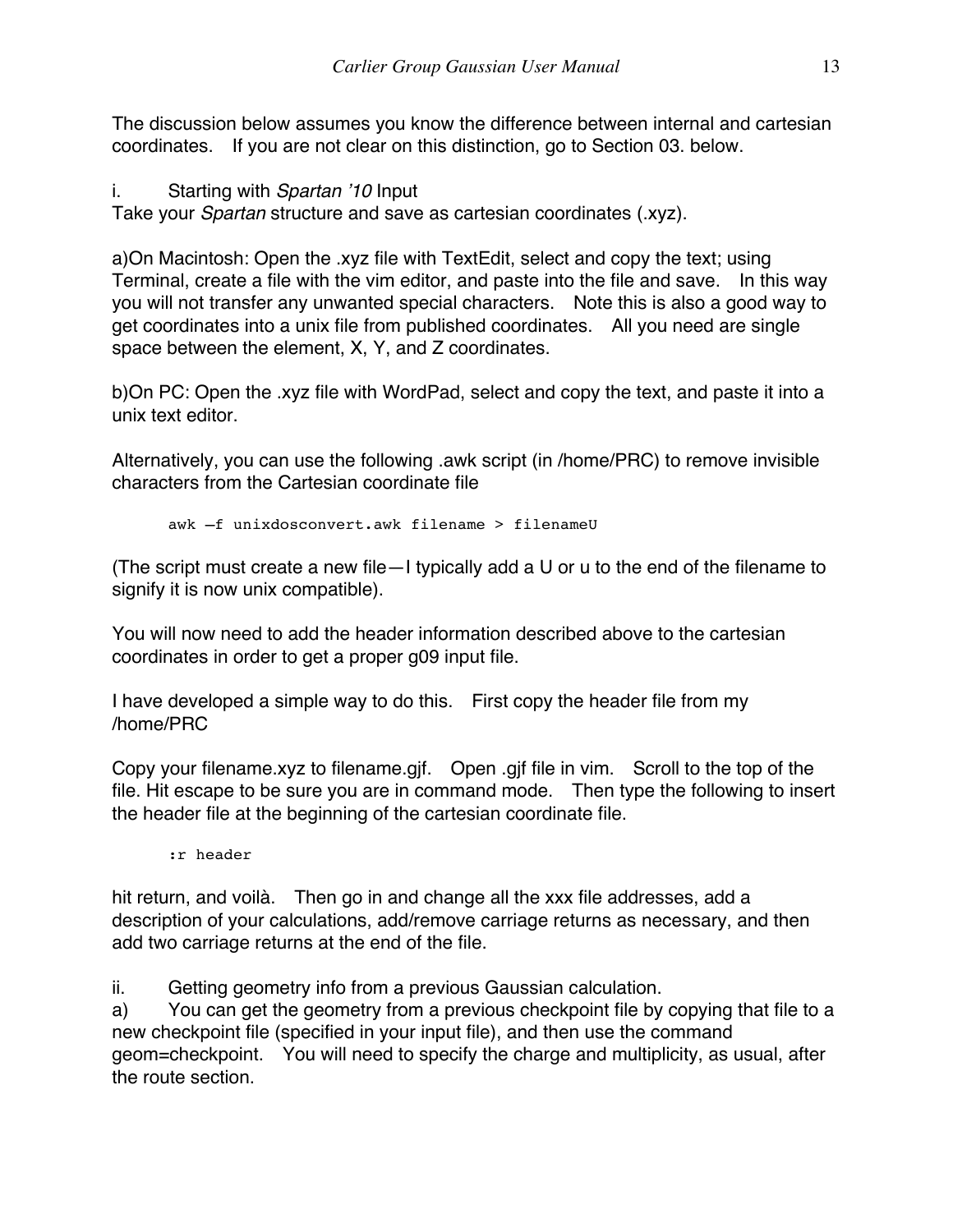The discussion below assumes you know the difference between internal and cartesian coordinates. If you are not clear on this distinction, go to Section 03. below.

i. Starting with *Spartan '10* Input

Take your *Spartan* structure and save as cartesian coordinates (.xyz).

a)On Macintosh: Open the .xyz file with TextEdit, select and copy the text; using Terminal, create a file with the vim editor, and paste into the file and save. In this way you will not transfer any unwanted special characters. Note this is also a good way to get coordinates into a unix file from published coordinates. All you need are single space between the element, X, Y, and Z coordinates.

b)On PC: Open the .xyz file with WordPad, select and copy the text, and paste it into a unix text editor.

Alternatively, you can use the following .awk script (in /home/PRC) to remove invisible characters from the Cartesian coordinate file

```
awk –f unixdosconvert.awk filename > filenameU
```

(The script must create a new file—I typically add a U or u to the end of the filename to signify it is now unix compatible).

You will now need to add the header information described above to the cartesian coordinates in order to get a proper g09 input file.

I have developed a simple way to do this. First copy the header file from my /home/PRC

Copy your filename.xyz to filename.gjf. Open .gjf file in vim. Scroll to the top of the file. Hit escape to be sure you are in command mode. Then type the following to insert the header file at the beginning of the cartesian coordinate file.

```
:r header
```

hit return, and voilà. Then go in and change all the xxx file addresses, add a description of your calculations, add/remove carriage returns as necessary, and then add two carriage returns at the end of the file.

ii. Getting geometry info from a previous Gaussian calculation.

a) You can get the geometry from a previous checkpoint file by copying that file to a new checkpoint file (specified in your input file), and then use the command geom=checkpoint. You will need to specify the charge and multiplicity, as usual, after the route section.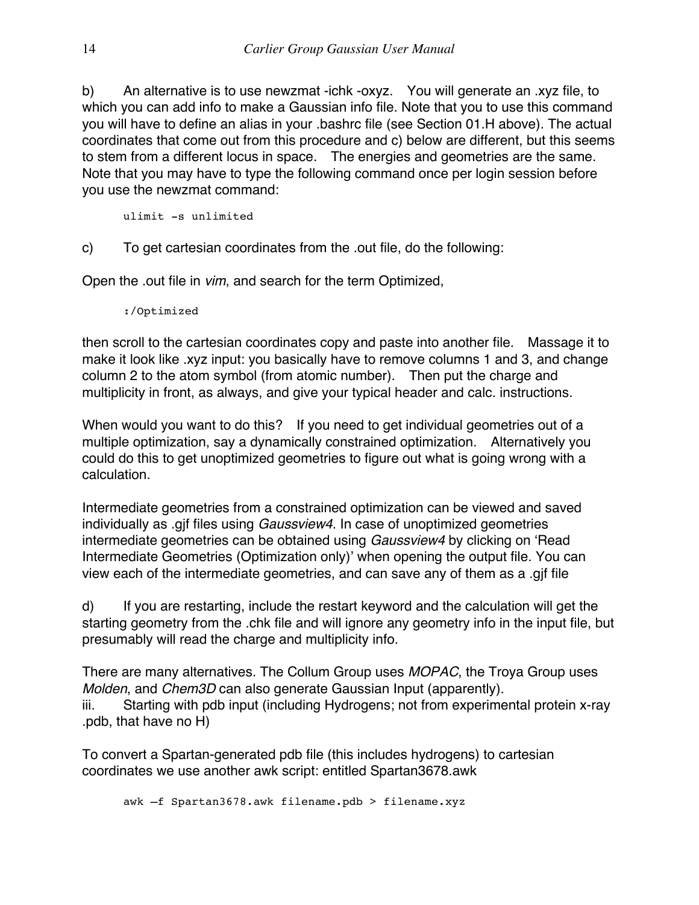b) An alternative is to use newzmat -ichk -oxyz. You will generate an .xyz file, to which you can add info to make a Gaussian info file. Note that you to use this command you will have to define an alias in your .bashrc file (see Section 01.H above). The actual coordinates that come out from this procedure and c) below are different, but this seems to stem from a different locus in space. The energies and geometries are the same. Note that you may have to type the following command once per login session before you use the newzmat command:

```
ulimit -s unlimited
```

c) To get cartesian coordinates from the .out file, do the following:

Open the .out file in *vim*, and search for the term Optimized,

```
:/Optimized
```

then scroll to the cartesian coordinates copy and paste into another file. Massage it to make it look like .xyz input: you basically have to remove columns 1 and 3, and change column 2 to the atom symbol (from atomic number). Then put the charge and multiplicity in front, as always, and give your typical header and calc. instructions.

When would you want to do this? If you need to get individual geometries out of a multiple optimization, say a dynamically constrained optimization. Alternatively you could do this to get unoptimized geometries to figure out what is going wrong with a calculation.

Intermediate geometries from a constrained optimization can be viewed and saved individually as .gjf files using *Gaussview4*. In case of unoptimized geometries intermediate geometries can be obtained using *Gaussview4* by clicking on 'Read Intermediate Geometries (Optimization only)' when opening the output file. You can view each of the intermediate geometries, and can save any of them as a .gjf file

d) If you are restarting, include the restart keyword and the calculation will get the starting geometry from the .chk file and will ignore any geometry info in the input file, but presumably will read the charge and multiplicity info.

There are many alternatives. The Collum Group uses *MOPAC*, the Troya Group uses *Molden*, and *Chem3D* can also generate Gaussian Input (apparently).

iii. Starting with pdb input (including Hydrogens; not from experimental protein x-ray .pdb, that have no H)

To convert a Spartan-generated pdb file (this includes hydrogens) to cartesian coordinates we use another awk script: entitled Spartan3678.awk

```
awk –f Spartan3678.awk filename.pdb > filename.xyz
```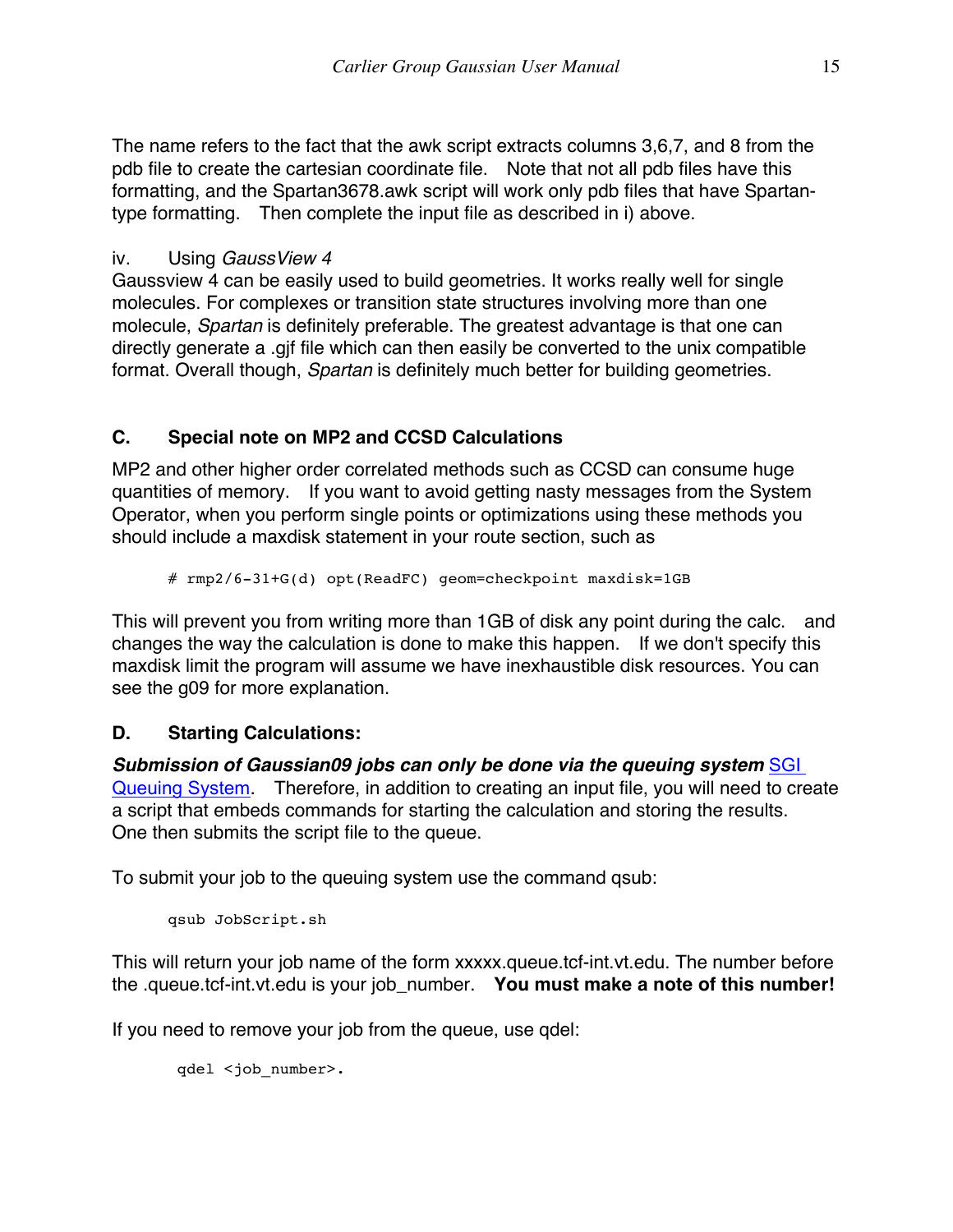The name refers to the fact that the awk script extracts columns 3,6,7, and 8 from the pdb file to create the cartesian coordinate file. Note that not all pdb files have this formatting, and the Spartan3678.awk script will work only pdb files that have Spartan-type formatting. Then complete the input file as described in i) above.

iv. Using *GaussView 4*

Gaussview 4 can be easily used to build geometries. It works really well for single molecules. For complexes or transition state structures involving more than one molecule, *Spartan* is definitely preferable. The greatest advantage is that one can directly generate a .gjf file which can then easily be converted to the unix compatible format. Overall though, *Spartan* is definitely much better for building geometries.

## C. Special note on MP2 and CCSD Calculations

MP2 and other higher order correlated methods such as CCSD can consume huge quantities of memory. If you want to avoid getting nasty messages from the System Operator, when you perform single points or optimizations using these methods you should include a maxdisk statement in your route section, such as

```
# rmp2/6-31+G(d) opt(ReadFC) geom=checkpoint maxdisk=1GB
```

This will prevent you from writing more than 1GB of disk any point during the calc. and changes the way the calculation is done to make this happen. If we don't specify this maxdisk limit the program will assume we have inexhaustible disk resources. You can see the g09 for more explanation.

## D. Starting Calculations:

***Submission of Gaussian09 jobs can only be done via the queuing system*** [SGI Queuing System](). Therefore, in addition to creating an input file, you will need to create a script that embeds commands for starting the calculation and storing the results. One then submits the script file to the queue.

To submit your job to the queuing system use the command qsub:

```
qsub JobScript.sh
```

This will return your job name of the form xxxxx.queue.tcf-int.vt.edu. The number before the .queue.tcf-int.vt.edu is your job_number. **You must make a note of this number!**

If you need to remove your job from the queue, use qdel:

```
qdel <job_number>.
```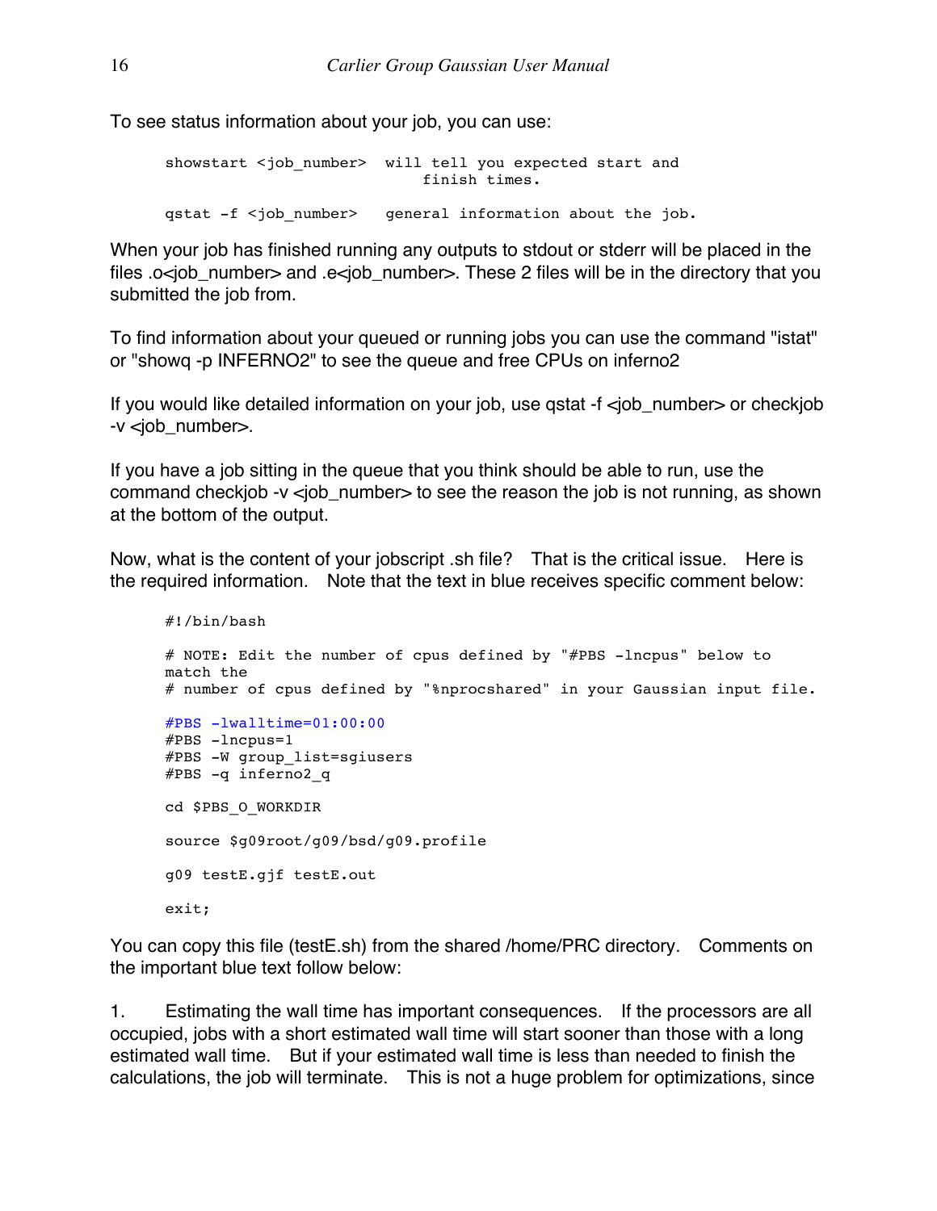To see status information about your job, you can use:

```
showstart <job_number>  will tell you expected start and
                              finish times.

qstat -f <job_number>   general information about the job.
```

When your job has finished running any outputs to stdout or stderr will be placed in the files .o<job_number> and .e<job_number>. These 2 files will be in the directory that you submitted the job from.

To find information about your queued or running jobs you can use the command "istat" or "showq -p INFERNO2" to see the queue and free CPUs on inferno2

If you would like detailed information on your job, use qstat -f <job_number> or checkjob -v <job_number>.

If you have a job sitting in the queue that you think should be able to run, use the command checkjob -v <job_number> to see the reason the job is not running, as shown at the bottom of the output.

Now, what is the content of your jobscript .sh file?  That is the critical issue.  Here is the required information.  Note that the text in blue receives specific comment below:

```
#!/bin/bash

# NOTE: Edit the number of cpus defined by "#PBS -lncpus" below to
match the
# number of cpus defined by "%nprocshared" in your Gaussian input file.

#PBS -lwalltime=01:00:00
#PBS -lncpus=1
#PBS -W group_list=sgiusers
#PBS -q inferno2_q

cd $PBS_O_WORKDIR

source $g09root/g09/bsd/g09.profile

g09 testE.gjf testE.out

exit;
```

You can copy this file (testE.sh) from the shared /home/PRC directory.  Comments on the important blue text follow below:

1. Estimating the wall time has important consequences.  If the processors are all occupied, jobs with a short estimated wall time will start sooner than those with a long estimated wall time.  But if your estimated wall time is less than needed to finish the calculations, the job will terminate.  This is not a huge problem for optimizations, since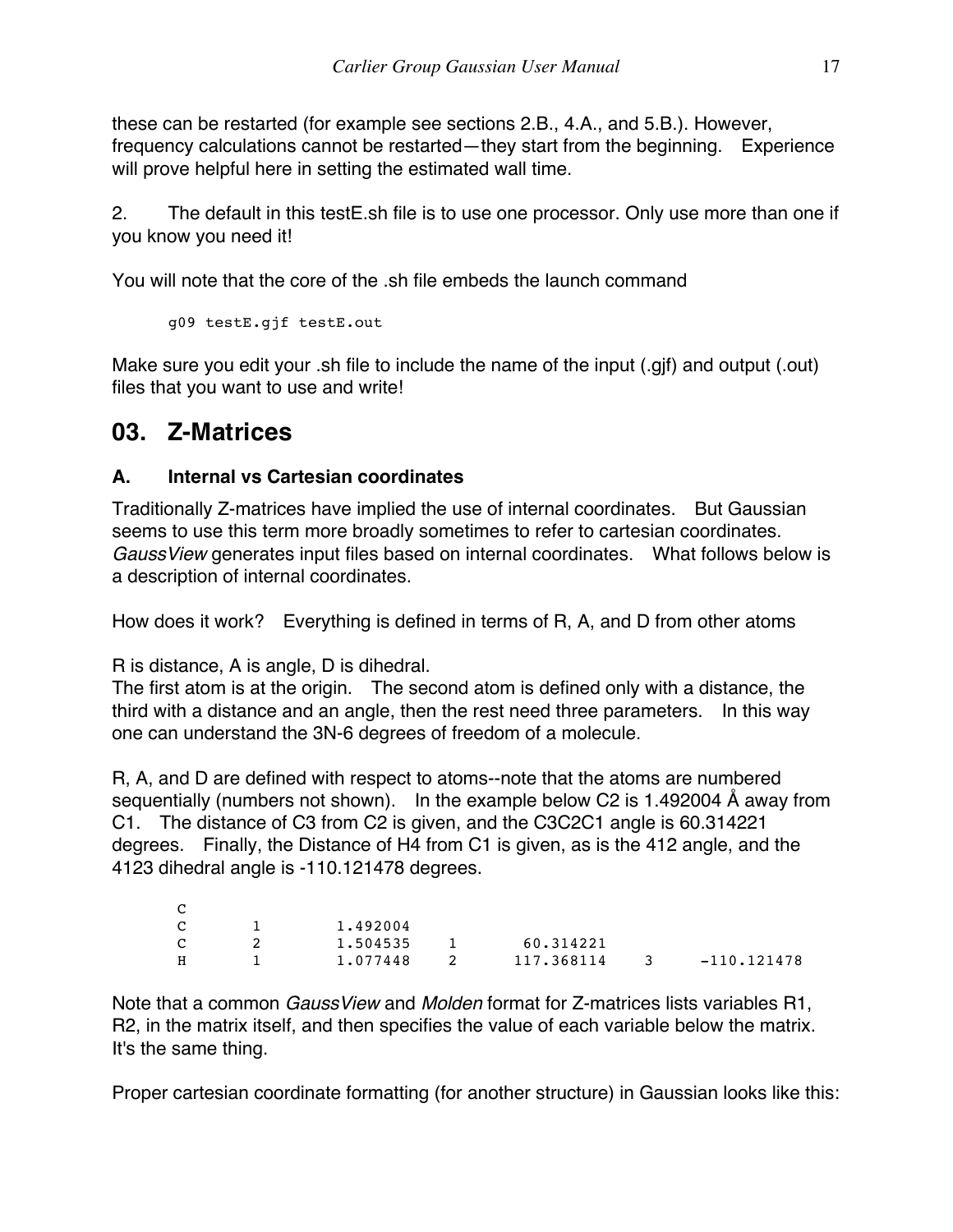these can be restarted (for example see sections 2.B., 4.A., and 5.B.). However, frequency calculations cannot be restarted—they start from the beginning. Experience will prove helpful here in setting the estimated wall time.

2. The default in this testE.sh file is to use one processor. Only use more than one if you know you need it!

You will note that the core of the .sh file embeds the launch command

```
g09 testE.gjf testE.out
```

Make sure you edit your .sh file to include the name of the input (.gjf) and output (.out) files that you want to use and write!

# 03. Z-Matrices

## A. Internal vs Cartesian coordinates

Traditionally Z-matrices have implied the use of internal coordinates. But Gaussian seems to use this term more broadly sometimes to refer to cartesian coordinates. *GaussView* generates input files based on internal coordinates. What follows below is a description of internal coordinates.

How does it work? Everything is defined in terms of R, A, and D from other atoms

R is distance, A is angle, D is dihedral.
The first atom is at the origin. The second atom is defined only with a distance, the third with a distance and an angle, then the rest need three parameters. In this way one can understand the 3N-6 degrees of freedom of a molecule.

R, A, and D are defined with respect to atoms--note that the atoms are numbered sequentially (numbers not shown). In the example below C2 is 1.492004 Å away from C1. The distance of C3 from C2 is given, and the C3C2C1 angle is 60.314221 degrees. Finally, the Distance of H4 from C1 is given, as is the 412 angle, and the 4123 dihedral angle is -110.121478 degrees.

```
C
C      1      1.492004
C      2      1.504535    1      60.314221
H      1      1.077448    2     117.368114    3     -110.121478
```

Note that a common *GaussView* and *Molden* format for Z-matrices lists variables R1, R2, in the matrix itself, and then specifies the value of each variable below the matrix. It's the same thing.

Proper cartesian coordinate formatting (for another structure) in Gaussian looks like this: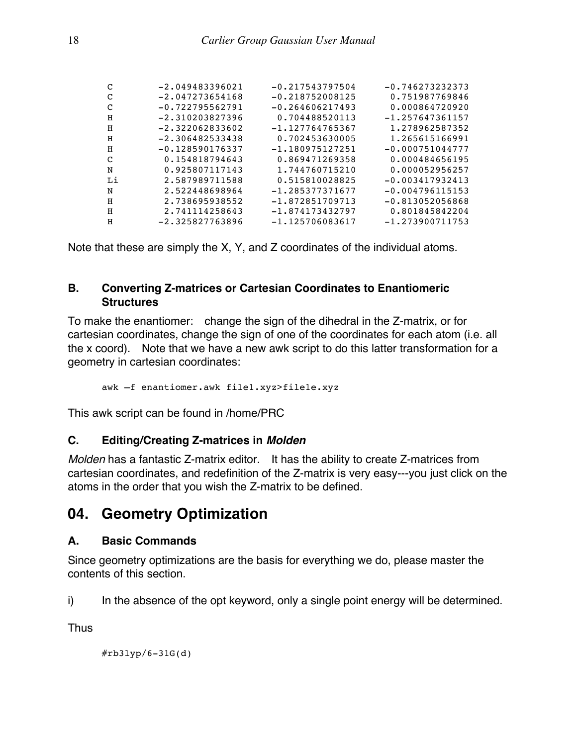```
C        -2.049483396021     -0.217543797504     -0.746273232373
C        -2.047273654168     -0.218752008125      0.751987769846
C        -0.722795562791     -0.264606217493      0.000864720920
H        -2.310203827396      0.704488520113     -1.257647361157
H        -2.322062833602     -1.127764765367      1.278962587352
H        -2.306482533438      0.702453630005      1.265615166991
H        -0.128590176337     -1.180975127251     -0.000751044777
C         0.154818794643      0.869471269358      0.000484656195
N         0.925807117143      1.744760715210      0.000052956257
Li        2.587989711588      0.515810028825     -0.003417932413
N         2.522448698964     -1.285377371677     -0.004796115153
H         2.738695938552     -1.872851709713     -0.813052056868
H         2.741114258643     -1.874173432797      0.801845842204
H        -2.325827763896     -1.125706083617     -1.273900711753
```

Note that these are simply the X, Y, and Z coordinates of the individual atoms.

### B. Converting Z-matrices or Cartesian Coordinates to Enantiomeric Structures

To make the enantiomer: change the sign of the dihedral in the Z-matrix, or for cartesian coordinates, change the sign of one of the coordinates for each atom (i.e. all the x coord). Note that we have a new awk script to do this latter transformation for a geometry in cartesian coordinates:

```
awk –f enantiomer.awk file1.xyz>file1e.xyz
```

This awk script can be found in /home/PRC

### C. Editing/Creating Z-matrices in *Molden*

*Molden* has a fantastic Z-matrix editor. It has the ability to create Z-matrices from cartesian coordinates, and redefinition of the Z-matrix is very easy---you just click on the atoms in the order that you wish the Z-matrix to be defined.

## 04. Geometry Optimization

### A. Basic Commands

Since geometry optimizations are the basis for everything we do, please master the contents of this section.

i) In the absence of the opt keyword, only a single point energy will be determined.

Thus

```
#rb3lyp/6-31G(d)
```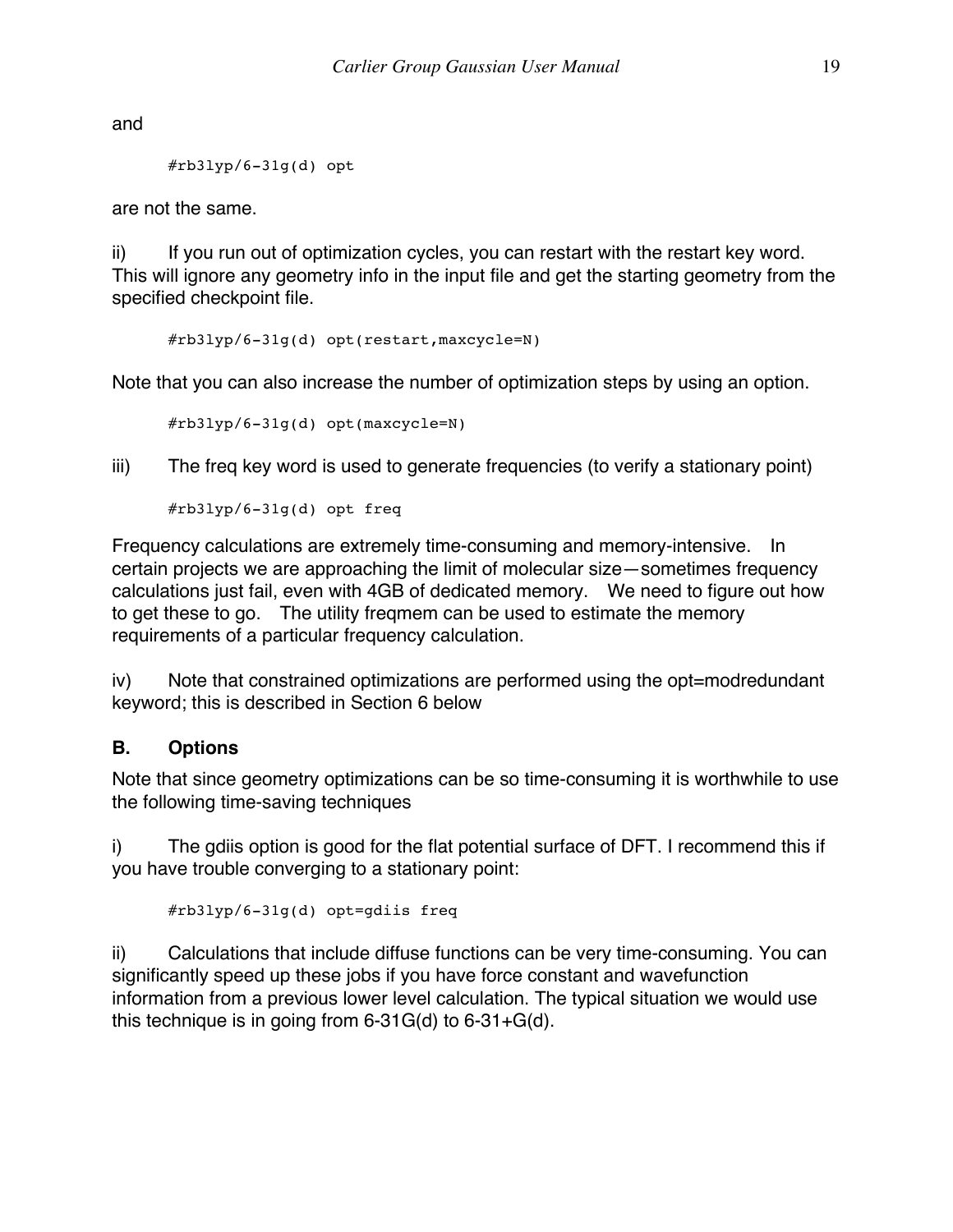and

```
#rb3lyp/6-31g(d) opt
```

are not the same.

ii) If you run out of optimization cycles, you can restart with the restart key word. This will ignore any geometry info in the input file and get the starting geometry from the specified checkpoint file.

```
#rb3lyp/6-31g(d) opt(restart,maxcycle=N)
```

Note that you can also increase the number of optimization steps by using an option.

```
#rb3lyp/6-31g(d) opt(maxcycle=N)
```

iii) The freq key word is used to generate frequencies (to verify a stationary point)

```
#rb3lyp/6-31g(d) opt freq
```

Frequency calculations are extremely time-consuming and memory-intensive. In certain projects we are approaching the limit of molecular size—sometimes frequency calculations just fail, even with 4GB of dedicated memory. We need to figure out how to get these to go. The utility freqmem can be used to estimate the memory requirements of a particular frequency calculation.

iv) Note that constrained optimizations are performed using the opt=modredundant keyword; this is described in Section 6 below

## B. Options

Note that since geometry optimizations can be so time-consuming it is worthwhile to use the following time-saving techniques

i) The gdiis option is good for the flat potential surface of DFT. I recommend this if you have trouble converging to a stationary point:

```
#rb3lyp/6-31g(d) opt=gdiis freq
```

ii) Calculations that include diffuse functions can be very time-consuming. You can significantly speed up these jobs if you have force constant and wavefunction information from a previous lower level calculation. The typical situation we would use this technique is in going from 6-31G(d) to 6-31+G(d).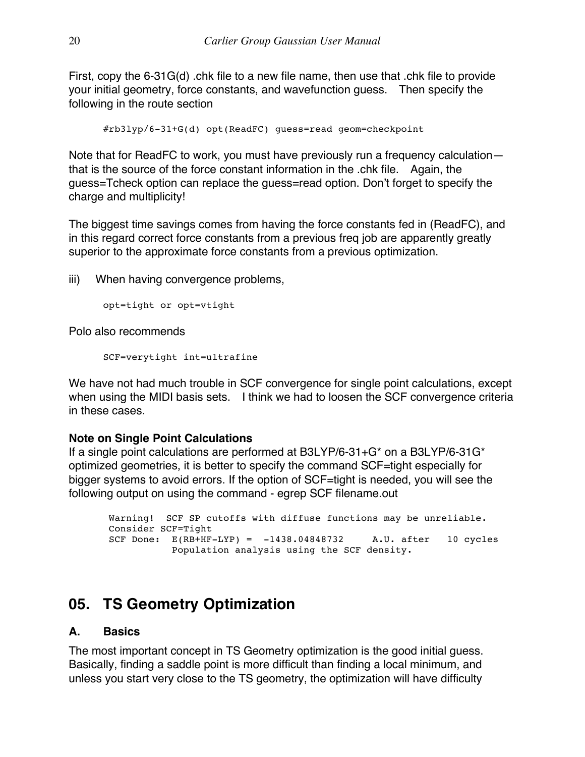First, copy the 6-31G(d) .chk file to a new file name, then use that .chk file to provide your initial geometry, force constants, and wavefunction guess. Then specify the following in the route section

```
#rb3lyp/6-31+G(d) opt(ReadFC) guess=read geom=checkpoint
```

Note that for ReadFC to work, you must have previously run a frequency calculation—that is the source of the force constant information in the .chk file. Again, the guess=Tcheck option can replace the guess=read option. Don't forget to specify the charge and multiplicity!

The biggest time savings comes from having the force constants fed in (ReadFC), and in this regard correct force constants from a previous freq job are apparently greatly superior to the approximate force constants from a previous optimization.

iii) When having convergence problems,

```
opt=tight or opt=vtight
```

Polo also recommends

```
SCF=verytight int=ultrafine
```

We have not had much trouble in SCF convergence for single point calculations, except when using the MIDI basis sets. I think we had to loosen the SCF convergence criteria in these cases.

**Note on Single Point Calculations**

If a single point calculations are performed at B3LYP/6-31+G* on a B3LYP/6-31G* optimized geometries, it is better to specify the command SCF=tight especially for bigger systems to avoid errors. If the option of SCF=tight is needed, you will see the following output on using the command - egrep SCF filename.out

```
Warning!  SCF SP cutoffs with diffuse functions may be unreliable.
Consider SCF=Tight
SCF Done:  E(RB+HF-LYP) =  -1438.04848732     A.U. after   10 cycles
           Population analysis using the SCF density.
```

## 05. TS Geometry Optimization

### A. Basics

The most important concept in TS Geometry optimization is the good initial guess. Basically, finding a saddle point is more difficult than finding a local minimum, and unless you start very close to the TS geometry, the optimization will have difficulty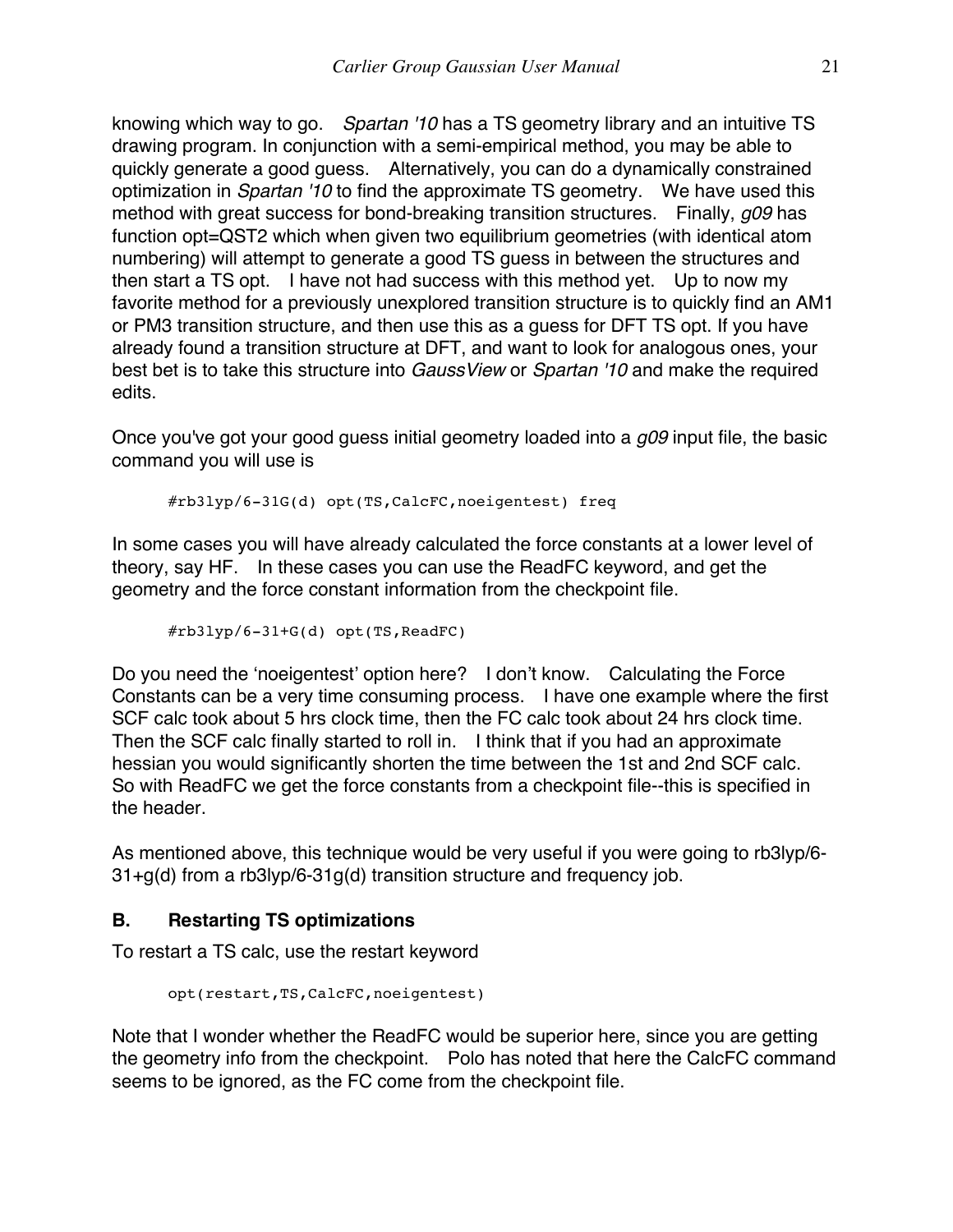knowing which way to go. *Spartan '10* has a TS geometry library and an intuitive TS drawing program. In conjunction with a semi-empirical method, you may be able to quickly generate a good guess. Alternatively, you can do a dynamically constrained optimization in *Spartan '10* to find the approximate TS geometry. We have used this method with great success for bond-breaking transition structures. Finally, *g09* has function opt=QST2 which when given two equilibrium geometries (with identical atom numbering) will attempt to generate a good TS guess in between the structures and then start a TS opt. I have not had success with this method yet. Up to now my favorite method for a previously unexplored transition structure is to quickly find an AM1 or PM3 transition structure, and then use this as a guess for DFT TS opt. If you have already found a transition structure at DFT, and want to look for analogous ones, your best bet is to take this structure into *GaussView* or *Spartan '10* and make the required edits.

Once you've got your good guess initial geometry loaded into a *g09* input file, the basic command you will use is

```
#rb3lyp/6-31G(d) opt(TS,CalcFC,noeigentest) freq
```

In some cases you will have already calculated the force constants at a lower level of theory, say HF. In these cases you can use the ReadFC keyword, and get the geometry and the force constant information from the checkpoint file.

```
#rb3lyp/6-31+G(d) opt(TS,ReadFC)
```

Do you need the 'noeigentest' option here? I don't know. Calculating the Force Constants can be a very time consuming process. I have one example where the first SCF calc took about 5 hrs clock time, then the FC calc took about 24 hrs clock time. Then the SCF calc finally started to roll in. I think that if you had an approximate hessian you would significantly shorten the time between the 1st and 2nd SCF calc. So with ReadFC we get the force constants from a checkpoint file--this is specified in the header.

As mentioned above, this technique would be very useful if you were going to rb3lyp/6-31+g(d) from a rb3lyp/6-31g(d) transition structure and frequency job.

## B. Restarting TS optimizations

To restart a TS calc, use the restart keyword

```
opt(restart,TS,CalcFC,noeigentest)
```

Note that I wonder whether the ReadFC would be superior here, since you are getting the geometry info from the checkpoint. Polo has noted that here the CalcFC command seems to be ignored, as the FC come from the checkpoint file.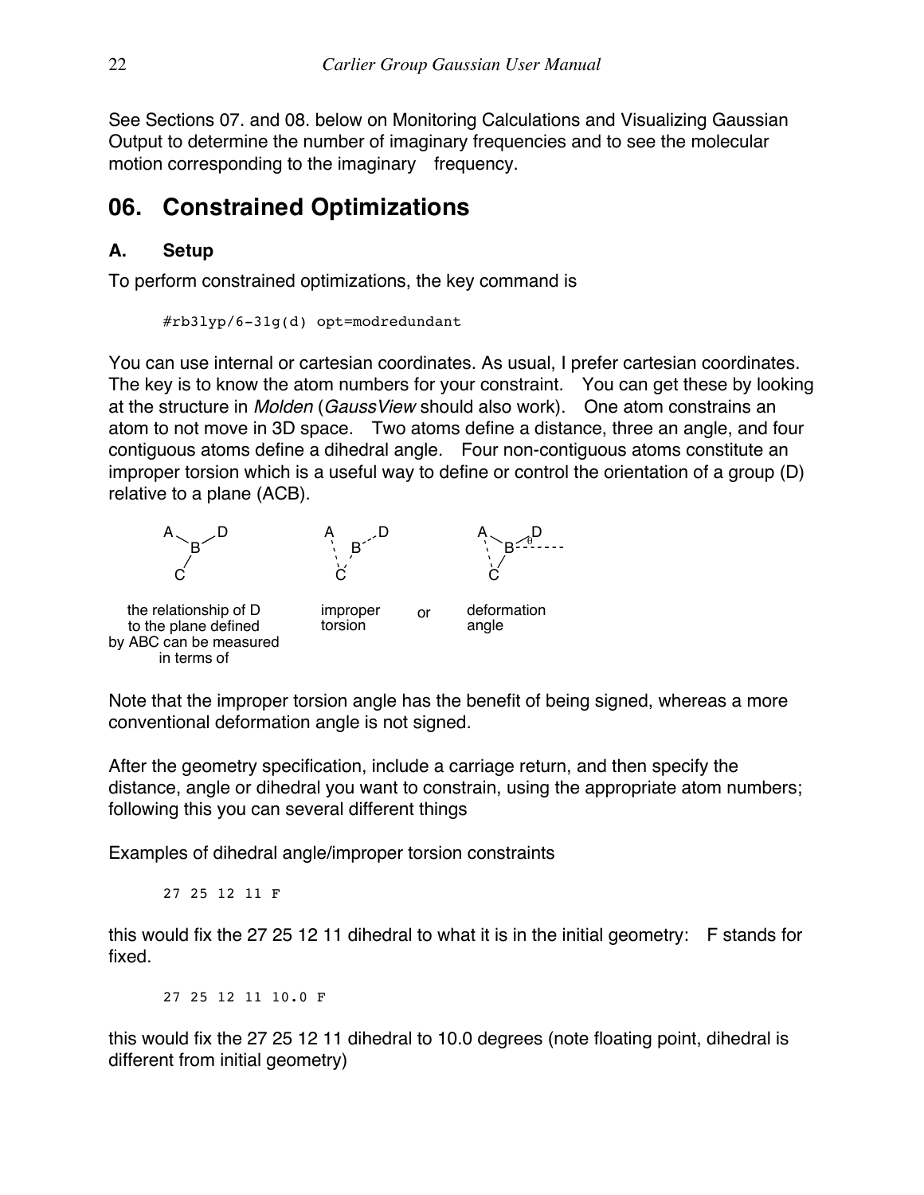See Sections 07. and 08. below on Monitoring Calculations and Visualizing Gaussian Output to determine the number of imaginary frequencies and to see the molecular motion corresponding to the imaginary frequency.

## 06. Constrained Optimizations

### A. Setup

To perform constrained optimizations, the key command is

```
#rb3lyp/6-31g(d) opt=modredundant
```

You can use internal or cartesian coordinates. As usual, I prefer cartesian coordinates. The key is to know the atom numbers for your constraint. You can get these by looking at the structure in *Molden* (*GaussView* should also work). One atom constrains an atom to not move in 3D space. Two atoms define a distance, three an angle, and four contiguous atoms define a dihedral angle. Four non-contiguous atoms constitute an improper torsion which is a useful way to define or control the orientation of a group (D) relative to a plane (ACB).

the relationship of D to the plane defined by ABC can be measured in terms of — improper torsion — or — deformation angle ($\theta$)

Note that the improper torsion angle has the benefit of being signed, whereas a more conventional deformation angle is not signed.

After the geometry specification, include a carriage return, and then specify the distance, angle or dihedral you want to constrain, using the appropriate atom numbers; following this you can several different things

Examples of dihedral angle/improper torsion constraints

```
27 25 12 11 F
```

this would fix the 27 25 12 11 dihedral to what it is in the initial geometry: F stands for fixed.

```
27 25 12 11 10.0 F
```

this would fix the 27 25 12 11 dihedral to 10.0 degrees (note floating point, dihedral is different from initial geometry)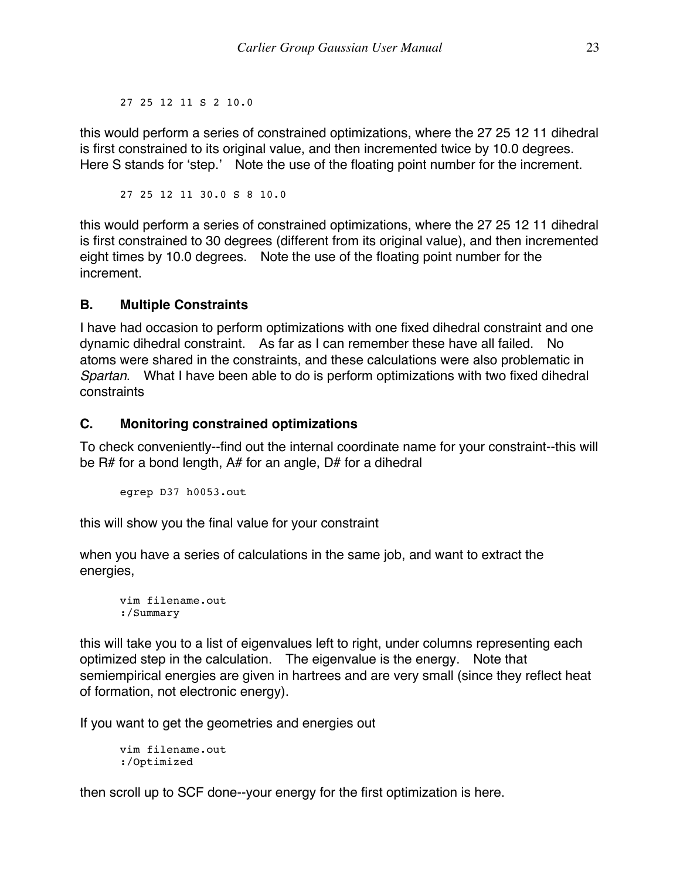```
27 25 12 11 S 2 10.0
```

this would perform a series of constrained optimizations, where the 27 25 12 11 dihedral is first constrained to its original value, and then incremented twice by 10.0 degrees. Here S stands for 'step.' Note the use of the floating point number for the increment.

```
27 25 12 11 30.0 S 8 10.0
```

this would perform a series of constrained optimizations, where the 27 25 12 11 dihedral is first constrained to 30 degrees (different from its original value), and then incremented eight times by 10.0 degrees. Note the use of the floating point number for the increment.

### B. Multiple Constraints

I have had occasion to perform optimizations with one fixed dihedral constraint and one dynamic dihedral constraint. As far as I can remember these have all failed. No atoms were shared in the constraints, and these calculations were also problematic in *Spartan*. What I have been able to do is perform optimizations with two fixed dihedral constraints

### C. Monitoring constrained optimizations

To check conveniently--find out the internal coordinate name for your constraint--this will be R# for a bond length, A# for an angle, D# for a dihedral

```
egrep D37 h0053.out
```

this will show you the final value for your constraint

when you have a series of calculations in the same job, and want to extract the energies,

```
vim filename.out
:/Summary
```

this will take you to a list of eigenvalues left to right, under columns representing each optimized step in the calculation. The eigenvalue is the energy. Note that semiempirical energies are given in hartrees and are very small (since they reflect heat of formation, not electronic energy).

If you want to get the geometries and energies out

```
vim filename.out
:/Optimized
```

then scroll up to SCF done--your energy for the first optimization is here.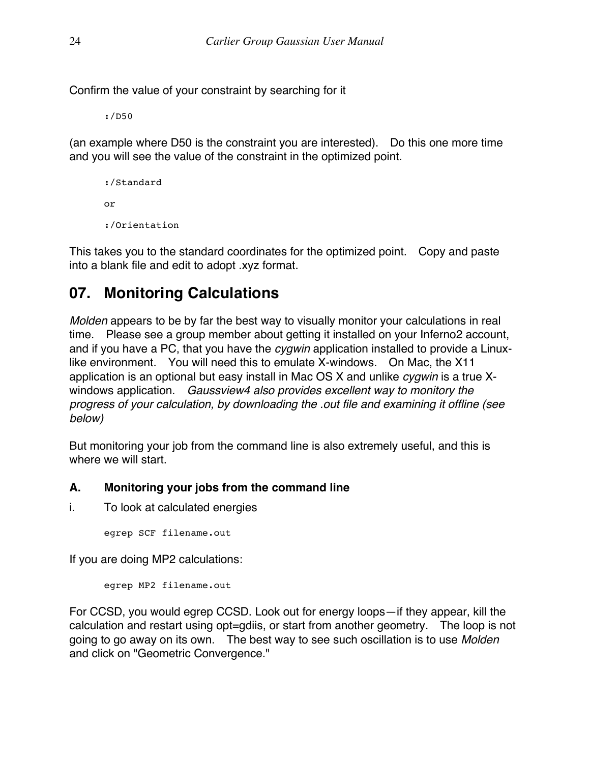Confirm the value of your constraint by searching for it

```
:/D50
```

(an example where D50 is the constraint you are interested). Do this one more time and you will see the value of the constraint in the optimized point.

```
:/Standard

or

:/Orientation
```

This takes you to the standard coordinates for the optimized point. Copy and paste into a blank file and edit to adopt .xyz format.

## 07. Monitoring Calculations

*Molden* appears to be by far the best way to visually monitor your calculations in real time. Please see a group member about getting it installed on your Inferno2 account, and if you have a PC, that you have the *cygwin* application installed to provide a Linux-like environment. You will need this to emulate X-windows. On Mac, the X11 application is an optional but easy install in Mac OS X and unlike *cygwin* is a true X-windows application. *Gaussview4 also provides excellent way to monitory the progress of your calculation, by downloading the .out file and examining it offline (see below)*

But monitoring your job from the command line is also extremely useful, and this is where we will start.

### A. Monitoring your jobs from the command line

i. To look at calculated energies

```
egrep SCF filename.out
```

If you are doing MP2 calculations:

```
egrep MP2 filename.out
```

For CCSD, you would egrep CCSD. Look out for energy loops—if they appear, kill the calculation and restart using opt=gdiis, or start from another geometry. The loop is not going to go away on its own. The best way to see such oscillation is to use *Molden* and click on "Geometric Convergence."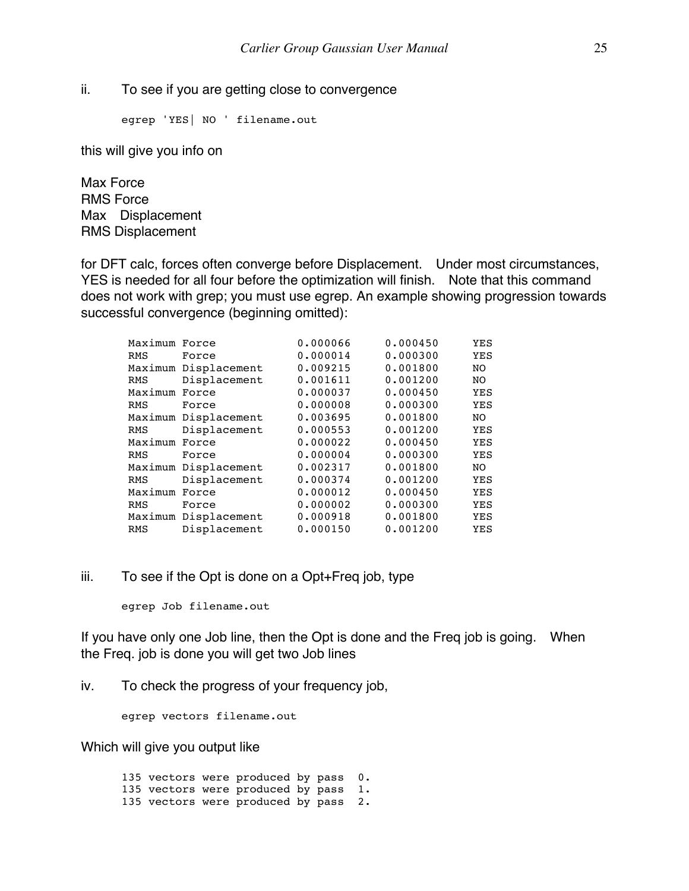ii. To see if you are getting close to convergence

```
egrep 'YES| NO ' filename.out
```

this will give you info on

Max Force
RMS Force
Max Displacement
RMS Displacement

for DFT calc, forces often converge before Displacement. Under most circumstances, YES is needed for all four before the optimization will finish. Note that this command does not work with grep; you must use egrep. An example showing progression towards successful convergence (beginning omitted):

```
 Maximum Force            0.000066     0.000450     YES
 RMS     Force            0.000014     0.000300     YES
 Maximum Displacement     0.009215     0.001800     NO
 RMS     Displacement     0.001611     0.001200     NO
 Maximum Force            0.000037     0.000450     YES
 RMS     Force            0.000008     0.000300     YES
 Maximum Displacement     0.003695     0.001800     NO
 RMS     Displacement     0.000553     0.001200     YES
 Maximum Force            0.000022     0.000450     YES
 RMS     Force            0.000004     0.000300     YES
 Maximum Displacement     0.002317     0.001800     NO
 RMS     Displacement     0.000374     0.001200     YES
 Maximum Force            0.000012     0.000450     YES
 RMS     Force            0.000002     0.000300     YES
 Maximum Displacement     0.000918     0.001800     YES
 RMS     Displacement     0.000150     0.001200     YES
```

iii. To see if the Opt is done on a Opt+Freq job, type

```
egrep Job filename.out
```

If you have only one Job line, then the Opt is done and the Freq job is going. When the Freq. job is done you will get two Job lines

iv. To check the progress of your frequency job,

```
egrep vectors filename.out
```

Which will give you output like

```
135 vectors were produced by pass  0.
135 vectors were produced by pass  1.
135 vectors were produced by pass  2.
```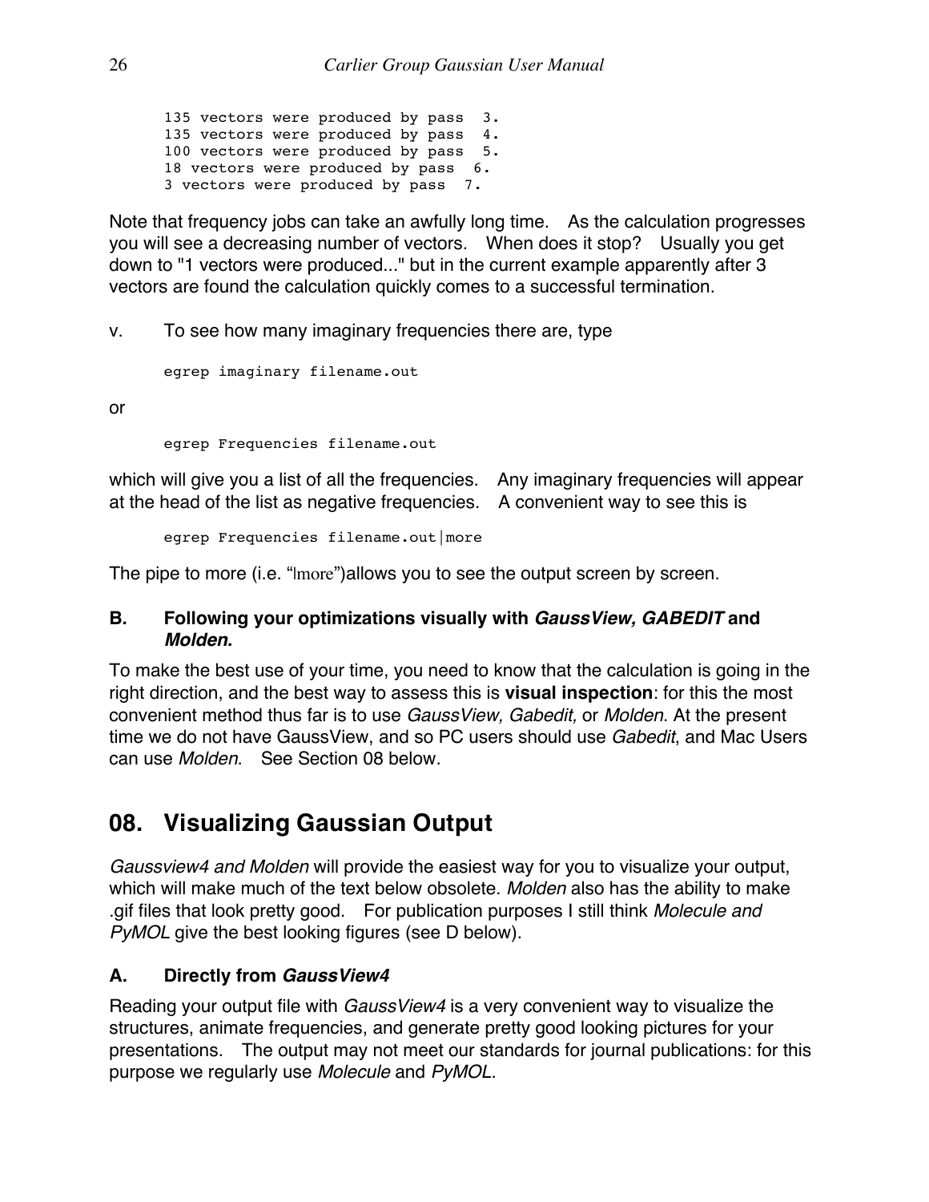```
135 vectors were produced by pass  3.
135 vectors were produced by pass  4.
100 vectors were produced by pass  5.
18 vectors were produced by pass  6.
3 vectors were produced by pass  7.
```

Note that frequency jobs can take an awfully long time. As the calculation progresses you will see a decreasing number of vectors. When does it stop? Usually you get down to "1 vectors were produced..." but in the current example apparently after 3 vectors are found the calculation quickly comes to a successful termination.

v. To see how many imaginary frequencies there are, type

```
egrep imaginary filename.out
```

or

```
egrep Frequencies filename.out
```

which will give you a list of all the frequencies. Any imaginary frequencies will appear at the head of the list as negative frequencies. A convenient way to see this is

```
egrep Frequencies filename.out|more
```

The pipe to more (i.e. "|more")allows you to see the output screen by screen.

### B. Following your optimizations visually with *GaussView, GABEDIT* and *Molden*.

To make the best use of your time, you need to know that the calculation is going in the right direction, and the best way to assess this is **visual inspection**: for this the most convenient method thus far is to use *GaussView, Gabedit,* or *Molden*. At the present time we do not have GaussView, and so PC users should use *Gabedit*, and Mac Users can use *Molden*. See Section 08 below.

## 08. Visualizing Gaussian Output

*Gaussview4 and Molden* will provide the easiest way for you to visualize your output, which will make much of the text below obsolete. *Molden* also has the ability to make .gif files that look pretty good. For publication purposes I still think *Molecule and PyMOL* give the best looking figures (see D below).

### A. Directly from *GaussView4*

Reading your output file with *GaussView4* is a very convenient way to visualize the structures, animate frequencies, and generate pretty good looking pictures for your presentations. The output may not meet our standards for journal publications: for this purpose we regularly use *Molecule* and *PyMOL.*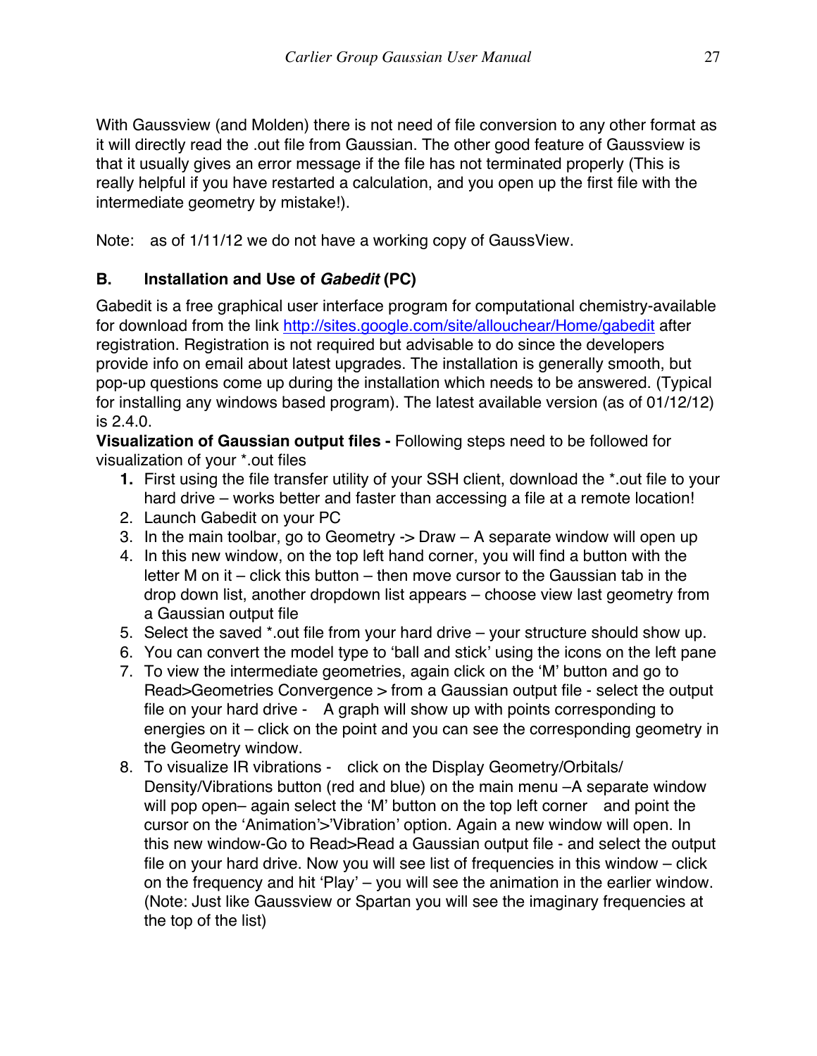With Gaussview (and Molden) there is not need of file conversion to any other format as it will directly read the .out file from Gaussian. The other good feature of Gaussview is that it usually gives an error message if the file has not terminated properly (This is really helpful if you have restarted a calculation, and you open up the first file with the intermediate geometry by mistake!).

Note:   as of 1/11/12 we do not have a working copy of GaussView.

### B.   Installation and Use of *Gabedit* (PC)

Gabedit is a free graphical user interface program for computational chemistry-available for download from the link http://sites.google.com/site/allouchear/Home/gabedit after registration. Registration is not required but advisable to do since the developers provide info on email about latest upgrades. The installation is generally smooth, but pop-up questions come up during the installation which needs to be answered. (Typical for installing any windows based program). The latest available version (as of 01/12/12) is 2.4.0.

**Visualization of Gaussian output files -** Following steps need to be followed for visualization of your *.out files

1. First using the file transfer utility of your SSH client, download the *.out file to your hard drive – works better and faster than accessing a file at a remote location!
2. Launch Gabedit on your PC
3. In the main toolbar, go to Geometry -> Draw – A separate window will open up
4. In this new window, on the top left hand corner, you will find a button with the letter M on it – click this button – then move cursor to the Gaussian tab in the drop down list, another dropdown list appears – choose view last geometry from a Gaussian output file
5. Select the saved *.out file from your hard drive – your structure should show up.
6. You can convert the model type to 'ball and stick' using the icons on the left pane
7. To view the intermediate geometries, again click on the 'M' button and go to Read>Geometries Convergence > from a Gaussian output file - select the output file on your hard drive -   A graph will show up with points corresponding to energies on it – click on the point and you can see the corresponding geometry in the Geometry window.
8. To visualize IR vibrations -   click on the Display Geometry/Orbitals/ Density/Vibrations button (red and blue) on the main menu –A separate window will pop open– again select the 'M' button on the top left corner   and point the cursor on the 'Animation'>'Vibration' option. Again a new window will open. In this new window-Go to Read>Read a Gaussian output file - and select the output file on your hard drive. Now you will see list of frequencies in this window – click on the frequency and hit 'Play' – you will see the animation in the earlier window. (Note: Just like Gaussview or Spartan you will see the imaginary frequencies at the top of the list)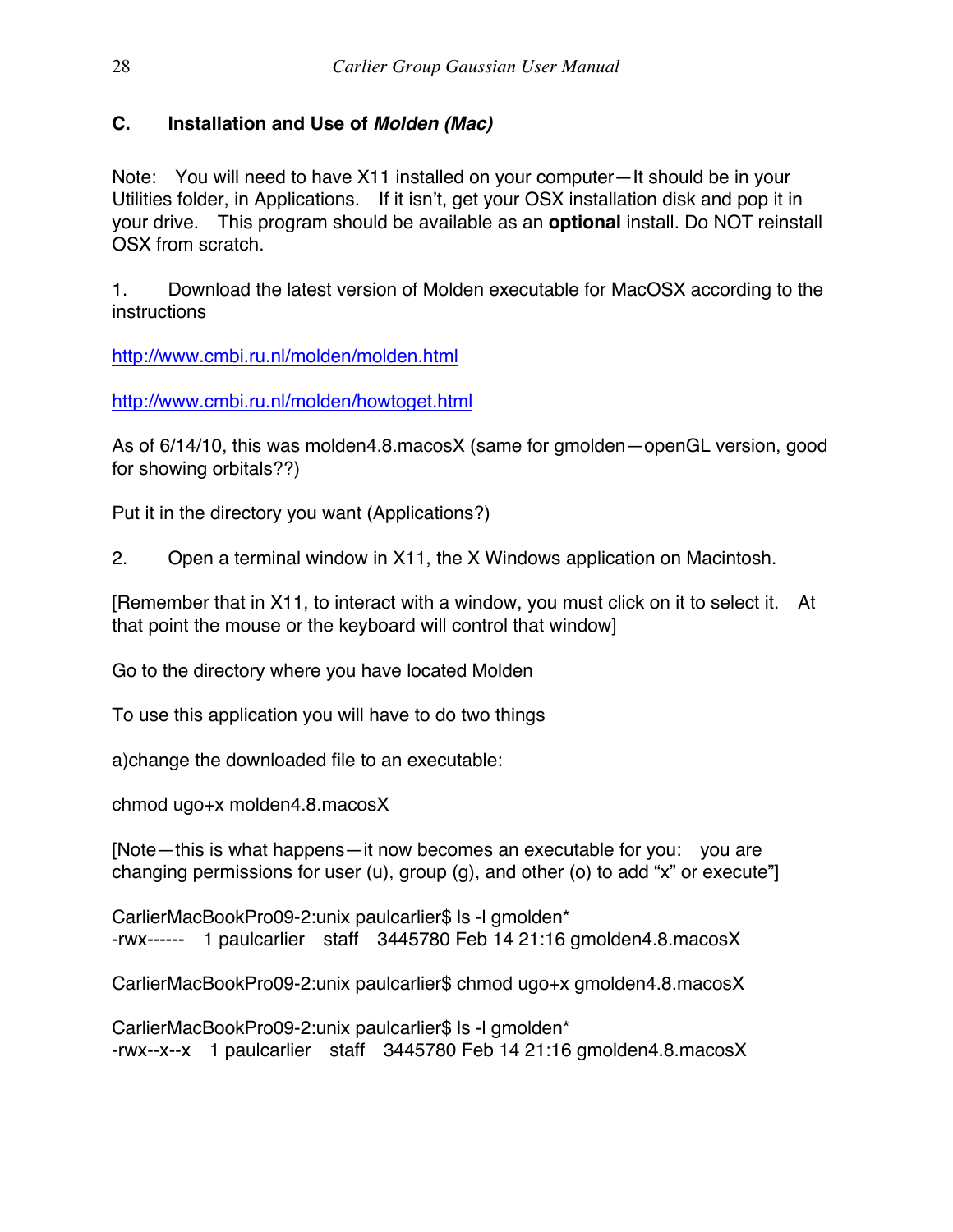### C. Installation and Use of *Molden (Mac)*

Note: You will need to have X11 installed on your computer—It should be in your Utilities folder, in Applications. If it isn't, get your OSX installation disk and pop it in your drive. This program should be available as an **optional** install. Do NOT reinstall OSX from scratch.

1. Download the latest version of Molden executable for MacOSX according to the instructions

http://www.cmbi.ru.nl/molden/molden.html

http://www.cmbi.ru.nl/molden/howtoget.html

As of 6/14/10, this was molden4.8.macosX (same for gmolden—openGL version, good for showing orbitals??)

Put it in the directory you want (Applications?)

2. Open a terminal window in X11, the X Windows application on Macintosh.

[Remember that in X11, to interact with a window, you must click on it to select it. At that point the mouse or the keyboard will control that window]

Go to the directory where you have located Molden

To use this application you will have to do two things

a)change the downloaded file to an executable:

chmod ugo+x molden4.8.macosX

[Note—this is what happens—it now becomes an executable for you: you are changing permissions for user (u), group (g), and other (o) to add "x" or execute"]

```
CarlierMacBookPro09-2:unix paulcarlier$ ls -l gmolden*
-rwx------   1 paulcarlier   staff   3445780 Feb 14 21:16 gmolden4.8.macosX

CarlierMacBookPro09-2:unix paulcarlier$ chmod ugo+x gmolden4.8.macosX

CarlierMacBookPro09-2:unix paulcarlier$ ls -l gmolden*
-rwx--x--x   1 paulcarlier   staff   3445780 Feb 14 21:16 gmolden4.8.macosX
```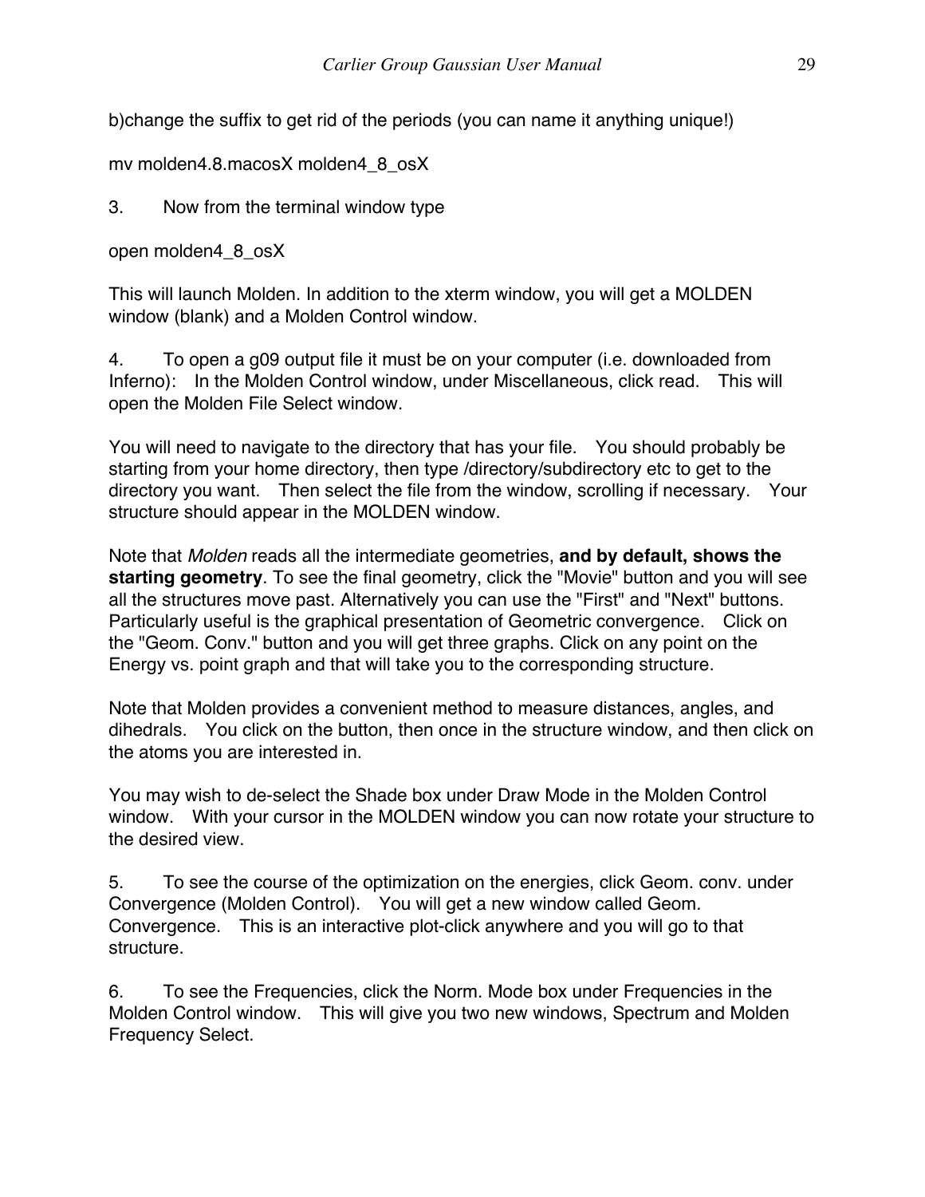b)change the suffix to get rid of the periods (you can name it anything unique!)

mv molden4.8.macosX molden4_8_osX

3. Now from the terminal window type

open molden4_8_osX

This will launch Molden. In addition to the xterm window, you will get a MOLDEN window (blank) and a Molden Control window.

4. To open a g09 output file it must be on your computer (i.e. downloaded from Inferno): In the Molden Control window, under Miscellaneous, click read. This will open the Molden File Select window.

You will need to navigate to the directory that has your file. You should probably be starting from your home directory, then type /directory/subdirectory etc to get to the directory you want. Then select the file from the window, scrolling if necessary. Your structure should appear in the MOLDEN window.

Note that *Molden* reads all the intermediate geometries, **and by default, shows the starting geometry**. To see the final geometry, click the "Movie" button and you will see all the structures move past. Alternatively you can use the "First" and "Next" buttons. Particularly useful is the graphical presentation of Geometric convergence. Click on the "Geom. Conv." button and you will get three graphs. Click on any point on the Energy vs. point graph and that will take you to the corresponding structure.

Note that Molden provides a convenient method to measure distances, angles, and dihedrals. You click on the button, then once in the structure window, and then click on the atoms you are interested in.

You may wish to de-select the Shade box under Draw Mode in the Molden Control window. With your cursor in the MOLDEN window you can now rotate your structure to the desired view.

5. To see the course of the optimization on the energies, click Geom. conv. under Convergence (Molden Control). You will get a new window called Geom. Convergence. This is an interactive plot-click anywhere and you will go to that structure.

6. To see the Frequencies, click the Norm. Mode box under Frequencies in the Molden Control window. This will give you two new windows, Spectrum and Molden Frequency Select.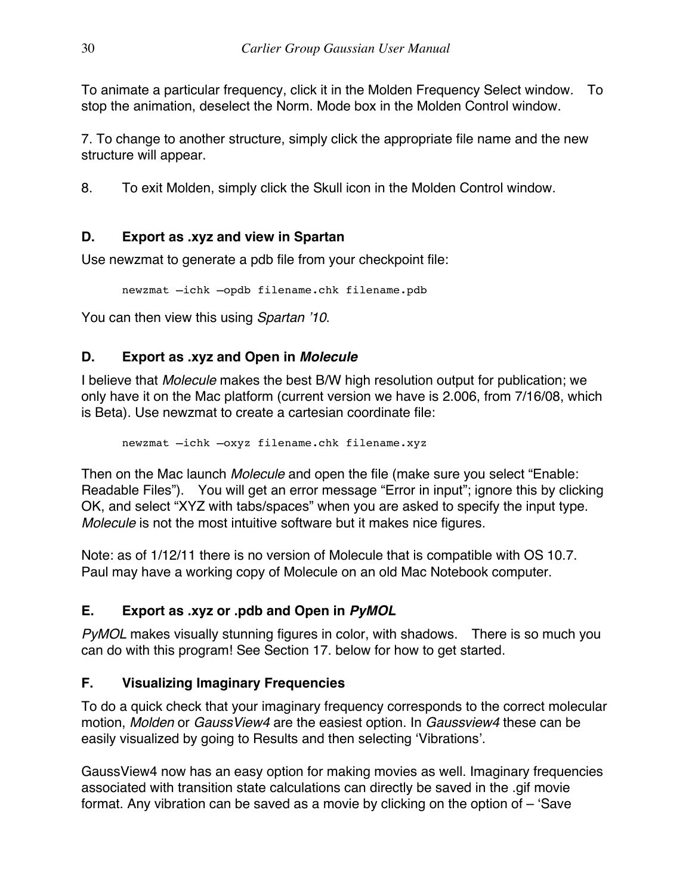To animate a particular frequency, click it in the Molden Frequency Select window. To stop the animation, deselect the Norm. Mode box in the Molden Control window.

7. To change to another structure, simply click the appropriate file name and the new structure will appear.

8. To exit Molden, simply click the Skull icon in the Molden Control window.

### D. Export as .xyz and view in Spartan

Use newzmat to generate a pdb file from your checkpoint file:

```
newzmat –ichk –opdb filename.chk filename.pdb
```

You can then view this using *Spartan '10*.

### D. Export as .xyz and Open in *Molecule*

I believe that *Molecule* makes the best B/W high resolution output for publication; we only have it on the Mac platform (current version we have is 2.006, from 7/16/08, which is Beta). Use newzmat to create a cartesian coordinate file:

```
newzmat –ichk –oxyz filename.chk filename.xyz
```

Then on the Mac launch *Molecule* and open the file (make sure you select "Enable: Readable Files"). You will get an error message "Error in input"; ignore this by clicking OK, and select "XYZ with tabs/spaces" when you are asked to specify the input type. *Molecule* is not the most intuitive software but it makes nice figures.

Note: as of 1/12/11 there is no version of Molecule that is compatible with OS 10.7. Paul may have a working copy of Molecule on an old Mac Notebook computer.

### E. Export as .xyz or .pdb and Open in *PyMOL*

*PyMOL* makes visually stunning figures in color, with shadows. There is so much you can do with this program! See Section 17. below for how to get started.

### F. Visualizing Imaginary Frequencies

To do a quick check that your imaginary frequency corresponds to the correct molecular motion, *Molden* or *GaussView4* are the easiest option. In *Gaussview4* these can be easily visualized by going to Results and then selecting 'Vibrations'.

GaussView4 now has an easy option for making movies as well. Imaginary frequencies associated with transition state calculations can directly be saved in the .gif movie format. Any vibration can be saved as a movie by clicking on the option of – 'Save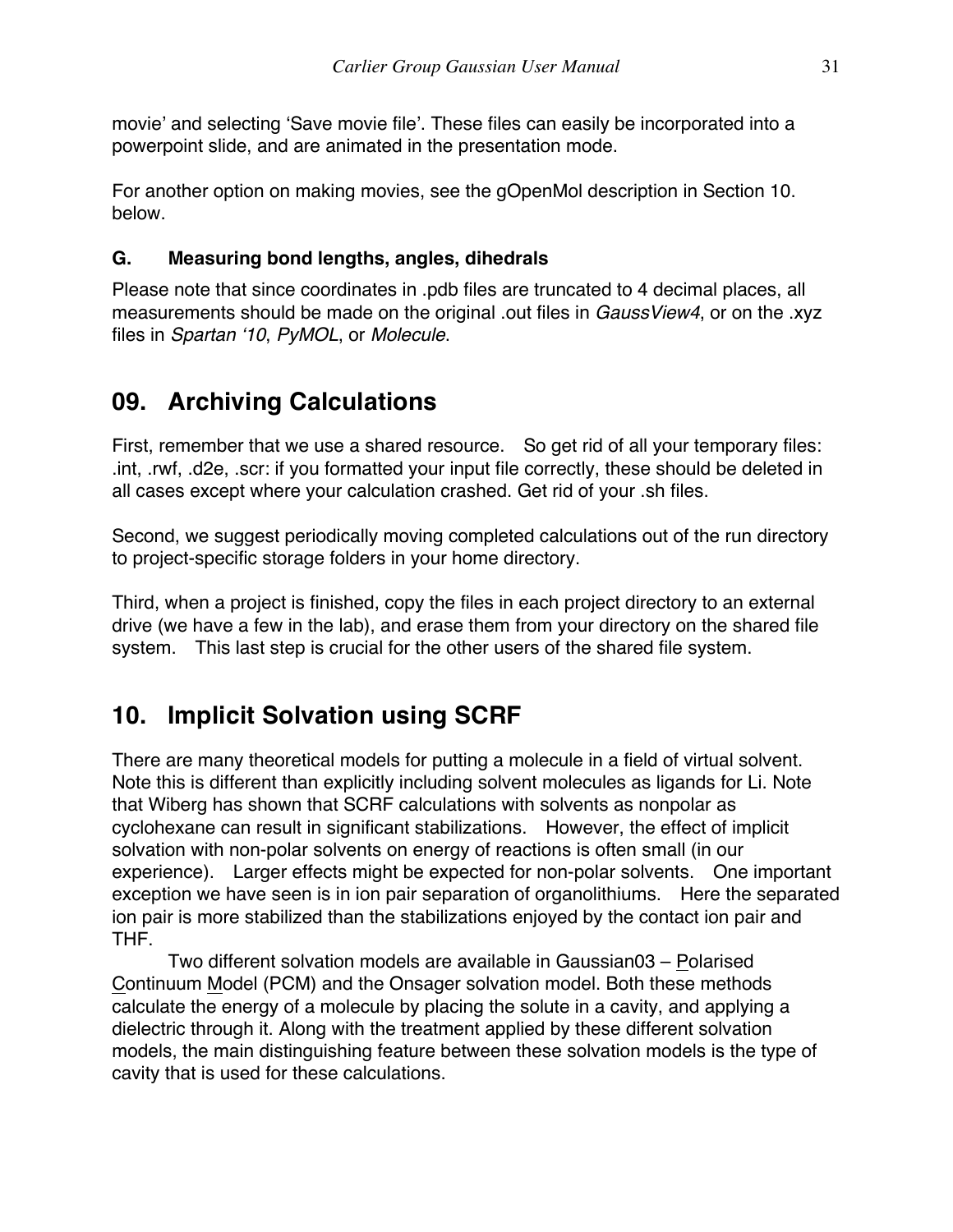movie' and selecting 'Save movie file'. These files can easily be incorporated into a powerpoint slide, and are animated in the presentation mode.

For another option on making movies, see the gOpenMol description in Section 10. below.

### G. Measuring bond lengths, angles, dihedrals

Please note that since coordinates in .pdb files are truncated to 4 decimal places, all measurements should be made on the original .out files in *GaussView4*, or on the .xyz files in *Spartan '10*, *PyMOL*, or *Molecule.*

## 09. Archiving Calculations

First, remember that we use a shared resource. So get rid of all your temporary files: .int, .rwf, .d2e, .scr: if you formatted your input file correctly, these should be deleted in all cases except where your calculation crashed. Get rid of your .sh files.

Second, we suggest periodically moving completed calculations out of the run directory to project-specific storage folders in your home directory.

Third, when a project is finished, copy the files in each project directory to an external drive (we have a few in the lab), and erase them from your directory on the shared file system. This last step is crucial for the other users of the shared file system.

## 10. Implicit Solvation using SCRF

There are many theoretical models for putting a molecule in a field of virtual solvent. Note this is different than explicitly including solvent molecules as ligands for Li. Note that Wiberg has shown that SCRF calculations with solvents as nonpolar as cyclohexane can result in significant stabilizations. However, the effect of implicit solvation with non-polar solvents on energy of reactions is often small (in our experience). Larger effects might be expected for non-polar solvents. One important exception we have seen is in ion pair separation of organolithiums. Here the separated ion pair is more stabilized than the stabilizations enjoyed by the contact ion pair and THF.

Two different solvation models are available in Gaussian03 – Polarised Continuum Model (PCM) and the Onsager solvation model. Both these methods calculate the energy of a molecule by placing the solute in a cavity, and applying a dielectric through it. Along with the treatment applied by these different solvation models, the main distinguishing feature between these solvation models is the type of cavity that is used for these calculations.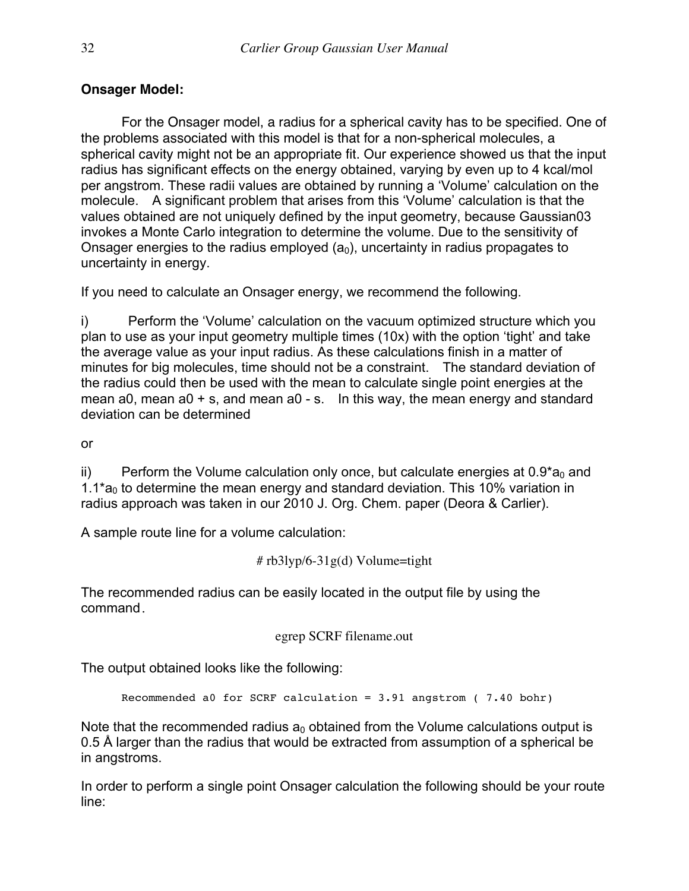**Onsager Model:**

For the Onsager model, a radius for a spherical cavity has to be specified. One of the problems associated with this model is that for a non-spherical molecules, a spherical cavity might not be an appropriate fit. Our experience showed us that the input radius has significant effects on the energy obtained, varying by even up to 4 kcal/mol per angstrom. These radii values are obtained by running a 'Volume' calculation on the molecule. A significant problem that arises from this 'Volume' calculation is that the values obtained are not uniquely defined by the input geometry, because Gaussian03 invokes a Monte Carlo integration to determine the volume. Due to the sensitivity of Onsager energies to the radius employed ($a_0$), uncertainty in radius propagates to uncertainty in energy.

If you need to calculate an Onsager energy, we recommend the following.

i) Perform the 'Volume' calculation on the vacuum optimized structure which you plan to use as your input geometry multiple times (10x) with the option 'tight' and take the average value as your input radius. As these calculations finish in a matter of minutes for big molecules, time should not be a constraint. The standard deviation of the radius could then be used with the mean to calculate single point energies at the mean a0, mean a0 + s, and mean a0 - s. In this way, the mean energy and standard deviation can be determined

or

ii) Perform the Volume calculation only once, but calculate energies at $0.9*a_0$ and $1.1*a_0$ to determine the mean energy and standard deviation. This 10% variation in radius approach was taken in our 2010 J. Org. Chem. paper (Deora & Carlier).

A sample route line for a volume calculation:

```
# rb3lyp/6-31g(d) Volume=tight
```

The recommended radius can be easily located in the output file by using the command.

```
egrep SCRF filename.out
```

The output obtained looks like the following:

```
Recommended a0 for SCRF calculation = 3.91 angstrom ( 7.40 bohr)
```

Note that the recommended radius $a_0$ obtained from the Volume calculations output is 0.5 Å larger than the radius that would be extracted from assumption of a spherical be in angstroms.

In order to perform a single point Onsager calculation the following should be your route line: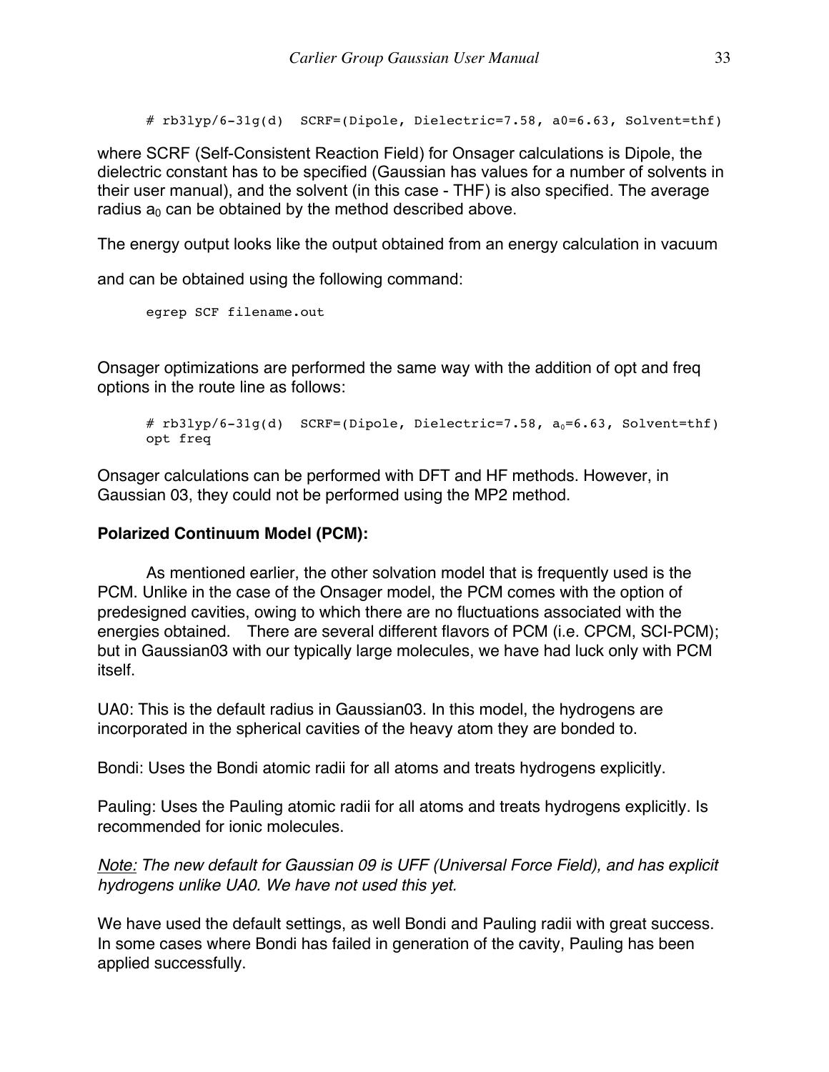```
# rb3lyp/6-31g(d)  SCRF=(Dipole, Dielectric=7.58, a0=6.63, Solvent=thf)
```

where SCRF (Self-Consistent Reaction Field) for Onsager calculations is Dipole, the dielectric constant has to be specified (Gaussian has values for a number of solvents in their user manual), and the solvent (in this case - THF) is also specified. The average radius $a_0$ can be obtained by the method described above.

The energy output looks like the output obtained from an energy calculation in vacuum and can be obtained using the following command:

```
egrep SCF filename.out
```

Onsager optimizations are performed the same way with the addition of opt and freq options in the route line as follows:

```
# rb3lyp/6-31g(d)  SCRF=(Dipole, Dielectric=7.58, a0=6.63, Solvent=thf)
opt freq
```

Onsager calculations can be performed with DFT and HF methods. However, in Gaussian 03, they could not be performed using the MP2 method.

**Polarized Continuum Model (PCM):**

As mentioned earlier, the other solvation model that is frequently used is the PCM. Unlike in the case of the Onsager model, the PCM comes with the option of predesigned cavities, owing to which there are no fluctuations associated with the energies obtained. There are several different flavors of PCM (i.e. CPCM, SCI-PCM); but in Gaussian03 with our typically large molecules, we have had luck only with PCM itself.

UA0: This is the default radius in Gaussian03. In this model, the hydrogens are incorporated in the spherical cavities of the heavy atom they are bonded to.

Bondi: Uses the Bondi atomic radii for all atoms and treats hydrogens explicitly.

Pauling: Uses the Pauling atomic radii for all atoms and treats hydrogens explicitly. Is recommended for ionic molecules.

*Note: The new default for Gaussian 09 is UFF (Universal Force Field), and has explicit hydrogens unlike UA0. We have not used this yet.*

We have used the default settings, as well Bondi and Pauling radii with great success. In some cases where Bondi has failed in generation of the cavity, Pauling has been applied successfully.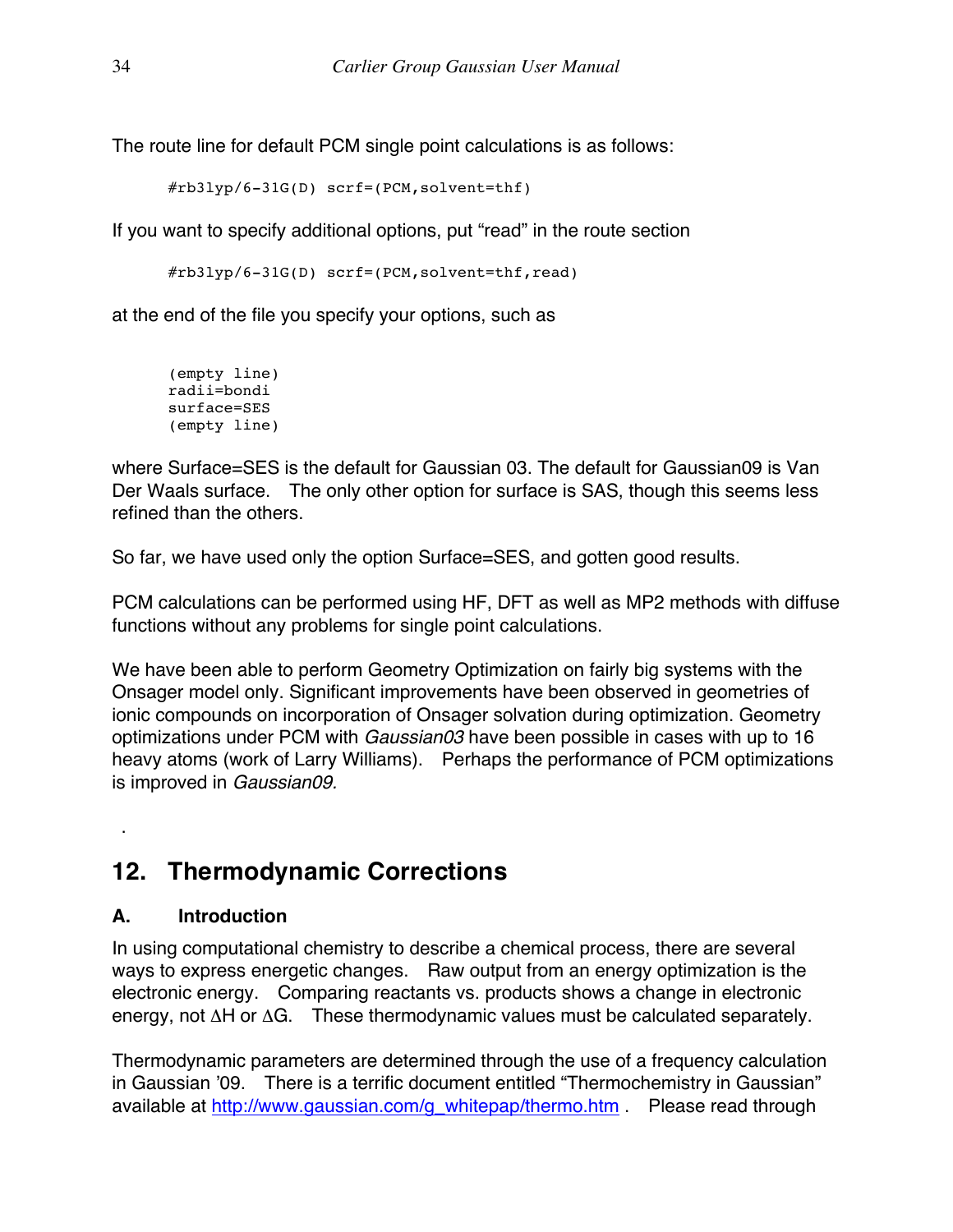The route line for default PCM single point calculations is as follows:

```
#rb3lyp/6-31G(D) scrf=(PCM,solvent=thf)
```

If you want to specify additional options, put “read” in the route section

```
#rb3lyp/6-31G(D) scrf=(PCM,solvent=thf,read)
```

at the end of the file you specify your options, such as

```
(empty line)
radii=bondi
surface=SES
(empty line)
```

where Surface=SES is the default for Gaussian 03. The default for Gaussian09 is Van Der Waals surface. The only other option for surface is SAS, though this seems less refined than the others.

So far, we have used only the option Surface=SES, and gotten good results.

PCM calculations can be performed using HF, DFT as well as MP2 methods with diffuse functions without any problems for single point calculations.

We have been able to perform Geometry Optimization on fairly big systems with the Onsager model only. Significant improvements have been observed in geometries of ionic compounds on incorporation of Onsager solvation during optimization. Geometry optimizations under PCM with *Gaussian03* have been possible in cases with up to 16 heavy atoms (work of Larry Williams). Perhaps the performance of PCM optimizations is improved in *Gaussian09.*

.

## 12. Thermodynamic Corrections

### A. Introduction

In using computational chemistry to describe a chemical process, there are several ways to express energetic changes. Raw output from an energy optimization is the electronic energy. Comparing reactants vs. products shows a change in electronic energy, not ΔH or ΔG. These thermodynamic values must be calculated separately.

Thermodynamic parameters are determined through the use of a frequency calculation in Gaussian ’09. There is a terrific document entitled “Thermochemistry in Gaussian” available at http://www.gaussian.com/g_whitepap/thermo.htm . Please read through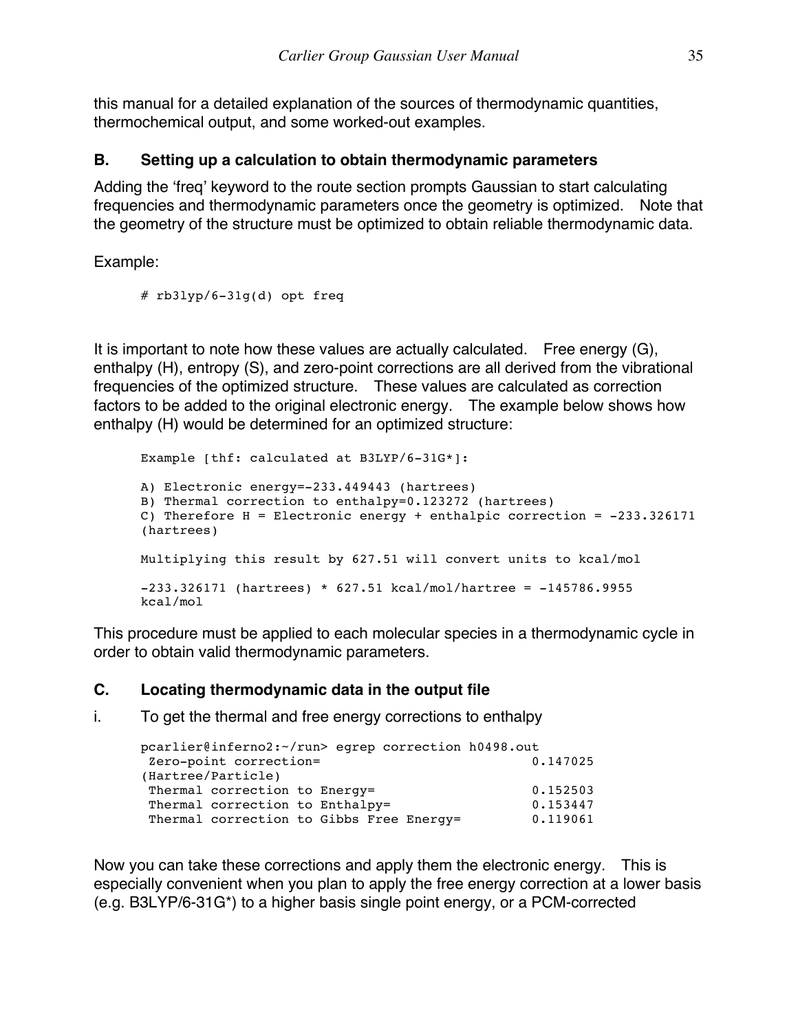this manual for a detailed explanation of the sources of thermodynamic quantities, thermochemical output, and some worked-out examples.

### B. Setting up a calculation to obtain thermodynamic parameters

Adding the 'freq' keyword to the route section prompts Gaussian to start calculating frequencies and thermodynamic parameters once the geometry is optimized. Note that the geometry of the structure must be optimized to obtain reliable thermodynamic data.

Example:

```
# rb3lyp/6-31g(d) opt freq
```

It is important to note how these values are actually calculated. Free energy (G), enthalpy (H), entropy (S), and zero-point corrections are all derived from the vibrational frequencies of the optimized structure. These values are calculated as correction factors to be added to the original electronic energy. The example below shows how enthalpy (H) would be determined for an optimized structure:

```
Example [thf: calculated at B3LYP/6-31G*]:

A) Electronic energy=-233.449443 (hartrees)
B) Thermal correction to enthalpy=0.123272 (hartrees)
C) Therefore H = Electronic energy + enthalpic correction = -233.326171
(hartrees)

Multiplying this result by 627.51 will convert units to kcal/mol

-233.326171 (hartrees) * 627.51 kcal/mol/hartree = -145786.9955
kcal/mol
```

This procedure must be applied to each molecular species in a thermodynamic cycle in order to obtain valid thermodynamic parameters.

### C. Locating thermodynamic data in the output file

i. To get the thermal and free energy corrections to enthalpy

```
pcarlier@inferno2:~/run> egrep correction h0498.out
 Zero-point correction=                           0.147025
(Hartree/Particle)
 Thermal correction to Energy=                    0.152503
 Thermal correction to Enthalpy=                  0.153447
 Thermal correction to Gibbs Free Energy=         0.119061
```

Now you can take these corrections and apply them the electronic energy. This is especially convenient when you plan to apply the free energy correction at a lower basis (e.g. B3LYP/6-31G*) to a higher basis single point energy, or a PCM-corrected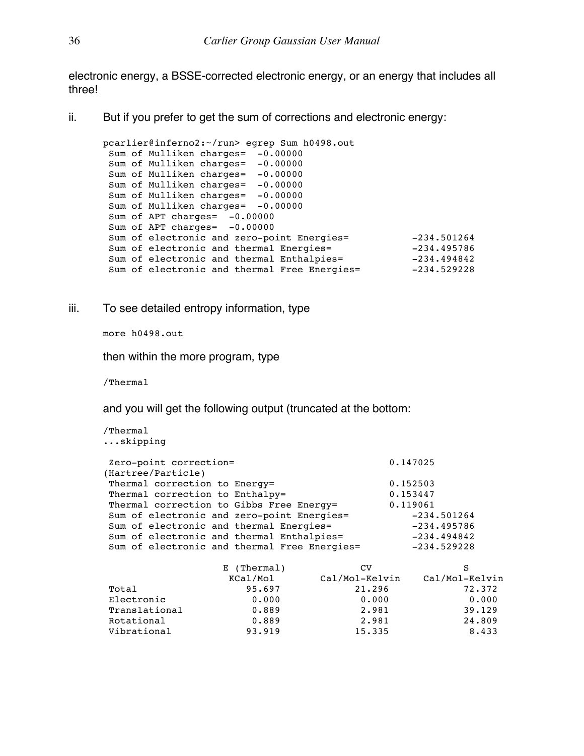electronic energy, a BSSE-corrected electronic energy, or an energy that includes all three!

ii. But if you prefer to get the sum of corrections and electronic energy:

```
pcarlier@inferno2:~/run> egrep Sum h0498.out
 Sum of Mulliken charges=  -0.00000
 Sum of Mulliken charges=  -0.00000
 Sum of Mulliken charges=  -0.00000
 Sum of Mulliken charges=  -0.00000
 Sum of Mulliken charges=  -0.00000
 Sum of Mulliken charges=  -0.00000
 Sum of APT charges=  -0.00000
 Sum of APT charges=  -0.00000
 Sum of electronic and zero-point Energies=           -234.501264
 Sum of electronic and thermal Energies=              -234.495786
 Sum of electronic and thermal Enthalpies=            -234.494842
 Sum of electronic and thermal Free Energies=         -234.529228
```

iii. To see detailed entropy information, type

```
more h0498.out
```

then within the more program, type

```
/Thermal
```

and you will get the following output (truncated at the bottom:

```
/Thermal
...skipping

 Zero-point correction=                           0.147025
(Hartree/Particle)
 Thermal correction to Energy=                    0.152503
 Thermal correction to Enthalpy=                  0.153447
 Thermal correction to Gibbs Free Energy=         0.119061
 Sum of electronic and zero-point Energies=           -234.501264
 Sum of electronic and thermal Energies=              -234.495786
 Sum of electronic and thermal Enthalpies=            -234.494842
 Sum of electronic and thermal Free Energies=         -234.529228

                     E (Thermal)             CV                S
                      KCal/Mol        Cal/Mol-Kelvin    Cal/Mol-Kelvin
 Total                  95.697             21.296            72.372
 Electronic              0.000              0.000             0.000
 Translational           0.889              2.981            39.129
 Rotational              0.889              2.981            24.809
 Vibrational            93.919             15.335             8.433
```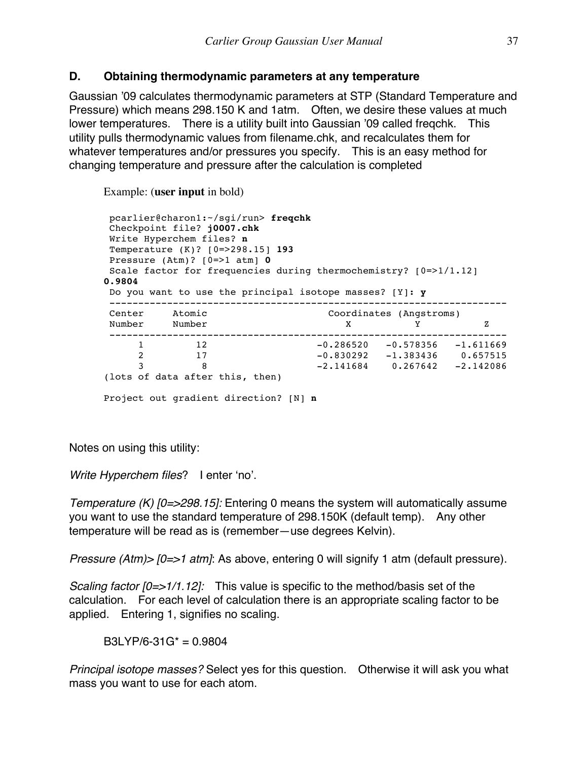### D. Obtaining thermodynamic parameters at any temperature

Gaussian '09 calculates thermodynamic parameters at STP (Standard Temperature and Pressure) which means 298.150 K and 1atm. Often, we desire these values at much lower temperatures. There is a utility built into Gaussian '09 called freqchk. This utility pulls thermodynamic values from filename.chk, and recalculates them for whatever temperatures and/or pressures you specify. This is an easy method for changing temperature and pressure after the calculation is completed

Example: (**user input** in bold)

```
 pcarlier@charon1:~/sgi/run> freqchk
 Checkpoint file? j0007.chk
 Write Hyperchem files? n
 Temperature (K)? [0=>298.15] 193
 Pressure (Atm)? [0=>1 atm] 0
 Scale factor for frequencies during thermochemistry? [0=>1/1.12]
0.9804
 Do you want to use the principal isotope masses? [Y]: y
 ---------------------------------------------------------------------
 Center     Atomic                     Coordinates (Angstroms)
 Number     Number                        X           Y           Z
 ---------------------------------------------------------------------
      1         12                  -0.286520   -0.578356   -1.611669
      2         17                  -0.830292   -1.383436    0.657515
      3          8                  -2.141684    0.267642   -2.142086
(lots of data after this, then)

Project out gradient direction? [N] n
```

Notes on using this utility:

*Write Hyperchem files*? I enter 'no'.

*Temperature (K) [0=>298.15]:* Entering 0 means the system will automatically assume you want to use the standard temperature of 298.150K (default temp). Any other temperature will be read as is (remember—use degrees Kelvin).

*Pressure (Atm)> [0=>1 atm]*: As above, entering 0 will signify 1 atm (default pressure).

*Scaling factor [0=>1/1.12]:* This value is specific to the method/basis set of the calculation. For each level of calculation there is an appropriate scaling factor to be applied. Entering 1, signifies no scaling.

B3LYP/6-31G* = 0.9804

*Principal isotope masses?* Select yes for this question. Otherwise it will ask you what mass you want to use for each atom.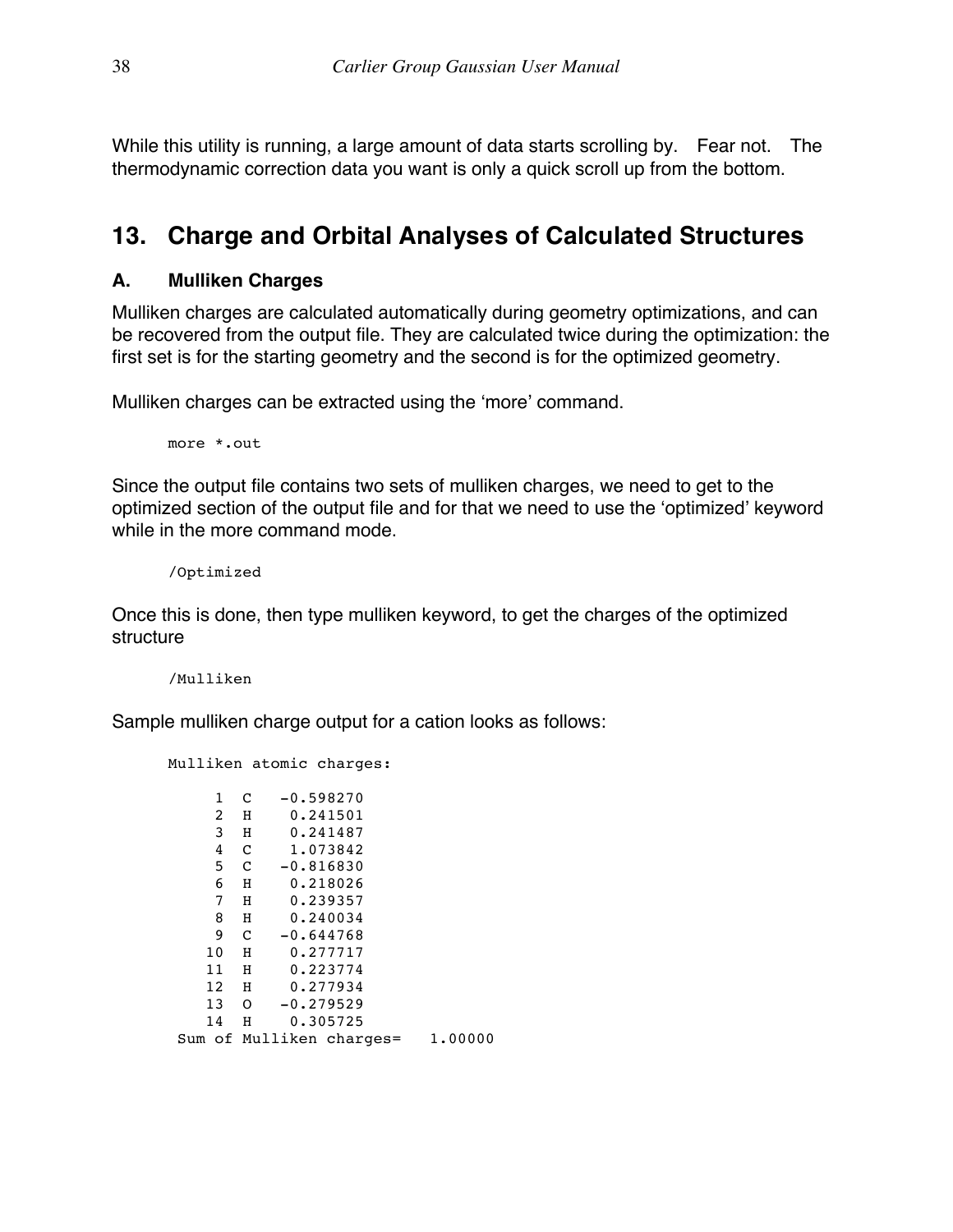While this utility is running, a large amount of data starts scrolling by. Fear not. The thermodynamic correction data you want is only a quick scroll up from the bottom.

## 13. Charge and Orbital Analyses of Calculated Structures

### A. Mulliken Charges

Mulliken charges are calculated automatically during geometry optimizations, and can be recovered from the output file. They are calculated twice during the optimization: the first set is for the starting geometry and the second is for the optimized geometry.

Mulliken charges can be extracted using the 'more' command.

```
more *.out
```

Since the output file contains two sets of mulliken charges, we need to get to the optimized section of the output file and for that we need to use the 'optimized' keyword while in the more command mode.

```
/Optimized
```

Once this is done, then type mulliken keyword, to get the charges of the optimized structure

```
/Mulliken
```

Sample mulliken charge output for a cation looks as follows:

```
Mulliken atomic charges:

     1  C   -0.598270
     2  H    0.241501
     3  H    0.241487
     4  C    1.073842
     5  C   -0.816830
     6  H    0.218026
     7  H    0.239357
     8  H    0.240034
     9  C   -0.644768
    10  H    0.277717
    11  H    0.223774
    12  H    0.277934
    13  O   -0.279529
    14  H    0.305725
 Sum of Mulliken charges=   1.00000
```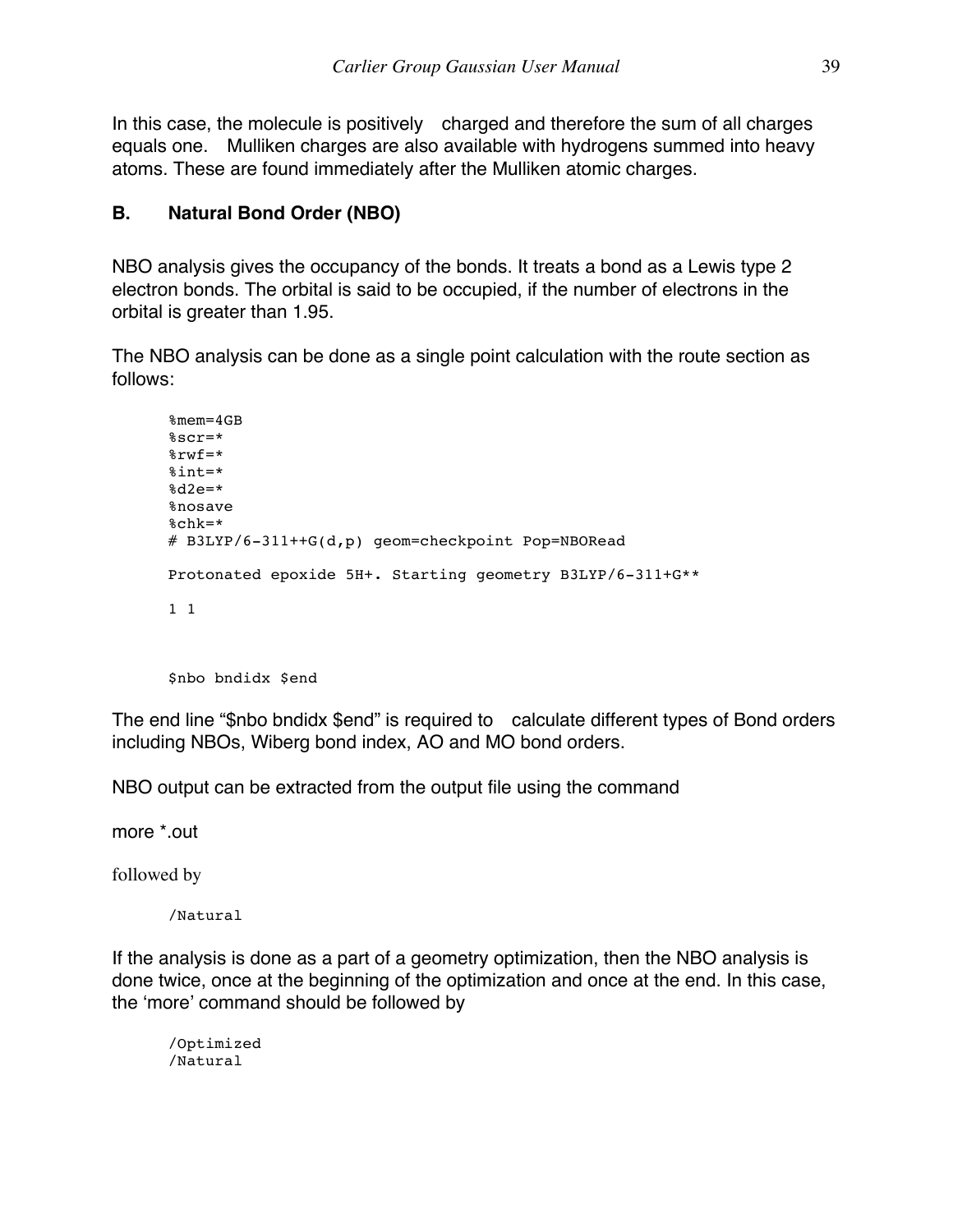In this case, the molecule is positively charged and therefore the sum of all charges equals one. Mulliken charges are also available with hydrogens summed into heavy atoms. These are found immediately after the Mulliken atomic charges.

## B. Natural Bond Order (NBO)

NBO analysis gives the occupancy of the bonds. It treats a bond as a Lewis type 2 electron bonds. The orbital is said to be occupied, if the number of electrons in the orbital is greater than 1.95.

The NBO analysis can be done as a single point calculation with the route section as follows:

```
%mem=4GB
%scr=*
%rwf=*
%int=*
%d2e=*
%nosave
%chk=*
# B3LYP/6-311++G(d,p) geom=checkpoint Pop=NBORead

Protonated epoxide 5H+. Starting geometry B3LYP/6-311+G**

1 1



$nbo bndidx $end
```

The end line “$nbo bndidx $end” is required to calculate different types of Bond orders including NBOs, Wiberg bond index, AO and MO bond orders.

NBO output can be extracted from the output file using the command

more *.out

followed by

```
/Natural
```

If the analysis is done as a part of a geometry optimization, then the NBO analysis is done twice, once at the beginning of the optimization and once at the end. In this case, the ‘more’ command should be followed by

```
/Optimized
/Natural
```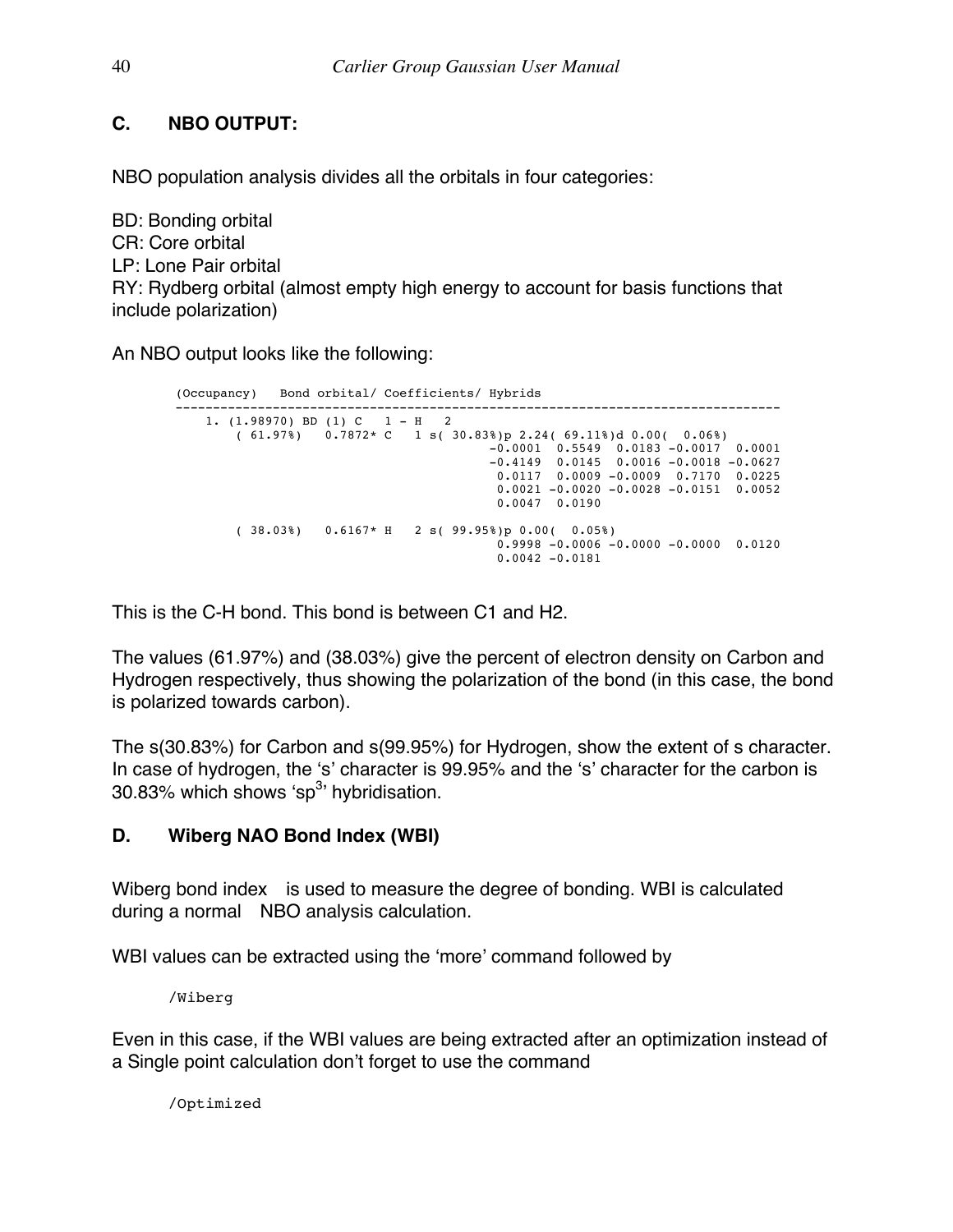## C. NBO OUTPUT:

NBO population analysis divides all the orbitals in four categories:

BD: Bonding orbital
CR: Core orbital
LP: Lone Pair orbital
RY: Rydberg orbital (almost empty high energy to account for basis functions that include polarization)

An NBO output looks like the following:

```
(Occupancy)   Bond orbital/ Coefficients/ Hybrids
-------------------------------------------------------------------------------
    1. (1.98970) BD (1) C   1 - H   2
        ( 61.97%)   0.7872* C   1 s( 30.83%)p 2.24( 69.11%)d 0.00(  0.06%)
                                         -0.0001  0.5549  0.0183 -0.0017  0.0001
                                         -0.4149  0.0145  0.0016 -0.0018 -0.0627
                                          0.0117  0.0009 -0.0009  0.7170  0.0225
                                          0.0021 -0.0020 -0.0028 -0.0151  0.0052
                                          0.0047  0.0190

        ( 38.03%)   0.6167* H   2 s( 99.95%)p 0.00(  0.05%)
                                          0.9998 -0.0006 -0.0000 -0.0000  0.0120
                                          0.0042 -0.0181
```

This is the C-H bond. This bond is between C1 and H2.

The values (61.97%) and (38.03%) give the percent of electron density on Carbon and Hydrogen respectively, thus showing the polarization of the bond (in this case, the bond is polarized towards carbon).

The s(30.83%) for Carbon and s(99.95%) for Hydrogen, show the extent of s character. In case of hydrogen, the 's' character is 99.95% and the 's' character for the carbon is 30.83% which shows '$sp^3$' hybridisation.

## D. Wiberg NAO Bond Index (WBI)

Wiberg bond index is used to measure the degree of bonding. WBI is calculated during a normal NBO analysis calculation.

WBI values can be extracted using the 'more' command followed by

```
/Wiberg
```

Even in this case, if the WBI values are being extracted after an optimization instead of a Single point calculation don't forget to use the command

```
/Optimized
```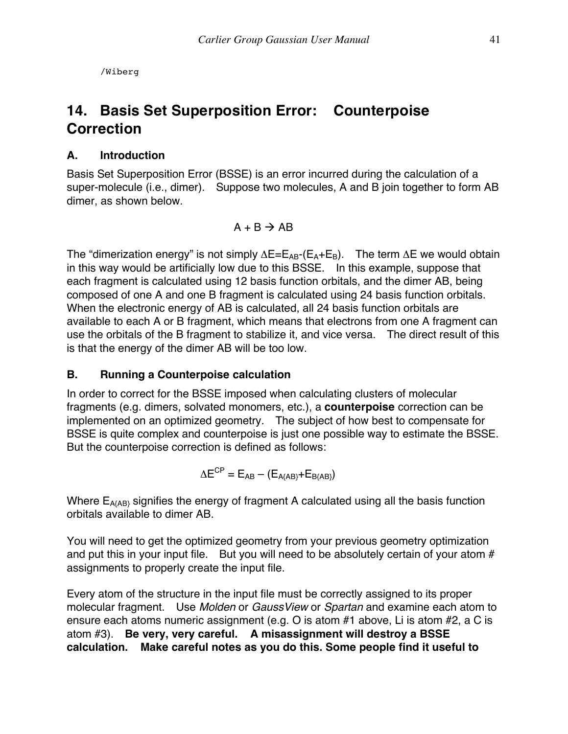```
/Wiberg
```

# 14. Basis Set Superposition Error: Counterpoise Correction

## A. Introduction

Basis Set Superposition Error (BSSE) is an error incurred during the calculation of a super-molecule (i.e., dimer). Suppose two molecules, A and B join together to form AB dimer, as shown below.

$$A + B \rightarrow AB$$

The "dimerization energy" is not simply $\Delta E = E_{AB} - (E_A + E_B)$. The term $\Delta E$ we would obtain in this way would be artificially low due to this BSSE. In this example, suppose that each fragment is calculated using 12 basis function orbitals, and the dimer AB, being composed of one A and one B fragment is calculated using 24 basis function orbitals. When the electronic energy of AB is calculated, all 24 basis function orbitals are available to each A or B fragment, which means that electrons from one A fragment can use the orbitals of the B fragment to stabilize it, and vice versa. The direct result of this is that the energy of the dimer AB will be too low.

## B. Running a Counterpoise calculation

In order to correct for the BSSE imposed when calculating clusters of molecular fragments (e.g. dimers, solvated monomers, etc.), a **counterpoise** correction can be implemented on an optimized geometry. The subject of how best to compensate for BSSE is quite complex and counterpoise is just one possible way to estimate the BSSE. But the counterpoise correction is defined as follows:

$$\Delta E^{CP} = E_{AB} - (E_{A\{AB\}} + E_{B\{AB\}})$$

Where $E_{A\{AB\}}$ signifies the energy of fragment A calculated using all the basis function orbitals available to dimer AB.

You will need to get the optimized geometry from your previous geometry optimization and put this in your input file. But you will need to be absolutely certain of your atom # assignments to properly create the input file.

Every atom of the structure in the input file must be correctly assigned to its proper molecular fragment. Use *Molden* or *GaussView* or *Spartan* and examine each atom to ensure each atoms numeric assignment (e.g. O is atom #1 above, Li is atom #2, a C is atom #3). **Be very, very careful. A misassignment will destroy a BSSE calculation. Make careful notes as you do this. Some people find it useful to**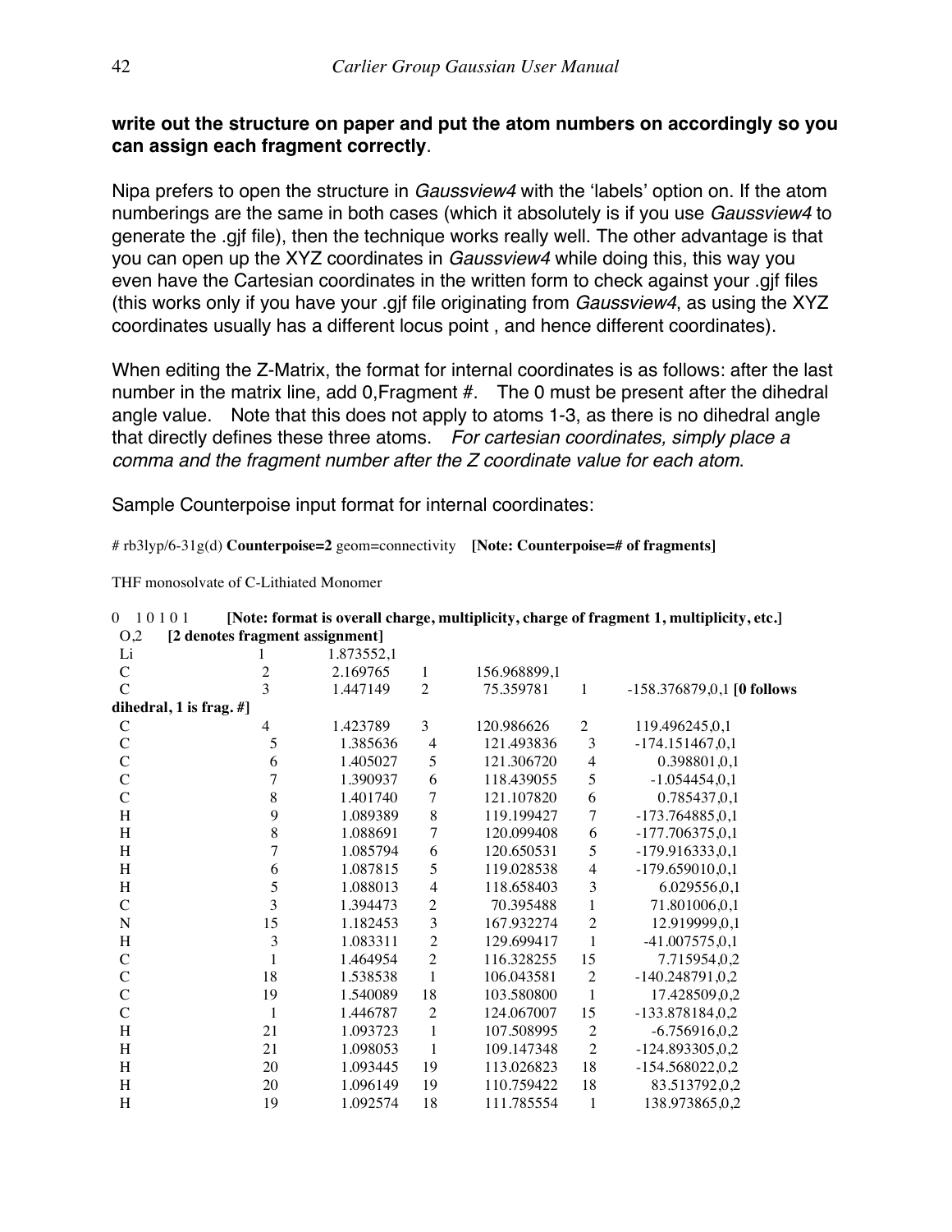**write out the structure on paper and put the atom numbers on accordingly so you can assign each fragment correctly**.

Nipa prefers to open the structure in *Gaussview4* with the 'labels' option on. If the atom numberings are the same in both cases (which it absolutely is if you use *Gaussview4* to generate the .gjf file), then the technique works really well. The other advantage is that you can open up the XYZ coordinates in *Gaussview4* while doing this, this way you even have the Cartesian coordinates in the written form to check against your .gjf files (this works only if you have your .gjf file originating from *Gaussview4*, as using the XYZ coordinates usually has a different locus point , and hence different coordinates).

When editing the Z-Matrix, the format for internal coordinates is as follows: after the last number in the matrix line, add 0,Fragment #.  The 0 must be present after the dihedral angle value.  Note that this does not apply to atoms 1-3, as there is no dihedral angle that directly defines these three atoms.  *For cartesian coordinates, simply place a comma and the fragment number after the Z coordinate value for each atom*.

Sample Counterpoise input format for internal coordinates:

```
# rb3lyp/6-31g(d) Counterpoise=2 geom=connectivity    [Note: Counterpoise=# of fragments]

THF monosolvate of C-Lithiated Monomer

0  1 0 1 0 1      [Note: format is overall charge, multiplicity, charge of fragment 1, multiplicity, etc.]
 O,2     [2 denotes fragment assignment]
 Li          1     1.873552,1
 C           2     2.169765    1     156.968899,1
 C           3     1.447149    2      75.359781    1    -158.376879,0,1 [0 follows
dihedral, 1 is frag. #]
 C           4     1.423789    3     120.986626    2     119.496245,0,1
 C           5     1.385636    4     121.493836    3    -174.151467,0,1
 C           6     1.405027    5     121.306720    4       0.398801,0,1
 C           7     1.390937    6     118.439055    5      -1.054454,0,1
 C           8     1.401740    7     121.107820    6       0.785437,0,1
 H           9     1.089389    8     119.199427    7    -173.764885,0,1
 H           8     1.088691    7     120.099408    6    -177.706375,0,1
 H           7     1.085794    6     120.650531    5    -179.916333,0,1
 H           6     1.087815    5     119.028538    4    -179.659010,0,1
 H           5     1.088013    4     118.658403    3       6.029556,0,1
 C           3     1.394473    2      70.395488    1      71.801006,0,1
 N          15     1.182453    3     167.932274    2      12.919999,0,1
 H           3     1.083311    2     129.699417    1     -41.007575,0,1
 C           1     1.464954    2     116.328255   15       7.715954,0,2
 C          18     1.538538    1     106.043581    2    -140.248791,0,2
 C          19     1.540089   18     103.580800    1      17.428509,0,2
 C           1     1.446787    2     124.067007   15    -133.878184,0,2
 H          21     1.093723    1     107.508995    2      -6.756916,0,2
 H          21     1.098053    1     109.147348    2    -124.893305,0,2
 H          20     1.093445   19     113.026823   18    -154.568022,0,2
 H          20     1.096149   19     110.759422   18      83.513792,0,2
 H          19     1.092574   18     111.785554    1     138.973865,0,2
```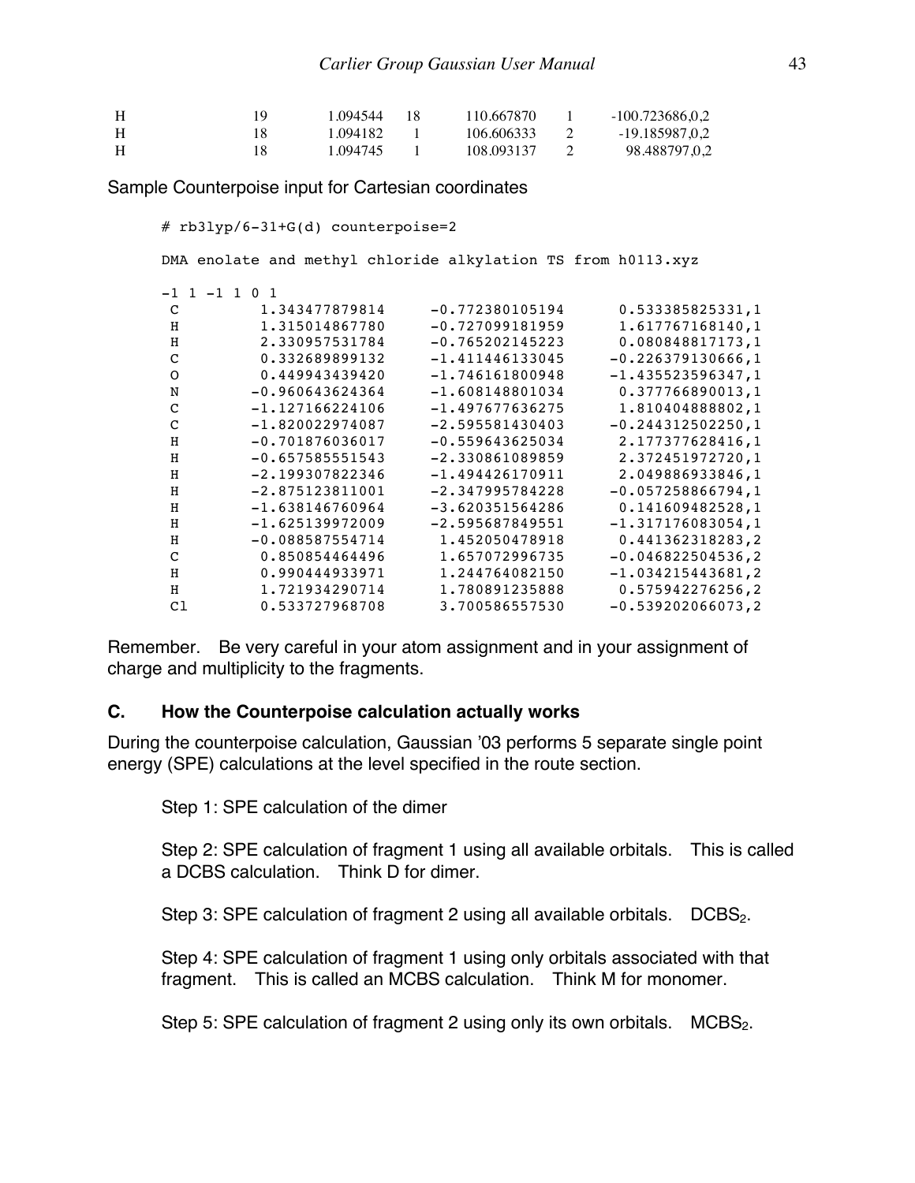```
H         19    1.094544   18    110.667870    1    -100.723686,0,2
H         18    1.094182    1    106.606333    2     -19.185987,0,2
H         18    1.094745    1    108.093137    2      98.488797,0,2
```

Sample Counterpoise input for Cartesian coordinates

```
# rb3lyp/6-31+G(d) counterpoise=2

DMA enolate and methyl chloride alkylation TS from h0113.xyz

-1 1 -1 1 0 1
 C         1.343477879814     -0.772380105194      0.533385825331,1
 H         1.315014867780     -0.727099181959      1.617767168140,1
 H         2.330957531784     -0.765202145223      0.080848817173,1
 C         0.332689899132     -1.411446133045     -0.226379130666,1
 O         0.449943439420     -1.746161800948     -1.435523596347,1
 N        -0.960643624364     -1.608148801034      0.377766890013,1
 C        -1.127166224106     -1.497677636275      1.810404888802,1
 C        -1.820022974087     -2.595581430403     -0.244312502250,1
 H        -0.701876036017     -0.559643625034      2.177377628416,1
 H        -0.657585551543     -2.330861089859      2.372451972720,1
 H        -2.199307822346     -1.494426170911      2.049886933846,1
 H        -2.875123811001     -2.347995784228     -0.057258866794,1
 H        -1.638146760964     -3.620351564286      0.141609482528,1
 H        -1.625139972009     -2.595687849551     -1.317176083054,1
 H        -0.088587554714      1.452050478918      0.441362318283,2
 C         0.850854464496      1.657072996735     -0.046822504536,2
 H         0.990444933971      1.244764082150     -1.034215443681,2
 H         1.721934290714      1.780891235888      0.575942276256,2
 Cl        0.533727968708      3.700586557530     -0.539202066073,2
```

Remember. Be very careful in your atom assignment and in your assignment of charge and multiplicity to the fragments.

### C. How the Counterpoise calculation actually works

During the counterpoise calculation, Gaussian '03 performs 5 separate single point energy (SPE) calculations at the level specified in the route section.

Step 1: SPE calculation of the dimer

Step 2: SPE calculation of fragment 1 using all available orbitals. This is called a DCBS calculation. Think D for dimer.

Step 3: SPE calculation of fragment 2 using all available orbitals. $DCBS_2$.

Step 4: SPE calculation of fragment 1 using only orbitals associated with that fragment. This is called an MCBS calculation. Think M for monomer.

Step 5: SPE calculation of fragment 2 using only its own orbitals. $MCBS_2$.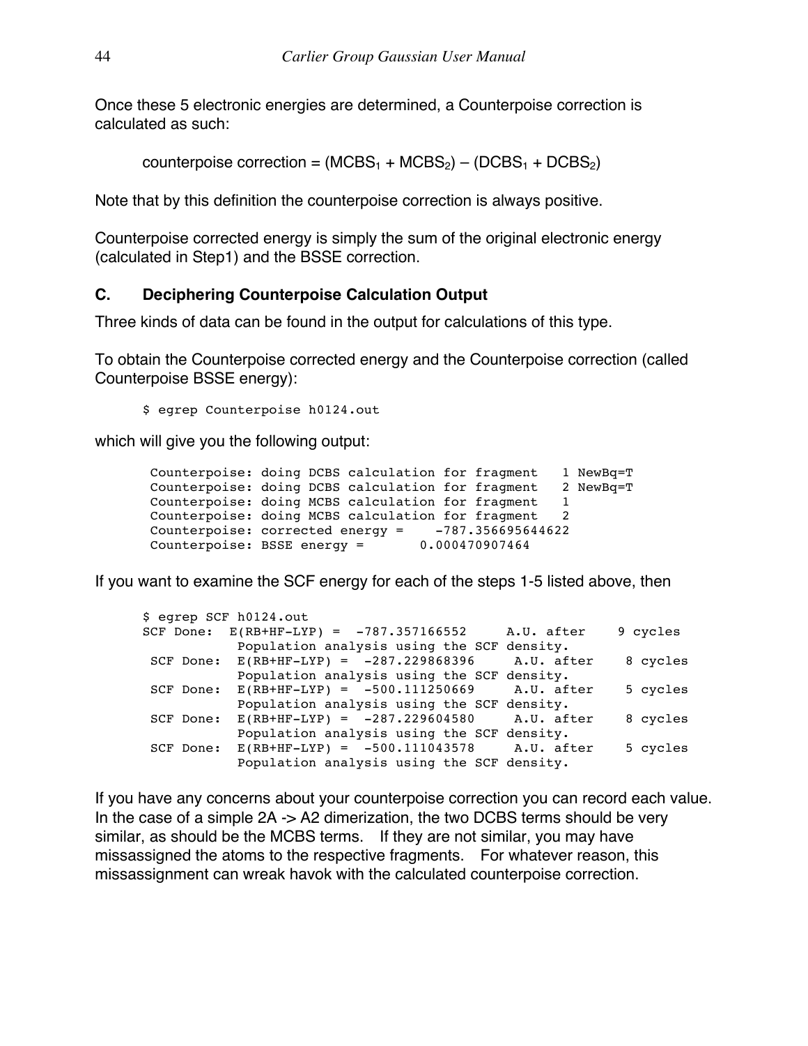Once these 5 electronic energies are determined, a Counterpoise correction is calculated as such:

$$\text{counterpoise correction} = (MCBS_1 + MCBS_2) - (DCBS_1 + DCBS_2)$$

Note that by this definition the counterpoise correction is always positive.

Counterpoise corrected energy is simply the sum of the original electronic energy (calculated in Step1) and the BSSE correction.

### C. Deciphering Counterpoise Calculation Output

Three kinds of data can be found in the output for calculations of this type.

To obtain the Counterpoise corrected energy and the Counterpoise correction (called Counterpoise BSSE energy):

```
$ egrep Counterpoise h0124.out
```

which will give you the following output:

```
 Counterpoise: doing DCBS calculation for fragment   1 NewBq=T
 Counterpoise: doing DCBS calculation for fragment   2 NewBq=T
 Counterpoise: doing MCBS calculation for fragment   1
 Counterpoise: doing MCBS calculation for fragment   2
 Counterpoise: corrected energy =    -787.356695644622
 Counterpoise: BSSE energy =       0.000470907464
```

If you want to examine the SCF energy for each of the steps 1-5 listed above, then

```
$ egrep SCF h0124.out
SCF Done:  E(RB+HF-LYP) =  -787.357166552     A.U. after    9 cycles
            Population analysis using the SCF density.
 SCF Done:  E(RB+HF-LYP) =  -287.229868396     A.U. after    8 cycles
            Population analysis using the SCF density.
 SCF Done:  E(RB+HF-LYP) =  -500.111250669     A.U. after    5 cycles
            Population analysis using the SCF density.
 SCF Done:  E(RB+HF-LYP) =  -287.229604580     A.U. after    8 cycles
            Population analysis using the SCF density.
 SCF Done:  E(RB+HF-LYP) =  -500.111043578     A.U. after    5 cycles
            Population analysis using the SCF density.
```

If you have any concerns about your counterpoise correction you can record each value. In the case of a simple 2A -> A2 dimerization, the two DCBS terms should be very similar, as should be the MCBS terms. If they are not similar, you may have missassigned the atoms to the respective fragments. For whatever reason, this missassignment can wreak havok with the calculated counterpoise correction.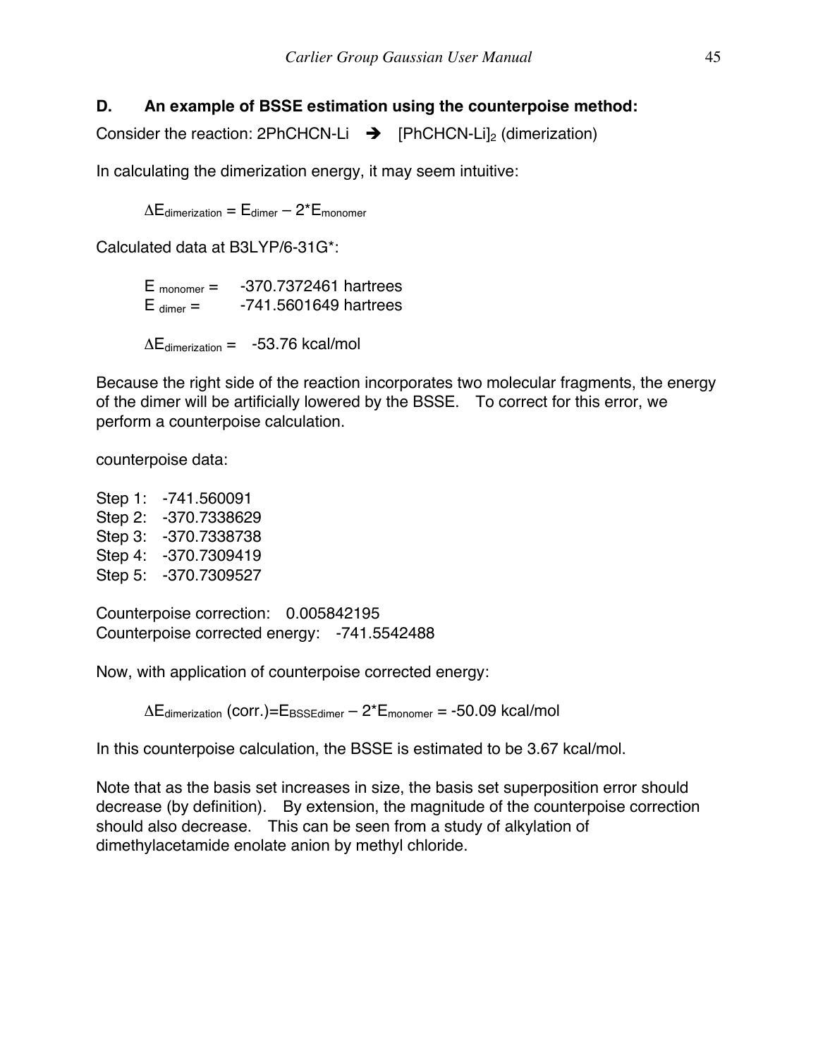### D. An example of BSSE estimation using the counterpoise method:

Consider the reaction: 2PhCHCN-Li ➔ $[PhCHCN\text{-}Li]_2$ (dimerization)

In calculating the dimerization energy, it may seem intuitive:

$$\Delta E_{dimerization} = E_{dimer} - 2{*}E_{monomer}$$

Calculated data at B3LYP/6-31G*:

$E_{monomer}$ = -370.7372461 hartrees
$E_{dimer}$ = -741.5601649 hartrees

$\Delta E_{dimerization}$ = -53.76 kcal/mol

Because the right side of the reaction incorporates two molecular fragments, the energy of the dimer will be artificially lowered by the BSSE. To correct for this error, we perform a counterpoise calculation.

counterpoise data:

Step 1: -741.560091
Step 2: -370.7338629
Step 3: -370.7338738
Step 4: -370.7309419
Step 5: -370.7309527

Counterpoise correction: 0.005842195
Counterpoise corrected energy: -741.5542488

Now, with application of counterpoise corrected energy:

$$\Delta E_{dimerization}\ (\text{corr.}) = E_{BSSEdimer} - 2{*}E_{monomer} = -50.09\ \text{kcal/mol}$$

In this counterpoise calculation, the BSSE is estimated to be 3.67 kcal/mol.

Note that as the basis set increases in size, the basis set superposition error should decrease (by definition). By extension, the magnitude of the counterpoise correction should also decrease. This can be seen from a study of alkylation of dimethylacetamide enolate anion by methyl chloride.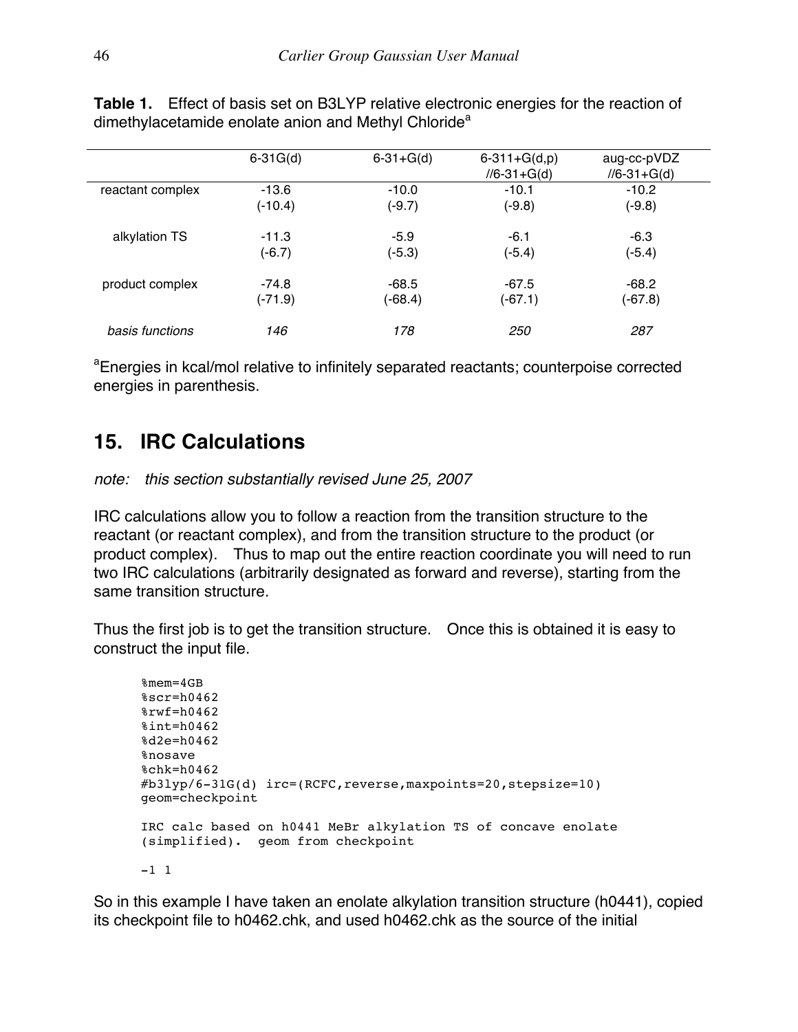**Table 1.** Effect of basis set on B3LYP relative electronic energies for the reaction of dimethylacetamide enolate anion and Methyl Chloride[a]

| | 6-31G(d) | 6-31+G(d) | 6-311+G(d,p) //6-31+G(d) | aug-cc-pVDZ //6-31+G(d) |
|---|---|---|---|---|
| reactant complex | -13.6 (-10.4) | -10.0 (-9.7) | -10.1 (-9.8) | -10.2 (-9.8) |
| alkylation TS | -11.3 (-6.7) | -5.9 (-5.3) | -6.1 (-5.4) | -6.3 (-5.4) |
| product complex | -74.8 (-71.9) | -68.5 (-68.4) | -67.5 (-67.1) | -68.2 (-67.8) |
| *basis functions* | *146* | *178* | *250* | *287* |

[a]Energies in kcal/mol relative to infinitely separated reactants; counterpoise corrected energies in parenthesis.

## 15. IRC Calculations

*note: this section substantially revised June 25, 2007*

IRC calculations allow you to follow a reaction from the transition structure to the reactant (or reactant complex), and from the transition structure to the product (or product complex). Thus to map out the entire reaction coordinate you will need to run two IRC calculations (arbitrarily designated as forward and reverse), starting from the same transition structure.

Thus the first job is to get the transition structure. Once this is obtained it is easy to construct the input file.

```
%mem=4GB
%scr=h0462
%rwf=h0462
%int=h0462
%d2e=h0462
%nosave
%chk=h0462
#b3lyp/6-31G(d) irc=(RCFC,reverse,maxpoints=20,stepsize=10)
geom=checkpoint

IRC calc based on h0441 MeBr alkylation TS of concave enolate
(simplified).  geom from checkpoint

-1 1
```

So in this example I have taken an enolate alkylation transition structure (h0441), copied its checkpoint file to h0462.chk, and used h0462.chk as the source of the initial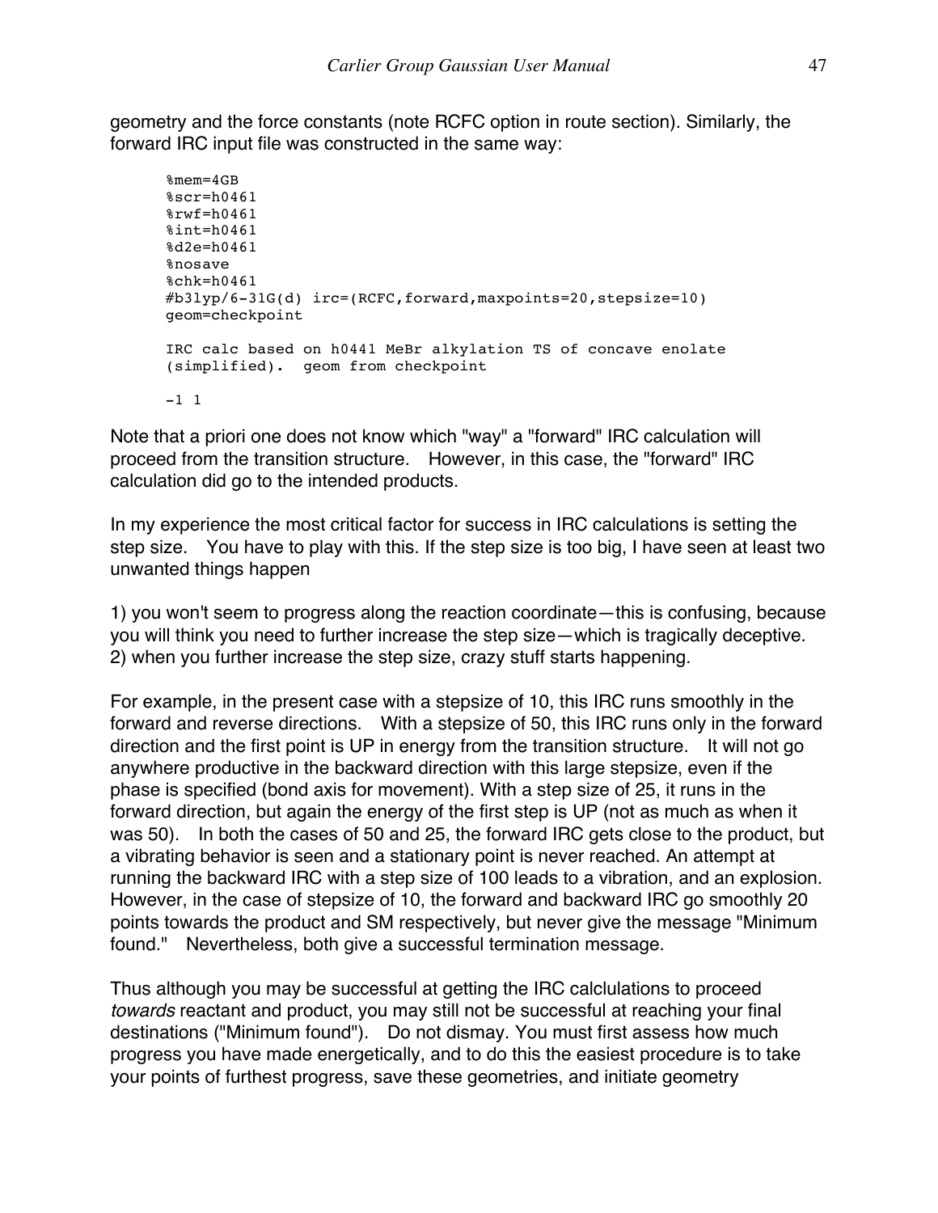geometry and the force constants (note RCFC option in route section). Similarly, the forward IRC input file was constructed in the same way:

```
%mem=4GB
%scr=h0461
%rwf=h0461
%int=h0461
%d2e=h0461
%nosave
%chk=h0461
#b3lyp/6-31G(d) irc=(RCFC,forward,maxpoints=20,stepsize=10)
geom=checkpoint

IRC calc based on h0441 MeBr alkylation TS of concave enolate
(simplified).  geom from checkpoint

-1 1
```

Note that a priori one does not know which "way" a "forward" IRC calculation will proceed from the transition structure. However, in this case, the "forward" IRC calculation did go to the intended products.

In my experience the most critical factor for success in IRC calculations is setting the step size. You have to play with this. If the step size is too big, I have seen at least two unwanted things happen

1) you won't seem to progress along the reaction coordinate—this is confusing, because you will think you need to further increase the step size—which is tragically deceptive.
2) when you further increase the step size, crazy stuff starts happening.

For example, in the present case with a stepsize of 10, this IRC runs smoothly in the forward and reverse directions. With a stepsize of 50, this IRC runs only in the forward direction and the first point is UP in energy from the transition structure. It will not go anywhere productive in the backward direction with this large stepsize, even if the phase is specified (bond axis for movement). With a step size of 25, it runs in the forward direction, but again the energy of the first step is UP (not as much as when it was 50). In both the cases of 50 and 25, the forward IRC gets close to the product, but a vibrating behavior is seen and a stationary point is never reached. An attempt at running the backward IRC with a step size of 100 leads to a vibration, and an explosion. However, in the case of stepsize of 10, the forward and backward IRC go smoothly 20 points towards the product and SM respectively, but never give the message "Minimum found." Nevertheless, both give a successful termination message.

Thus although you may be successful at getting the IRC calclulations to proceed *towards* reactant and product, you may still not be successful at reaching your final destinations ("Minimum found"). Do not dismay. You must first assess how much progress you have made energetically, and to do this the easiest procedure is to take your points of furthest progress, save these geometries, and initiate geometry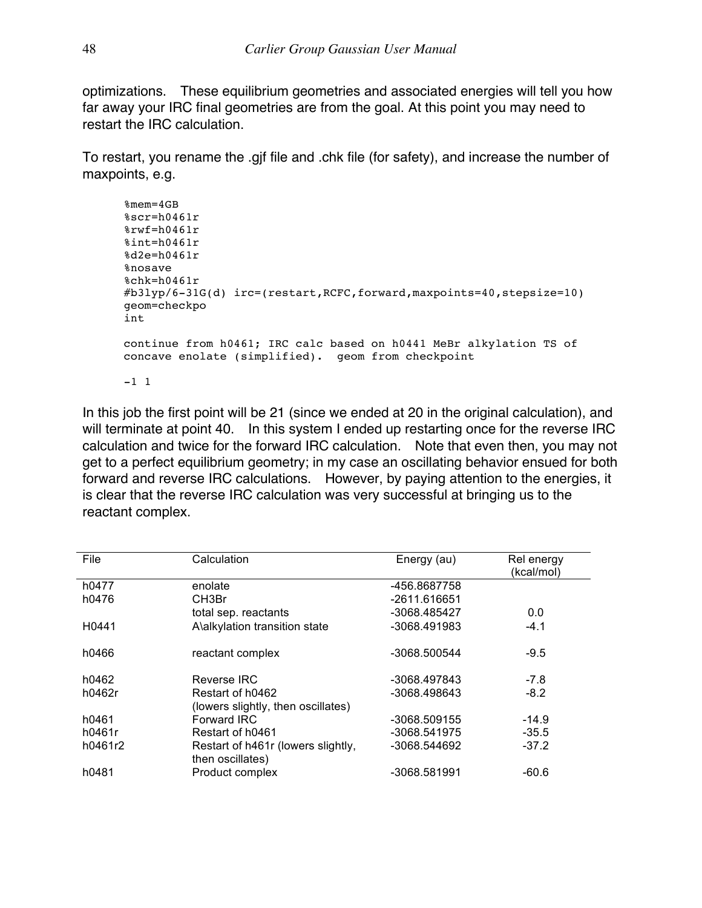optimizations. These equilibrium geometries and associated energies will tell you how far away your IRC final geometries are from the goal. At this point you may need to restart the IRC calculation.

To restart, you rename the .gjf file and .chk file (for safety), and increase the number of maxpoints, e.g.

```
%mem=4GB
%scr=h0461r
%rwf=h0461r
%int=h0461r
%d2e=h0461r
%nosave
%chk=h0461r
#b3lyp/6-31G(d) irc=(restart,RCFC,forward,maxpoints=40,stepsize=10)
geom=checkpo
int

continue from h0461; IRC calc based on h0441 MeBr alkylation TS of
concave enolate (simplified).  geom from checkpoint

-1 1
```

In this job the first point will be 21 (since we ended at 20 in the original calculation), and will terminate at point 40. In this system I ended up restarting once for the reverse IRC calculation and twice for the forward IRC calculation. Note that even then, you may not get to a perfect equilibrium geometry; in my case an oscillating behavior ensued for both forward and reverse IRC calculations. However, by paying attention to the energies, it is clear that the reverse IRC calculation was very successful at bringing us to the reactant complex.

| File | Calculation | Energy (au) | Rel energy (kcal/mol) |
|---|---|---|---|
| h0477 | enolate | -456.8687758 | |
| h0476 | CH3Br | -2611.616651 | |
| | total sep. reactants | -3068.485427 | 0.0 |
| H0441 | A\alkylation transition state | -3068.491983 | -4.1 |
| h0466 | reactant complex | -3068.500544 | -9.5 |
| h0462 | Reverse IRC | -3068.497843 | -7.8 |
| h0462r | Restart of h0462 (lowers slightly, then oscillates) | -3068.498643 | -8.2 |
| h0461 | Forward IRC | -3068.509155 | -14.9 |
| h0461r | Restart of h0461 | -3068.541975 | -35.5 |
| h0461r2 | Restart of h461r (lowers slightly, then oscillates) | -3068.544692 | -37.2 |
| h0481 | Product complex | -3068.581991 | -60.6 |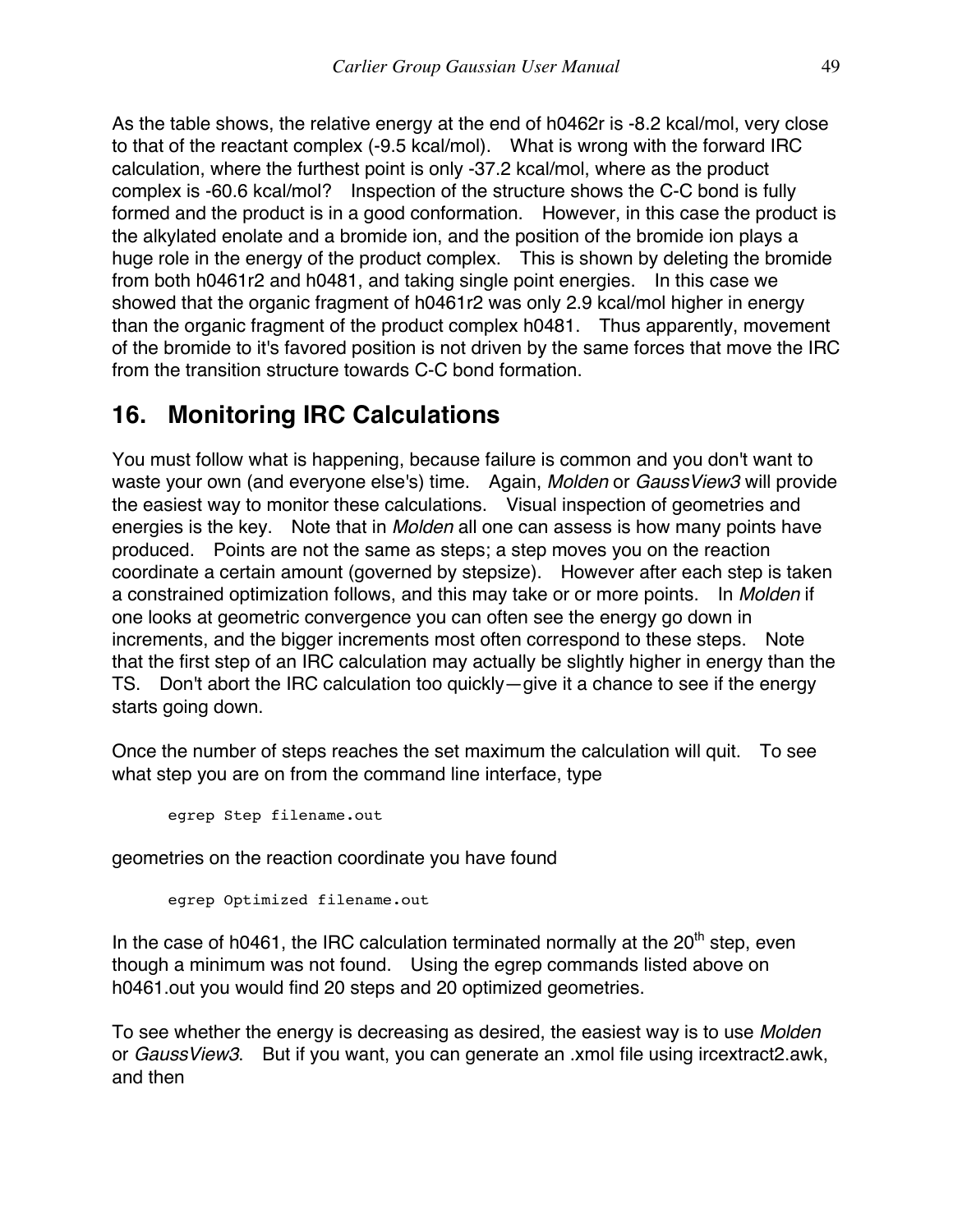As the table shows, the relative energy at the end of h0462r is -8.2 kcal/mol, very close to that of the reactant complex (-9.5 kcal/mol). What is wrong with the forward IRC calculation, where the furthest point is only -37.2 kcal/mol, where as the product complex is -60.6 kcal/mol? Inspection of the structure shows the C-C bond is fully formed and the product is in a good conformation. However, in this case the product is the alkylated enolate and a bromide ion, and the position of the bromide ion plays a huge role in the energy of the product complex. This is shown by deleting the bromide from both h0461r2 and h0481, and taking single point energies. In this case we showed that the organic fragment of h0461r2 was only 2.9 kcal/mol higher in energy than the organic fragment of the product complex h0481. Thus apparently, movement of the bromide to it's favored position is not driven by the same forces that move the IRC from the transition structure towards C-C bond formation.

## 16. Monitoring IRC Calculations

You must follow what is happening, because failure is common and you don't want to waste your own (and everyone else's) time. Again, *Molden* or *GaussView3* will provide the easiest way to monitor these calculations. Visual inspection of geometries and energies is the key. Note that in *Molden* all one can assess is how many points have produced. Points are not the same as steps; a step moves you on the reaction coordinate a certain amount (governed by stepsize). However after each step is taken a constrained optimization follows, and this may take or or more points. In *Molden* if one looks at geometric convergence you can often see the energy go down in increments, and the bigger increments most often correspond to these steps. Note that the first step of an IRC calculation may actually be slightly higher in energy than the TS. Don't abort the IRC calculation too quickly—give it a chance to see if the energy starts going down.

Once the number of steps reaches the set maximum the calculation will quit. To see what step you are on from the command line interface, type

```
egrep Step filename.out
```

geometries on the reaction coordinate you have found

```
egrep Optimized filename.out
```

In the case of h0461, the IRC calculation terminated normally at the 20th step, even though a minimum was not found. Using the egrep commands listed above on h0461.out you would find 20 steps and 20 optimized geometries.

To see whether the energy is decreasing as desired, the easiest way is to use *Molden* or *GaussView3*. But if you want, you can generate an .xmol file using ircextract2.awk, and then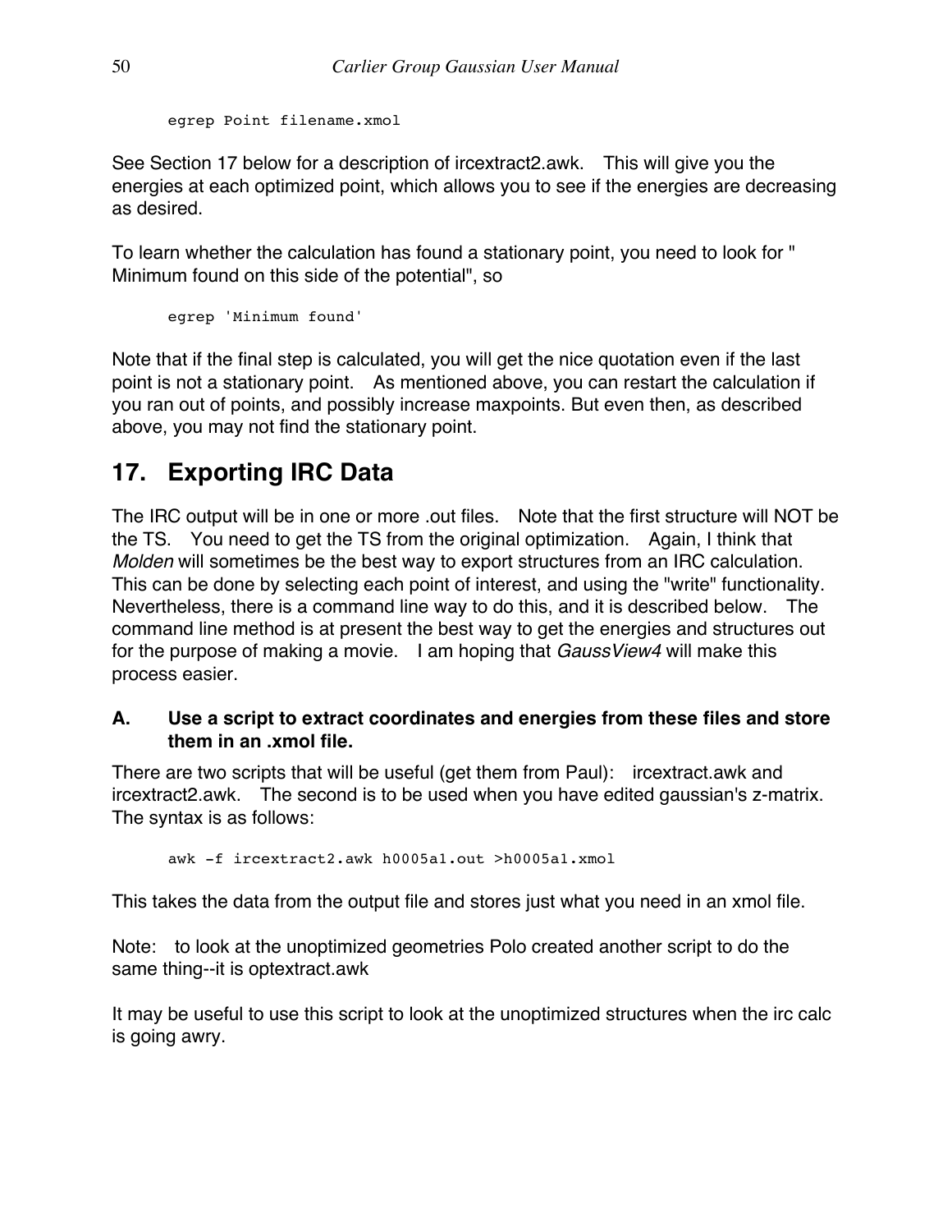```
egrep Point filename.xmol
```

See Section 17 below for a description of ircextract2.awk. This will give you the energies at each optimized point, which allows you to see if the energies are decreasing as desired.

To learn whether the calculation has found a stationary point, you need to look for " Minimum found on this side of the potential", so

```
egrep 'Minimum found'
```

Note that if the final step is calculated, you will get the nice quotation even if the last point is not a stationary point. As mentioned above, you can restart the calculation if you ran out of points, and possibly increase maxpoints. But even then, as described above, you may not find the stationary point.

## 17. Exporting IRC Data

The IRC output will be in one or more .out files. Note that the first structure will NOT be the TS. You need to get the TS from the original optimization. Again, I think that *Molden* will sometimes be the best way to export structures from an IRC calculation. This can be done by selecting each point of interest, and using the "write" functionality. Nevertheless, there is a command line way to do this, and it is described below. The command line method is at present the best way to get the energies and structures out for the purpose of making a movie. I am hoping that *GaussView4* will make this process easier.

### A. Use a script to extract coordinates and energies from these files and store them in an .xmol file.

There are two scripts that will be useful (get them from Paul): ircextract.awk and ircextract2.awk. The second is to be used when you have edited gaussian's z-matrix. The syntax is as follows:

```
awk -f ircextract2.awk h0005a1.out >h0005a1.xmol
```

This takes the data from the output file and stores just what you need in an xmol file.

Note: to look at the unoptimized geometries Polo created another script to do the same thing--it is optextract.awk

It may be useful to use this script to look at the unoptimized structures when the irc calc is going awry.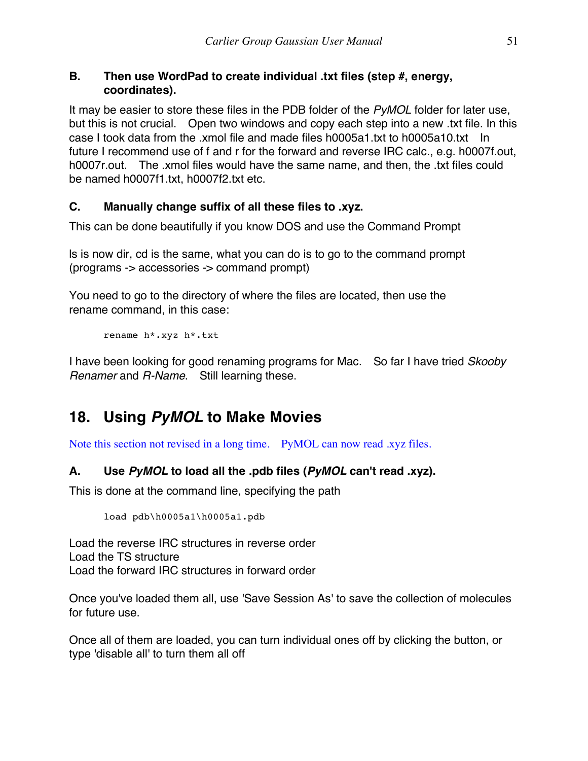### B. Then use WordPad to create individual .txt files (step #, energy, coordinates).

It may be easier to store these files in the PDB folder of the *PyMOL* folder for later use, but this is not crucial. Open two windows and copy each step into a new .txt file. In this case I took data from the .xmol file and made files h0005a1.txt to h0005a10.txt In future I recommend use of f and r for the forward and reverse IRC calc., e.g. h0007f.out, h0007r.out. The .xmol files would have the same name, and then, the .txt files could be named h0007f1.txt, h0007f2.txt etc.

### C. Manually change suffix of all these files to .xyz.

This can be done beautifully if you know DOS and use the Command Prompt

ls is now dir, cd is the same, what you can do is to go to the command prompt (programs -> accessories -> command prompt)

You need to go to the directory of where the files are located, then use the rename command, in this case:

```
rename h*.xyz h*.txt
```

I have been looking for good renaming programs for Mac. So far I have tried *Skooby Renamer* and *R-Name*. Still learning these.

## 18. Using *PyMOL* to Make Movies

Note this section not revised in a long time. PyMOL can now read .xyz files.

### A. Use *PyMOL* to load all the .pdb files (*PyMOL* can't read .xyz).

This is done at the command line, specifying the path

```
load pdb\h0005a1\h0005a1.pdb
```

Load the reverse IRC structures in reverse order
Load the TS structure
Load the forward IRC structures in forward order

Once you've loaded them all, use 'Save Session As' to save the collection of molecules for future use.

Once all of them are loaded, you can turn individual ones off by clicking the button, or type 'disable all' to turn them all off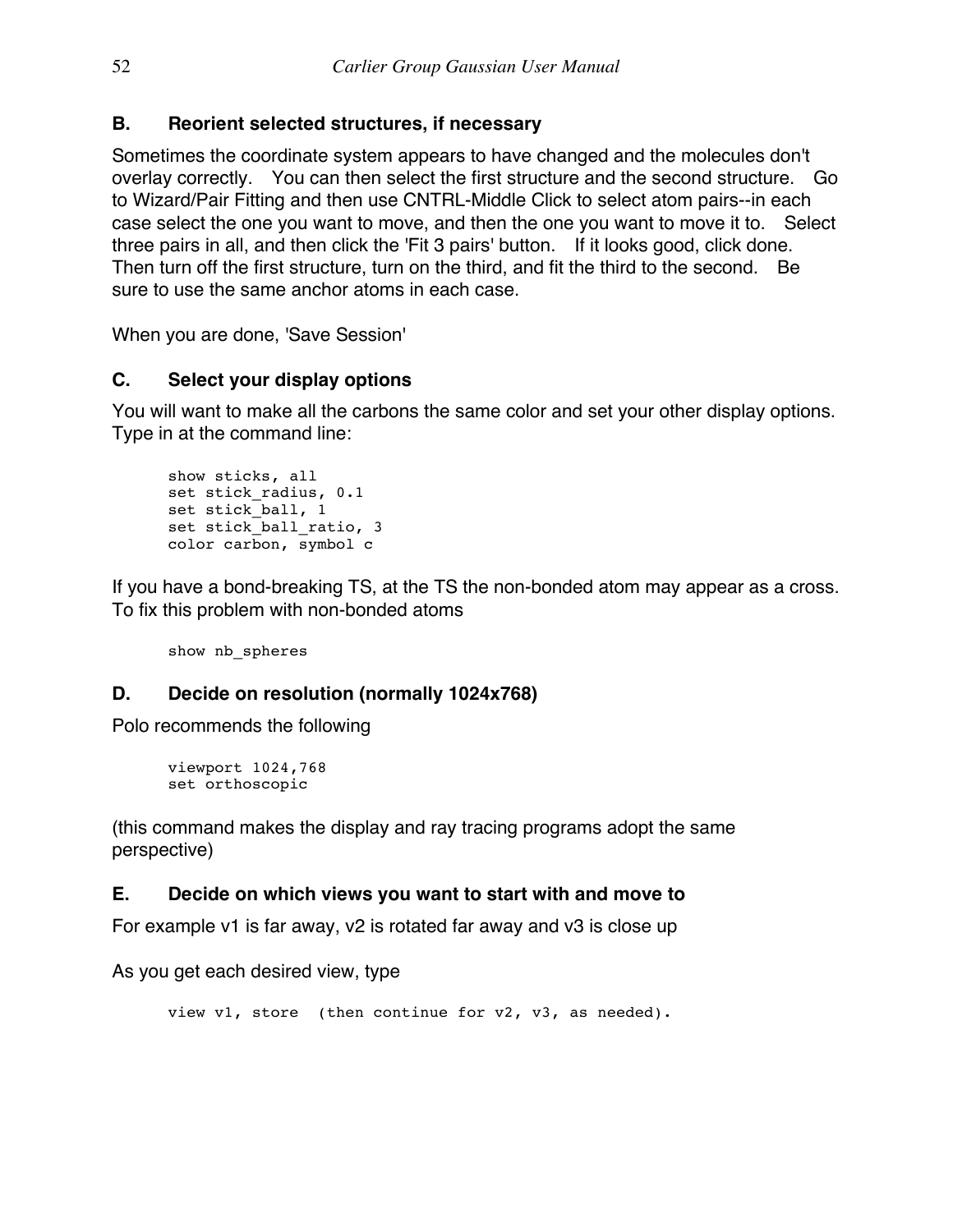### B. Reorient selected structures, if necessary

Sometimes the coordinate system appears to have changed and the molecules don't overlay correctly. You can then select the first structure and the second structure. Go to Wizard/Pair Fitting and then use CNTRL-Middle Click to select atom pairs--in each case select the one you want to move, and then the one you want to move it to. Select three pairs in all, and then click the 'Fit 3 pairs' button. If it looks good, click done. Then turn off the first structure, turn on the third, and fit the third to the second. Be sure to use the same anchor atoms in each case.

When you are done, 'Save Session'

### C. Select your display options

You will want to make all the carbons the same color and set your other display options. Type in at the command line:

```
show sticks, all
set stick_radius, 0.1
set stick_ball, 1
set stick_ball_ratio, 3
color carbon, symbol c
```

If you have a bond-breaking TS, at the TS the non-bonded atom may appear as a cross. To fix this problem with non-bonded atoms

```
show nb_spheres
```

### D. Decide on resolution (normally 1024x768)

Polo recommends the following

```
viewport 1024,768
set orthoscopic
```

(this command makes the display and ray tracing programs adopt the same perspective)

### E. Decide on which views you want to start with and move to

For example v1 is far away, v2 is rotated far away and v3 is close up

As you get each desired view, type

```
view v1, store  (then continue for v2, v3, as needed).
```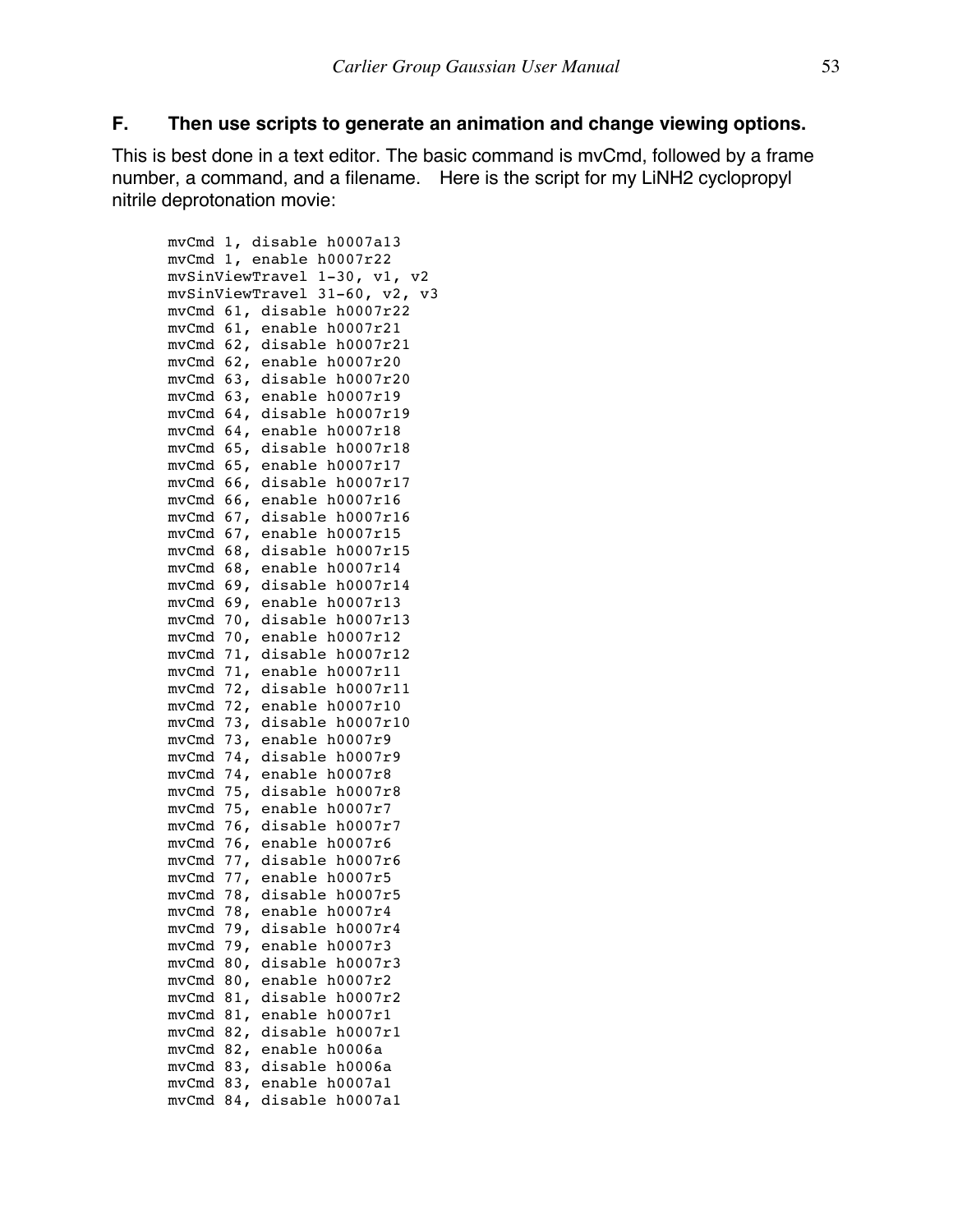### F. Then use scripts to generate an animation and change viewing options.

This is best done in a text editor. The basic command is mvCmd, followed by a frame number, a command, and a filename. Here is the script for my LiNH2 cyclopropyl nitrile deprotonation movie:

```
mvCmd 1, disable h0007a13
mvCmd 1, enable h0007r22
mvSinViewTravel 1-30, v1, v2
mvSinViewTravel 31-60, v2, v3
mvCmd 61, disable h0007r22
mvCmd 61, enable h0007r21
mvCmd 62, disable h0007r21
mvCmd 62, enable h0007r20
mvCmd 63, disable h0007r20
mvCmd 63, enable h0007r19
mvCmd 64, disable h0007r19
mvCmd 64, enable h0007r18
mvCmd 65, disable h0007r18
mvCmd 65, enable h0007r17
mvCmd 66, disable h0007r17
mvCmd 66, enable h0007r16
mvCmd 67, disable h0007r16
mvCmd 67, enable h0007r15
mvCmd 68, disable h0007r15
mvCmd 68, enable h0007r14
mvCmd 69, disable h0007r14
mvCmd 69, enable h0007r13
mvCmd 70, disable h0007r13
mvCmd 70, enable h0007r12
mvCmd 71, disable h0007r12
mvCmd 71, enable h0007r11
mvCmd 72, disable h0007r11
mvCmd 72, enable h0007r10
mvCmd 73, disable h0007r10
mvCmd 73, enable h0007r9
mvCmd 74, disable h0007r9
mvCmd 74, enable h0007r8
mvCmd 75, disable h0007r8
mvCmd 75, enable h0007r7
mvCmd 76, disable h0007r7
mvCmd 76, enable h0007r6
mvCmd 77, disable h0007r6
mvCmd 77, enable h0007r5
mvCmd 78, disable h0007r5
mvCmd 78, enable h0007r4
mvCmd 79, disable h0007r4
mvCmd 79, enable h0007r3
mvCmd 80, disable h0007r3
mvCmd 80, enable h0007r2
mvCmd 81, disable h0007r2
mvCmd 81, enable h0007r1
mvCmd 82, disable h0007r1
mvCmd 82, enable h0006a
mvCmd 83, disable h0006a
mvCmd 83, enable h0007a1
mvCmd 84, disable h0007a1
```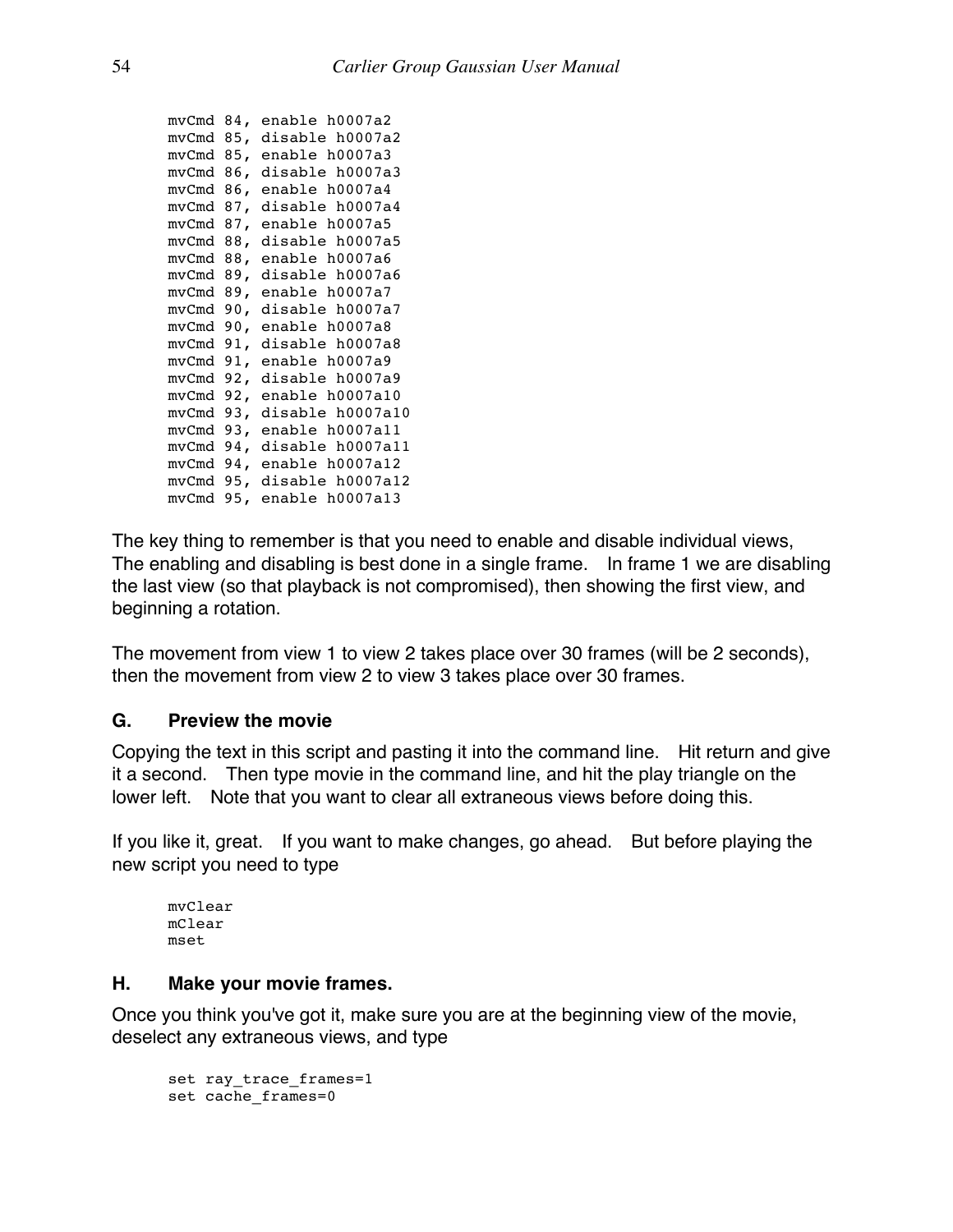```
mvCmd 84, enable h0007a2
mvCmd 85, disable h0007a2
mvCmd 85, enable h0007a3
mvCmd 86, disable h0007a3
mvCmd 86, enable h0007a4
mvCmd 87, disable h0007a4
mvCmd 87, enable h0007a5
mvCmd 88, disable h0007a5
mvCmd 88, enable h0007a6
mvCmd 89, disable h0007a6
mvCmd 89, enable h0007a7
mvCmd 90, disable h0007a7
mvCmd 90, enable h0007a8
mvCmd 91, disable h0007a8
mvCmd 91, enable h0007a9
mvCmd 92, disable h0007a9
mvCmd 92, enable h0007a10
mvCmd 93, disable h0007a10
mvCmd 93, enable h0007a11
mvCmd 94, disable h0007a11
mvCmd 94, enable h0007a12
mvCmd 95, disable h0007a12
mvCmd 95, enable h0007a13
```

The key thing to remember is that you need to enable and disable individual views, The enabling and disabling is best done in a single frame. In frame 1 we are disabling the last view (so that playback is not compromised), then showing the first view, and beginning a rotation.

The movement from view 1 to view 2 takes place over 30 frames (will be 2 seconds), then the movement from view 2 to view 3 takes place over 30 frames.

### G. Preview the movie

Copying the text in this script and pasting it into the command line. Hit return and give it a second. Then type movie in the command line, and hit the play triangle on the lower left. Note that you want to clear all extraneous views before doing this.

If you like it, great. If you want to make changes, go ahead. But before playing the new script you need to type

```
mvClear
mClear
mset
```

### H. Make your movie frames.

Once you think you've got it, make sure you are at the beginning view of the movie, deselect any extraneous views, and type

```
set ray_trace_frames=1
set cache_frames=0
```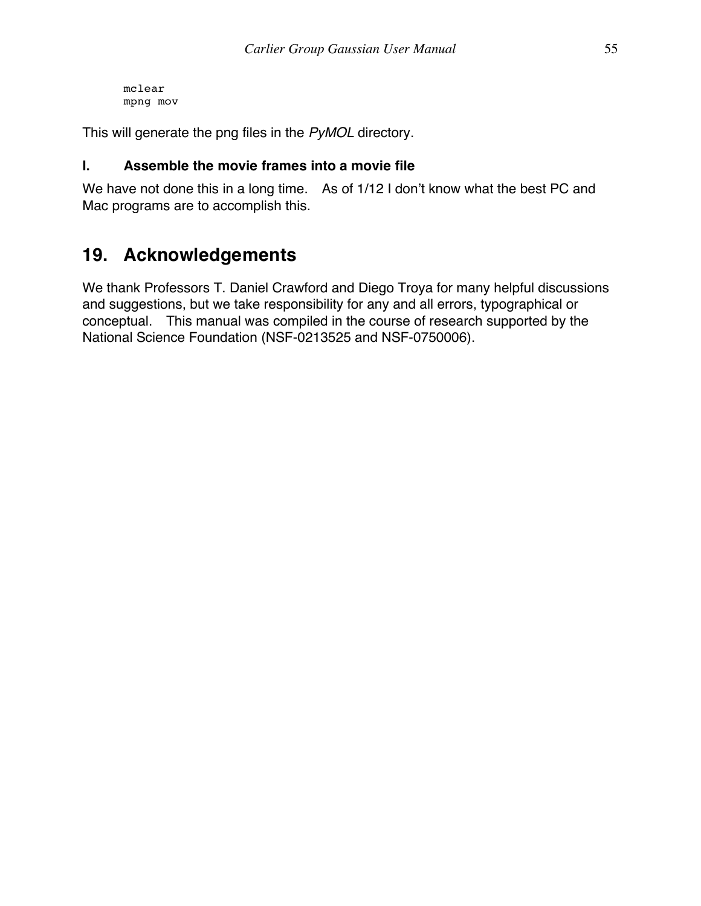```
mclear
mpng mov
```

This will generate the png files in the *PyMOL* directory.

### I. Assemble the movie frames into a movie file

We have not done this in a long time. As of 1/12 I don't know what the best PC and Mac programs are to accomplish this.

## 19. Acknowledgements

We thank Professors T. Daniel Crawford and Diego Troya for many helpful discussions and suggestions, but we take responsibility for any and all errors, typographical or conceptual. This manual was compiled in the course of research supported by the National Science Foundation (NSF-0213525 and NSF-0750006).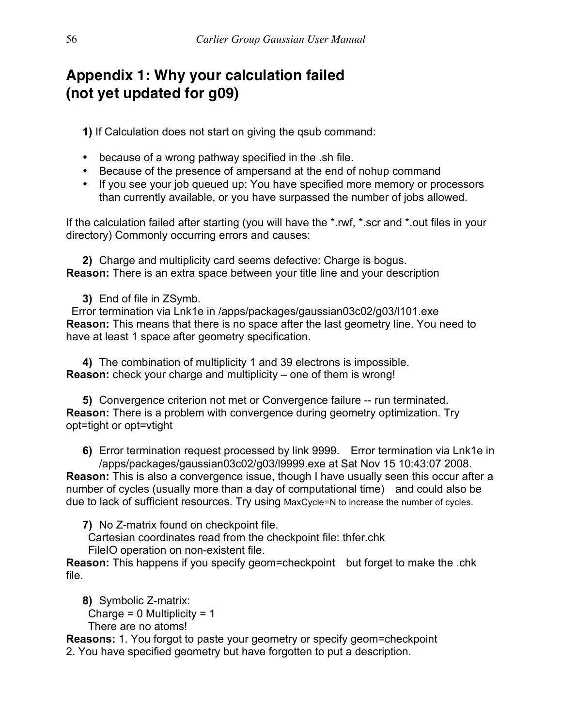# Appendix 1: Why your calculation failed (not yet updated for g09)

**1)** If Calculation does not start on giving the qsub command:

- because of a wrong pathway specified in the .sh file.
- Because of the presence of ampersand at the end of nohup command
- If you see your job queued up: You have specified more memory or processors than currently available, or you have surpassed the number of jobs allowed.

If the calculation failed after starting (you will have the *.rwf, *.scr and *.out files in your directory) Commonly occurring errors and causes:

**2)** Charge and multiplicity card seems defective: Charge is bogus.
**Reason:** There is an extra space between your title line and your description

**3)** End of file in ZSymb.
Error termination via Lnk1e in /apps/packages/gaussian03c02/g03/l101.exe
**Reason:** This means that there is no space after the last geometry line. You need to have at least 1 space after geometry specification.

**4)** The combination of multiplicity 1 and 39 electrons is impossible.
**Reason:** check your charge and multiplicity – one of them is wrong!

**5)** Convergence criterion not met or Convergence failure -- run terminated.
**Reason:** There is a problem with convergence during geometry optimization. Try opt=tight or opt=vtight

**6)** Error termination request processed by link 9999. Error termination via Lnk1e in /apps/packages/gaussian03c02/g03/l9999.exe at Sat Nov 15 10:43:07 2008.
**Reason:** This is also a convergence issue, though I have usually seen this occur after a number of cycles (usually more than a day of computational time) and could also be due to lack of sufficient resources. Try using MaxCycle=N to increase the number of cycles.

**7)** No Z-matrix found on checkpoint file.
Cartesian coordinates read from the checkpoint file: thfer.chk
FileIO operation on non-existent file.
**Reason:** This happens if you specify geom=checkpoint but forget to make the .chk file.

**8)** Symbolic Z-matrix:
Charge = 0 Multiplicity = 1
There are no atoms!
**Reasons:** 1. You forgot to paste your geometry or specify geom=checkpoint
2. You have specified geometry but have forgotten to put a description.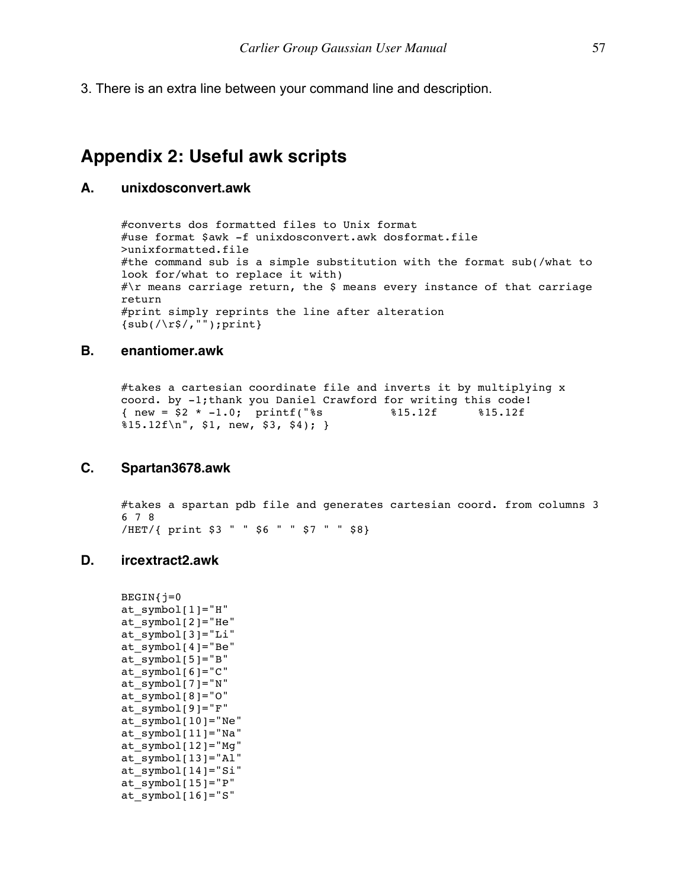3. There is an extra line between your command line and description.

## Appendix 2: Useful awk scripts

### A. unixdosconvert.awk

```
#converts dos formatted files to Unix format
#use format $awk -f unixdosconvert.awk dosformat.file
>unixformatted.file
#the command sub is a simple substitution with the format sub(/what to
look for/what to replace it with)
#\r means carriage return, the $ means every instance of that carriage
return
#print simply reprints the line after alteration
{sub(/\r$/,"");print}
```

### B. enantiomer.awk

```
#takes a cartesian coordinate file and inverts it by multiplying x
coord. by -1;thank you Daniel Crawford for writing this code!
{ new = $2 * -1.0;  printf("%s          %15.12f      %15.12f
%15.12f\n", $1, new, $3, $4); }
```

### C. Spartan3678.awk

```
#takes a spartan pdb file and generates cartesian coord. from columns 3
6 7 8
/HET/{ print $3 " " $6 " " $7 " " $8}
```

### D. ircextract2.awk

```
BEGIN{j=0
at_symbol[1]="H"
at_symbol[2]="He"
at_symbol[3]="Li"
at_symbol[4]="Be"
at_symbol[5]="B"
at_symbol[6]="C"
at_symbol[7]="N"
at_symbol[8]="O"
at_symbol[9]="F"
at_symbol[10]="Ne"
at_symbol[11]="Na"
at_symbol[12]="Mg"
at_symbol[13]="Al"
at_symbol[14]="Si"
at_symbol[15]="P"
at_symbol[16]="S"
```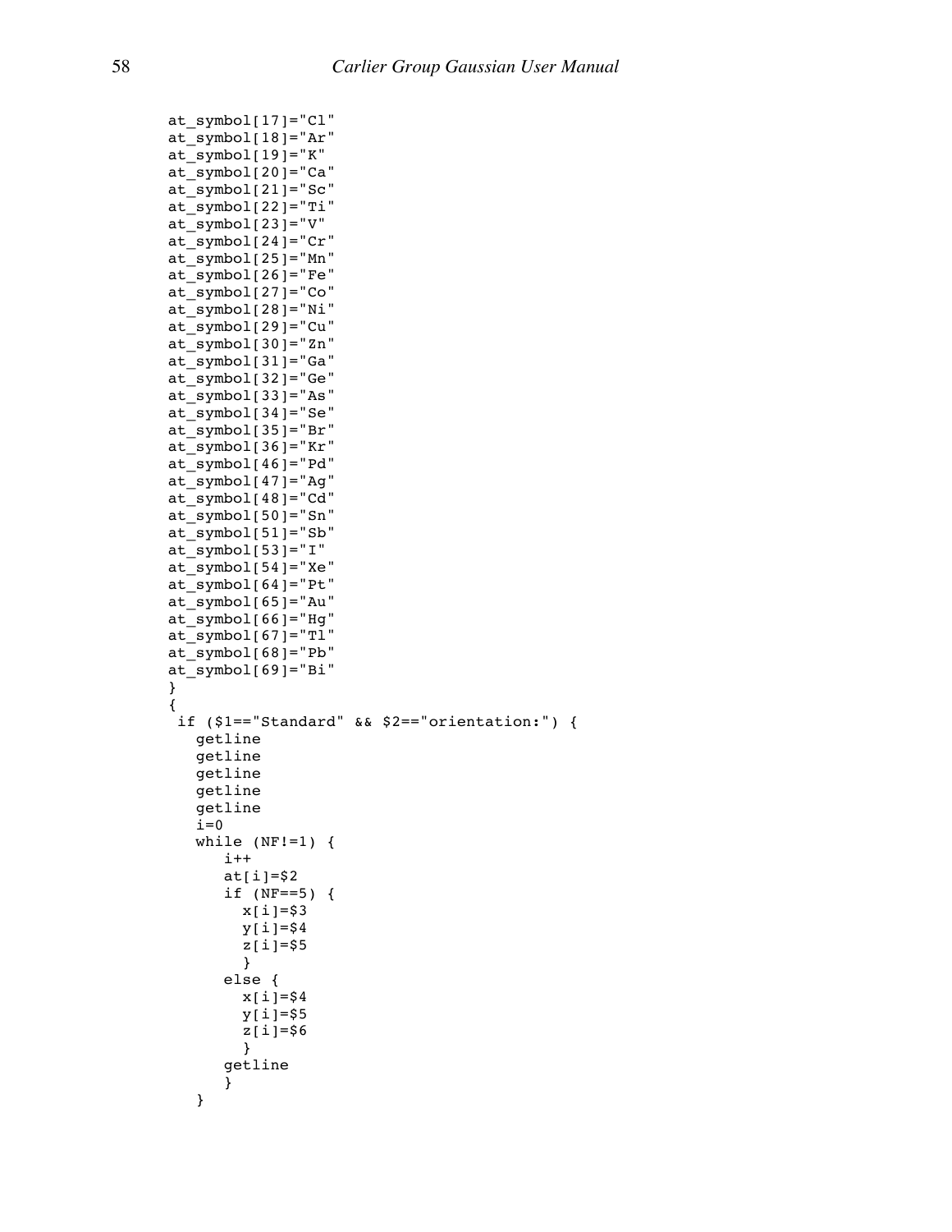```
at_symbol[17]="Cl"
at_symbol[18]="Ar"
at_symbol[19]="K"
at_symbol[20]="Ca"
at_symbol[21]="Sc"
at_symbol[22]="Ti"
at_symbol[23]="V"
at_symbol[24]="Cr"
at_symbol[25]="Mn"
at_symbol[26]="Fe"
at_symbol[27]="Co"
at_symbol[28]="Ni"
at_symbol[29]="Cu"
at_symbol[30]="Zn"
at_symbol[31]="Ga"
at_symbol[32]="Ge"
at_symbol[33]="As"
at_symbol[34]="Se"
at_symbol[35]="Br"
at_symbol[36]="Kr"
at_symbol[46]="Pd"
at_symbol[47]="Ag"
at_symbol[48]="Cd"
at_symbol[50]="Sn"
at_symbol[51]="Sb"
at_symbol[53]="I"
at_symbol[54]="Xe"
at_symbol[64]="Pt"
at_symbol[65]="Au"
at_symbol[66]="Hg"
at_symbol[67]="Tl"
at_symbol[68]="Pb"
at_symbol[69]="Bi"
}
{
 if ($1=="Standard" && $2=="orientation:") {
   getline
   getline
   getline
   getline
   getline
   i=0
   while (NF!=1) {
      i++
      at[i]=$2
      if (NF==5) {
        x[i]=$3
        y[i]=$4
        z[i]=$5
        }
      else {
        x[i]=$4
        y[i]=$5
        z[i]=$6
        }
      getline
      }
   }
```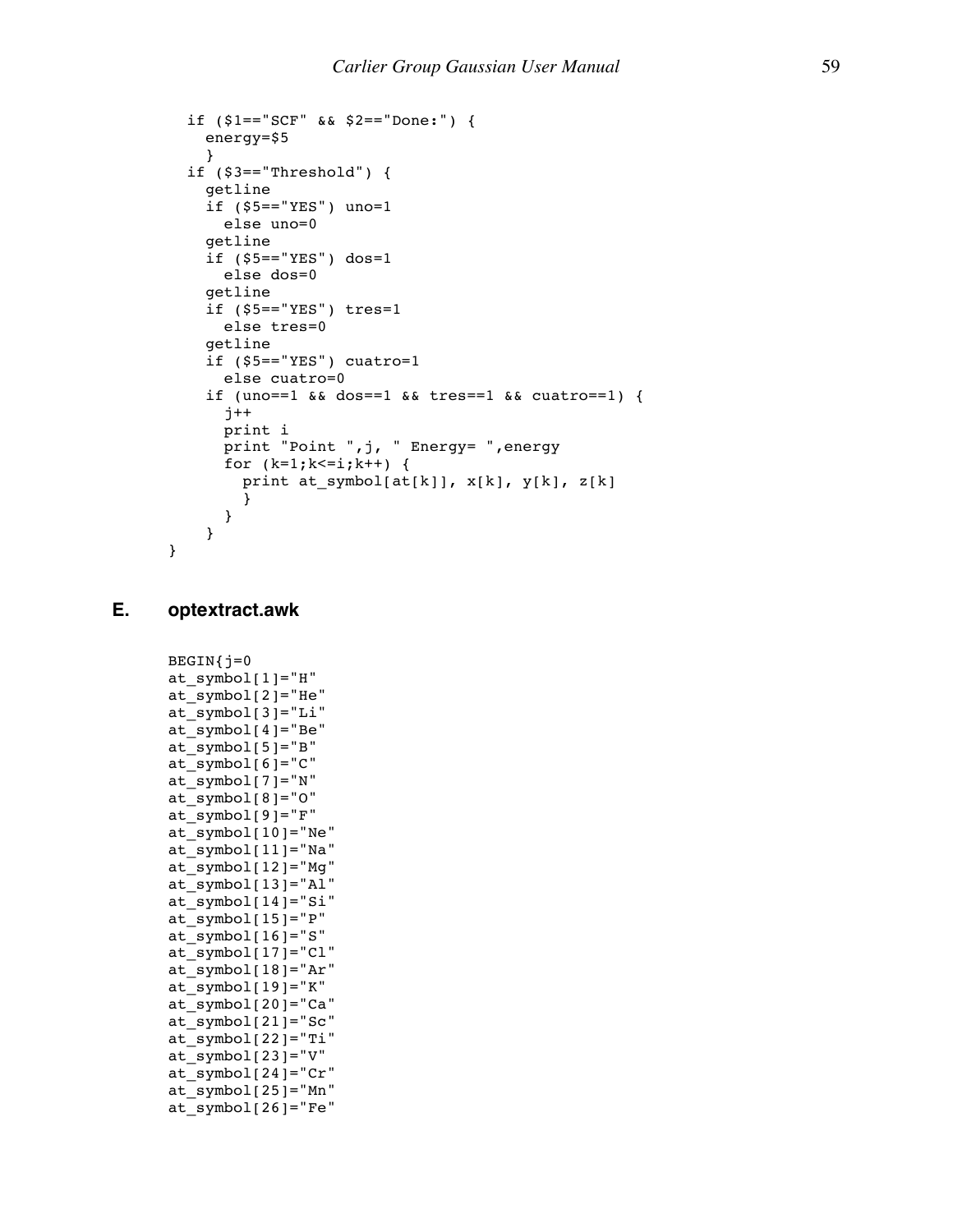```
  if ($1=="SCF" && $2=="Done:") {
    energy=$5
    }
  if ($3=="Threshold") {
    getline
    if ($5=="YES") uno=1
      else uno=0
    getline
    if ($5=="YES") dos=1
      else dos=0
    getline
    if ($5=="YES") tres=1
      else tres=0
    getline
    if ($5=="YES") cuatro=1
      else cuatro=0
    if (uno==1 && dos==1 && tres==1 && cuatro==1) {
      j++
      print i
      print "Point ",j, " Energy= ",energy
      for (k=1;k<=i;k++) {
        print at_symbol[at[k]], x[k], y[k], z[k]
        }
      }
    }
}
```

## E. optextract.awk

```
BEGIN{j=0
at_symbol[1]="H"
at_symbol[2]="He"
at_symbol[3]="Li"
at_symbol[4]="Be"
at_symbol[5]="B"
at_symbol[6]="C"
at_symbol[7]="N"
at_symbol[8]="O"
at_symbol[9]="F"
at_symbol[10]="Ne"
at_symbol[11]="Na"
at_symbol[12]="Mg"
at_symbol[13]="Al"
at_symbol[14]="Si"
at_symbol[15]="P"
at_symbol[16]="S"
at_symbol[17]="Cl"
at_symbol[18]="Ar"
at_symbol[19]="K"
at_symbol[20]="Ca"
at_symbol[21]="Sc"
at_symbol[22]="Ti"
at_symbol[23]="V"
at_symbol[24]="Cr"
at_symbol[25]="Mn"
at_symbol[26]="Fe"
```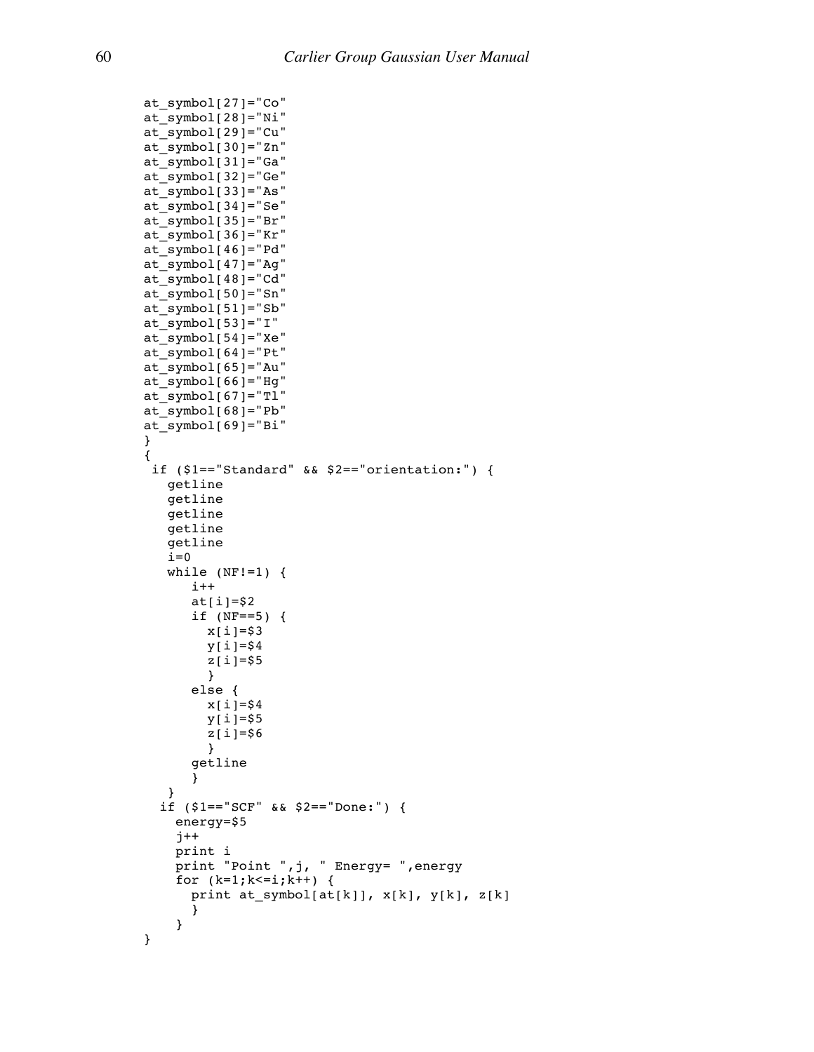```
at_symbol[27]="Co"
at_symbol[28]="Ni"
at_symbol[29]="Cu"
at_symbol[30]="Zn"
at_symbol[31]="Ga"
at_symbol[32]="Ge"
at_symbol[33]="As"
at_symbol[34]="Se"
at_symbol[35]="Br"
at_symbol[36]="Kr"
at_symbol[46]="Pd"
at_symbol[47]="Ag"
at_symbol[48]="Cd"
at_symbol[50]="Sn"
at_symbol[51]="Sb"
at_symbol[53]="I"
at_symbol[54]="Xe"
at_symbol[64]="Pt"
at_symbol[65]="Au"
at_symbol[66]="Hg"
at_symbol[67]="Tl"
at_symbol[68]="Pb"
at_symbol[69]="Bi"
}
{
 if ($1=="Standard" && $2=="orientation:") {
   getline
   getline
   getline
   getline
   getline
   i=0
   while (NF!=1) {
      i++
      at[i]=$2
      if (NF==5) {
        x[i]=$3
        y[i]=$4
        z[i]=$5
        }
      else {
        x[i]=$4
        y[i]=$5
        z[i]=$6
        }
      getline
      }
   }
  if ($1=="SCF" && $2=="Done:") {
    energy=$5
    j++
    print i
    print "Point ",j, " Energy= ",energy
    for (k=1;k<=i;k++) {
      print at_symbol[at[k]], x[k], y[k], z[k]
      }
    }
}
```